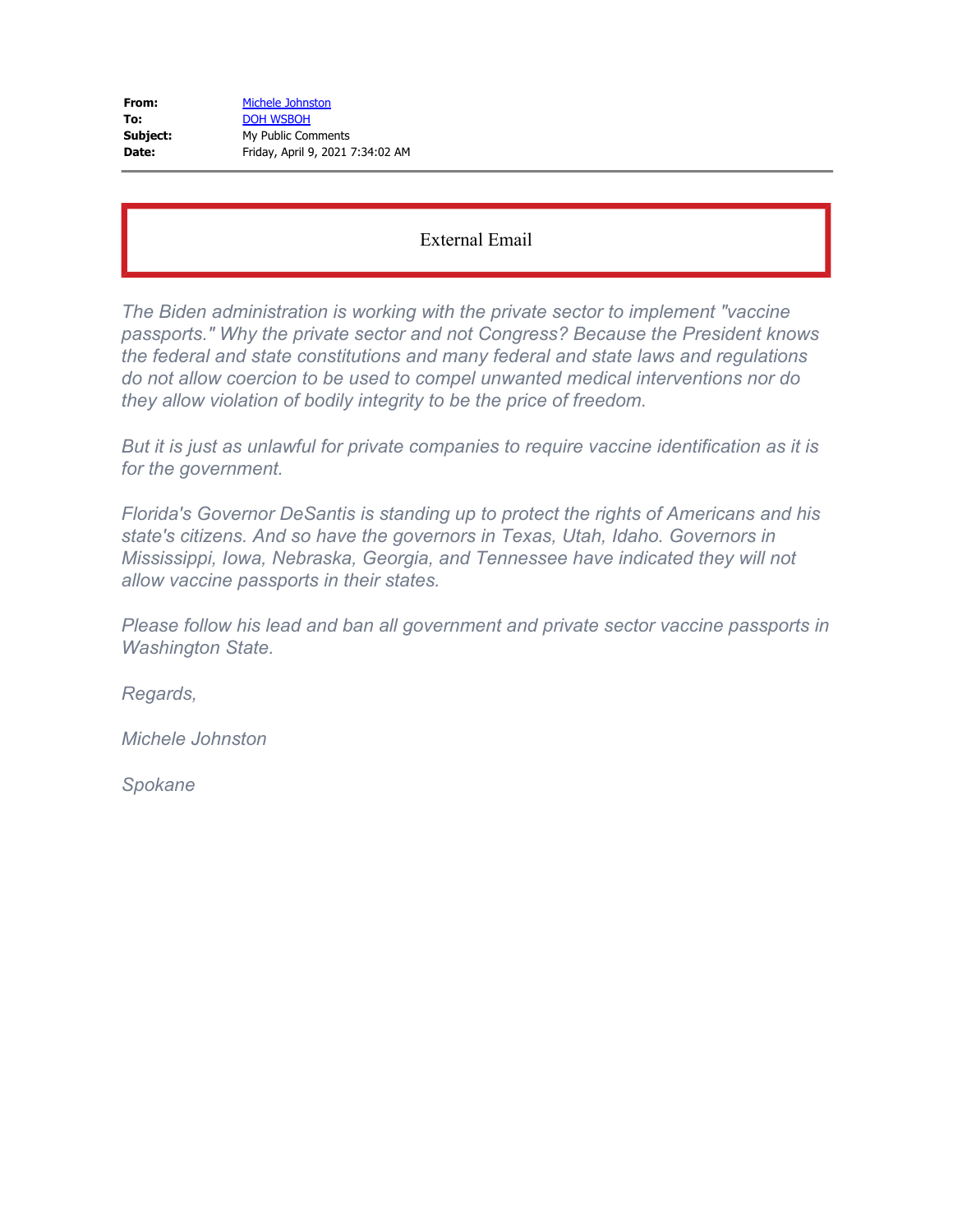**From:** Michele Johnston
**To:** DOH WSBOH
**Subject:** My Public Comments
**Date:** Friday, April 9, 2021 7:34:02 AM

---

External Email

*The Biden administration is working with the private sector to implement "vaccine passports." Why the private sector and not Congress? Because the President knows the federal and state constitutions and many federal and state laws and regulations do not allow coercion to be used to compel unwanted medical interventions nor do they allow violation of bodily integrity to be the price of freedom.*

*But it is just as unlawful for private companies to require vaccine identification as it is for the government.*

*Florida's Governor DeSantis is standing up to protect the rights of Americans and his state's citizens. And so have the governors in Texas, Utah, Idaho. Governors in Mississippi, Iowa, Nebraska, Georgia, and Tennessee have indicated they will not allow vaccine passports in their states.*

*Please follow his lead and ban all government and private sector vaccine passports in Washington State.*

*Regards,*

*Michele Johnston*

*Spokane*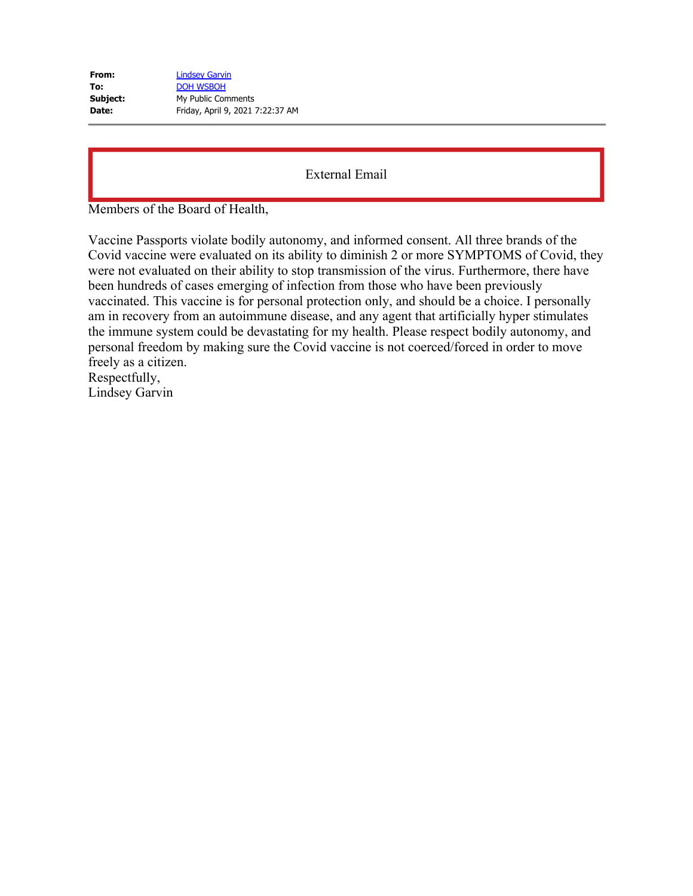| | |
|---|---|
| **From:** | Lindsey Garvin |
| **To:** | DOH WSBOH |
| **Subject:** | My Public Comments |
| **Date:** | Friday, April 9, 2021 7:22:37 AM |

External Email

Members of the Board of Health,

Vaccine Passports violate bodily autonomy, and informed consent. All three brands of the Covid vaccine were evaluated on its ability to diminish 2 or more SYMPTOMS of Covid, they were not evaluated on their ability to stop transmission of the virus. Furthermore, there have been hundreds of cases emerging of infection from those who have been previously vaccinated. This vaccine is for personal protection only, and should be a choice. I personally am in recovery from an autoimmune disease, and any agent that artificially hyper stimulates the immune system could be devastating for my health. Please respect bodily autonomy, and personal freedom by making sure the Covid vaccine is not coerced/forced in order to move freely as a citizen.

Respectfully,
Lindsey Garvin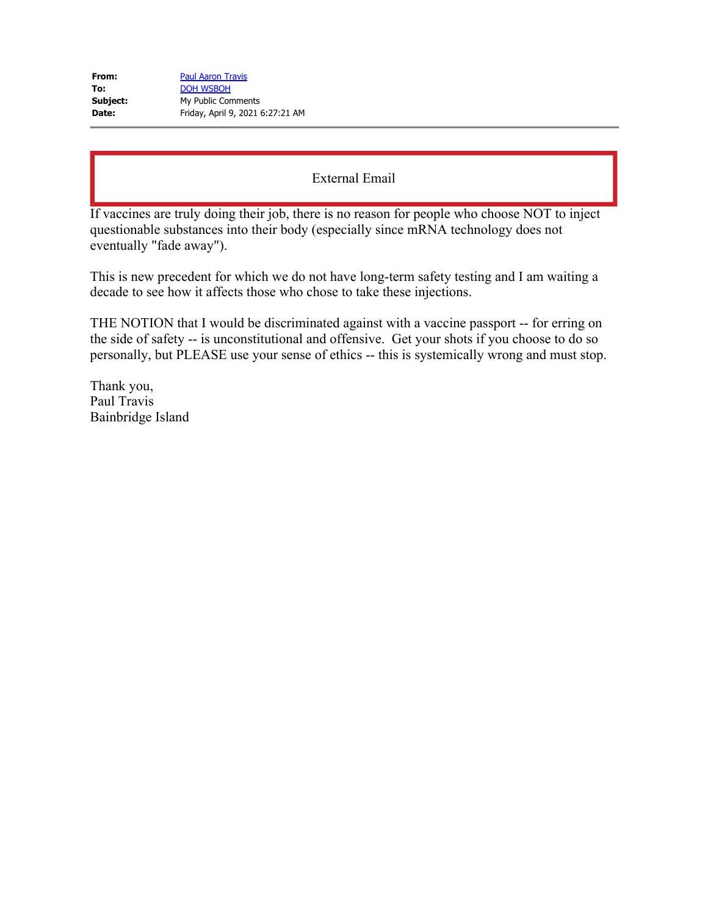**From:** Paul Aaron Travis
**To:** DOH WSBOH
**Subject:** My Public Comments
**Date:** Friday, April 9, 2021 6:27:21 AM

External Email

If vaccines are truly doing their job, there is no reason for people who choose NOT to inject questionable substances into their body (especially since mRNA technology does not eventually "fade away").

This is new precedent for which we do not have long-term safety testing and I am waiting a decade to see how it affects those who chose to take these injections.

THE NOTION that I would be discriminated against with a vaccine passport -- for erring on the side of safety -- is unconstitutional and offensive. Get your shots if you choose to do so personally, but PLEASE use your sense of ethics -- this is systemically wrong and must stop.

Thank you,
Paul Travis
Bainbridge Island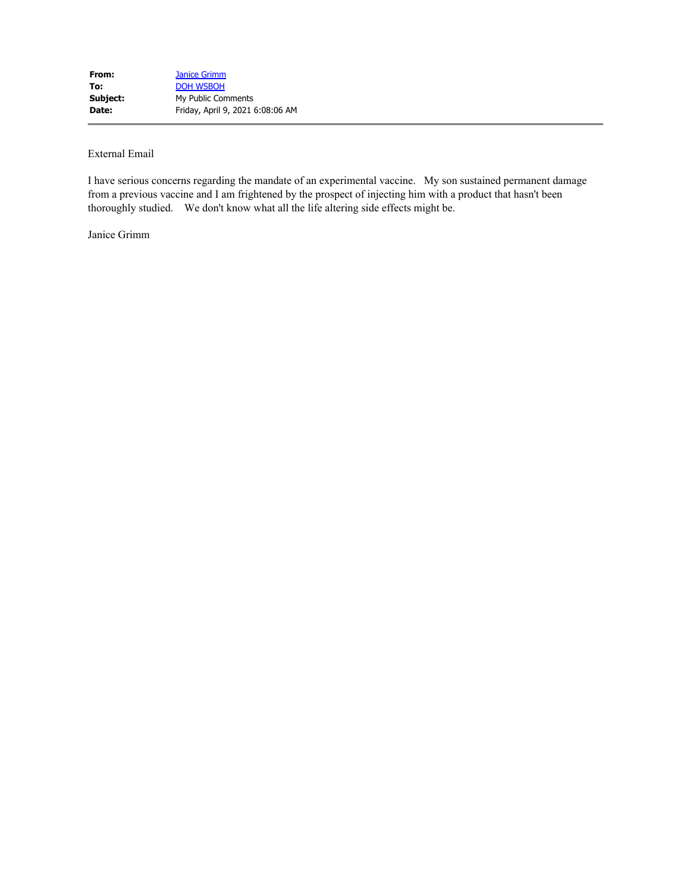| **From:** | Janice Grimm |
| --- | --- |
| **To:** | DOH WSBOH |
| **Subject:** | My Public Comments |
| **Date:** | Friday, April 9, 2021 6:08:06 AM |

External Email

I have serious concerns regarding the mandate of an experimental vaccine. My son sustained permanent damage from a previous vaccine and I am frightened by the prospect of injecting him with a product that hasn't been thoroughly studied. We don't know what all the life altering side effects might be.

Janice Grimm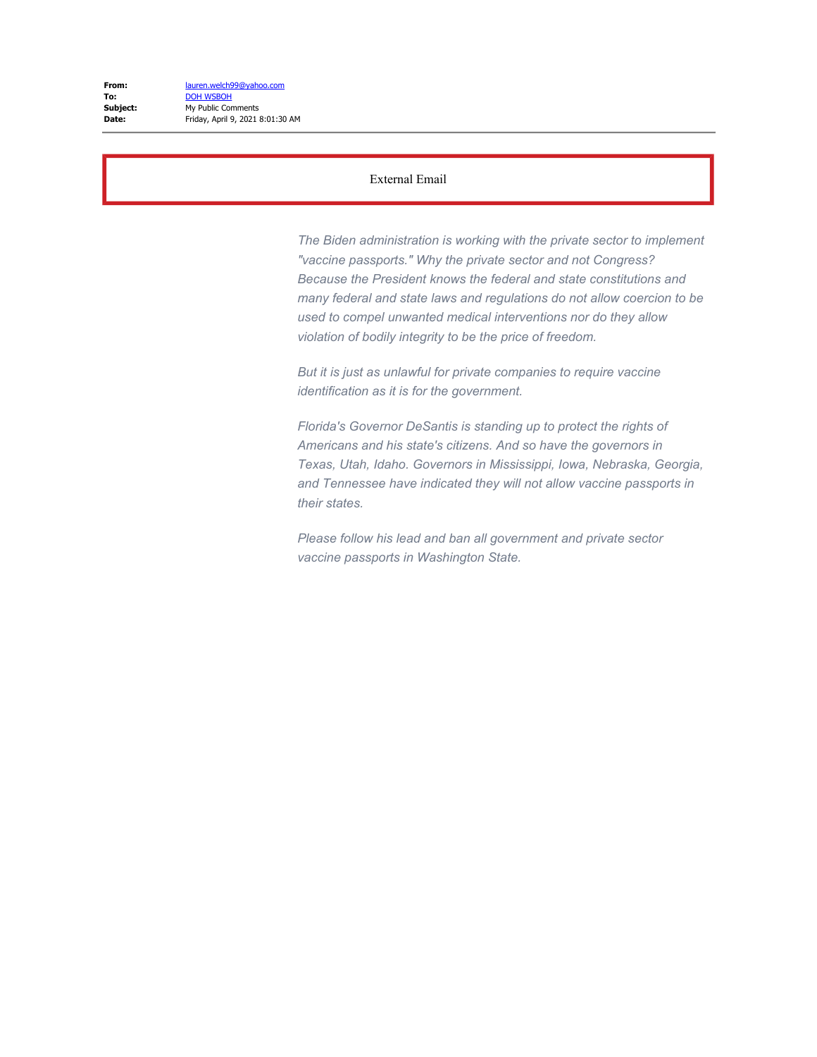**From:** lauren.welch99@yahoo.com
**To:** DOH WSBOH
**Subject:** My Public Comments
**Date:** Friday, April 9, 2021 8:01:30 AM

External Email

*The Biden administration is working with the private sector to implement "vaccine passports." Why the private sector and not Congress? Because the President knows the federal and state constitutions and many federal and state laws and regulations do not allow coercion to be used to compel unwanted medical interventions nor do they allow violation of bodily integrity to be the price of freedom.*

*But it is just as unlawful for private companies to require vaccine identification as it is for the government.*

*Florida's Governor DeSantis is standing up to protect the rights of Americans and his state's citizens. And so have the governors in Texas, Utah, Idaho. Governors in Mississippi, Iowa, Nebraska, Georgia, and Tennessee have indicated they will not allow vaccine passports in their states.*

*Please follow his lead and ban all government and private sector vaccine passports in Washington State.*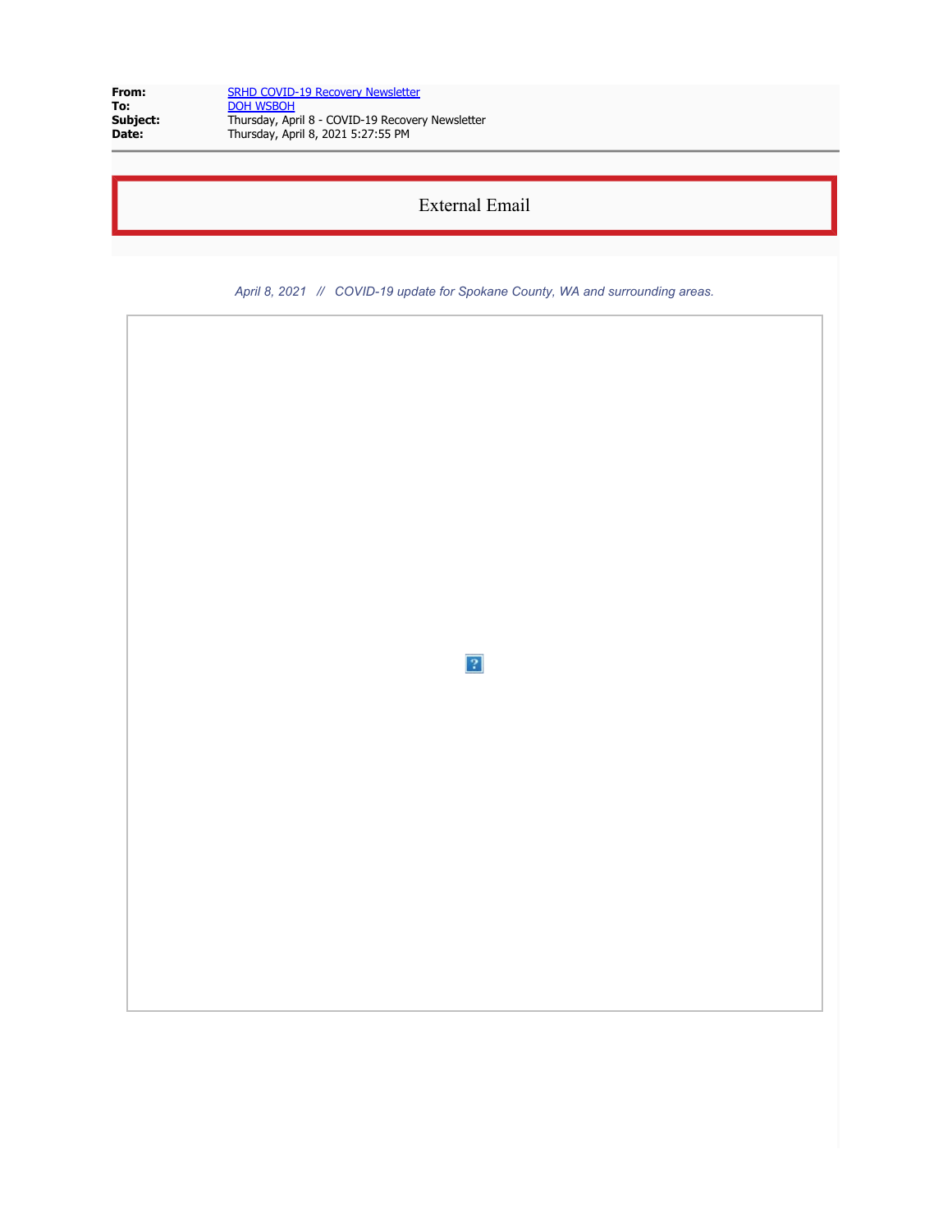| | |
|---|---|
| **From:** | SRHD COVID-19 Recovery Newsletter |
| **To:** | DOH WSBOH |
| **Subject:** | Thursday, April 8 - COVID-19 Recovery Newsletter |
| **Date:** | Thursday, April 8, 2021 5:27:55 PM |

External Email

*April 8, 2021 // COVID-19 update for Spokane County, WA and surrounding areas.*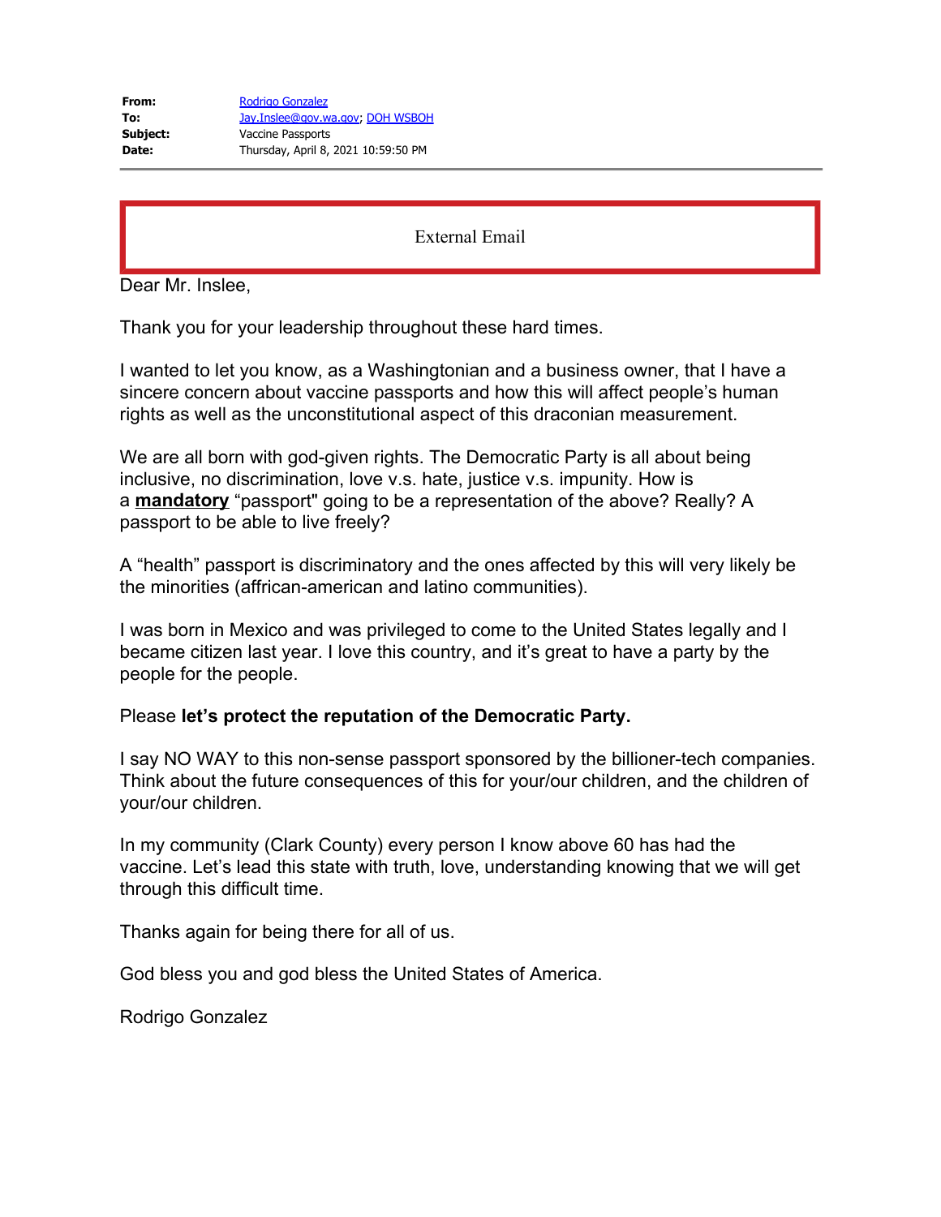**From:** Rodrigo Gonzalez
**To:** Jay.Inslee@gov.wa.gov; DOH WSBOH
**Subject:** Vaccine Passports
**Date:** Thursday, April 8, 2021 10:59:50 PM

External Email

Dear Mr. Inslee,

Thank you for your leadership throughout these hard times.

I wanted to let you know, as a Washingtonian and a business owner, that I have a sincere concern about vaccine passports and how this will affect people's human rights as well as the unconstitutional aspect of this draconian measurement.

We are all born with god-given rights. The Democratic Party is all about being inclusive, no discrimination, love v.s. hate, justice v.s. impunity. How is a **mandatory** "passport" going to be a representation of the above? Really? A passport to be able to live freely?

A "health" passport is discriminatory and the ones affected by this will very likely be the minorities (affrican-american and latino communities).

I was born in Mexico and was privileged to come to the United States legally and I became citizen last year. I love this country, and it's great to have a party by the people for the people.

Please **let's protect the reputation of the Democratic Party.**

I say NO WAY to this non-sense passport sponsored by the billioner-tech companies. Think about the future consequences of this for your/our children, and the children of your/our children.

In my community (Clark County) every person I know above 60 has had the vaccine. Let's lead this state with truth, love, understanding knowing that we will get through this difficult time.

Thanks again for being there for all of us.

God bless you and god bless the United States of America.

Rodrigo Gonzalez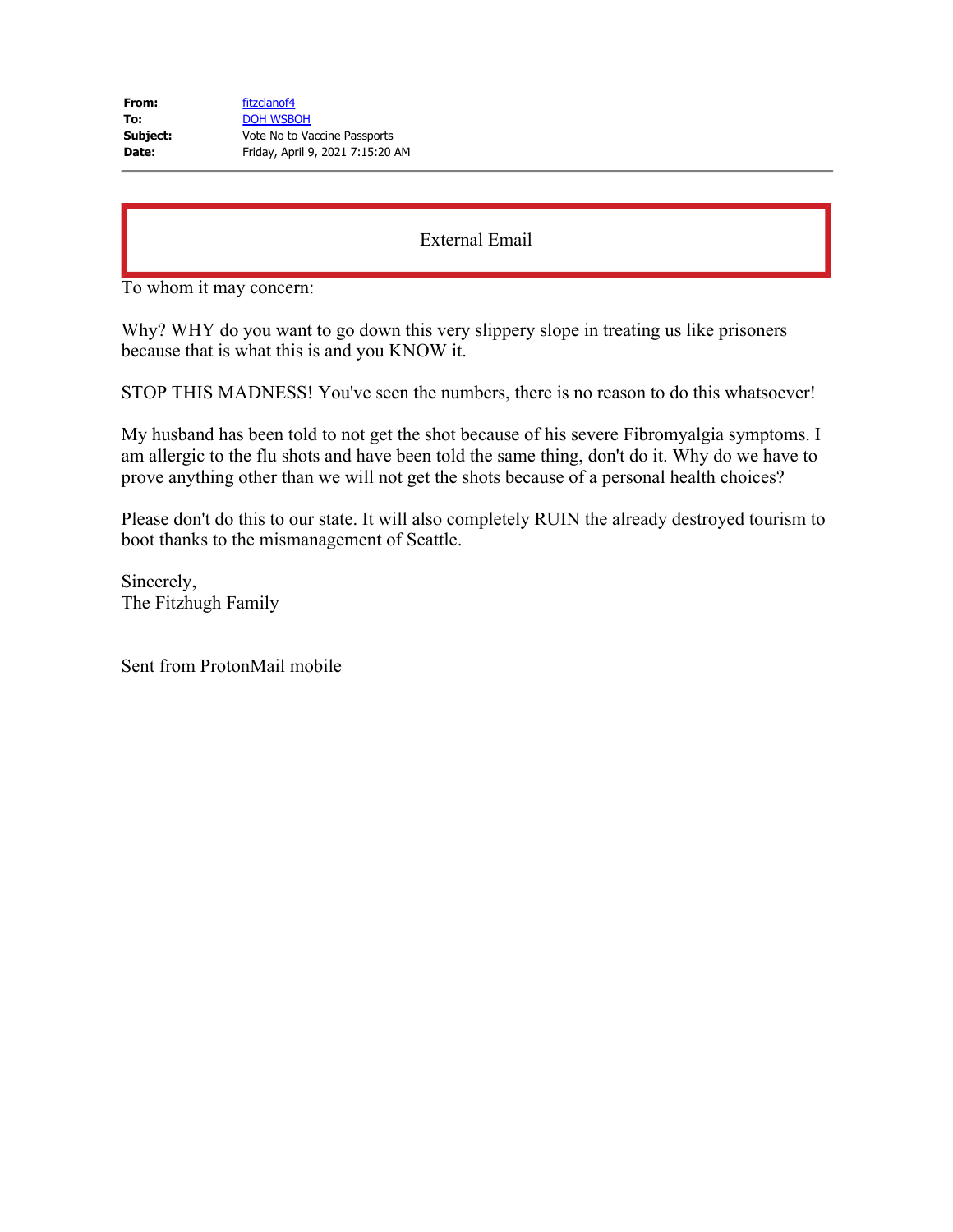| | |
|---|---|
| **From:** | fitzclanof4 |
| **To:** | DOH WSBOH |
| **Subject:** | Vote No to Vaccine Passports |
| **Date:** | Friday, April 9, 2021 7:15:20 AM |

External Email

To whom it may concern:

Why? WHY do you want to go down this very slippery slope in treating us like prisoners because that is what this is and you KNOW it.

STOP THIS MADNESS! You've seen the numbers, there is no reason to do this whatsoever!

My husband has been told to not get the shot because of his severe Fibromyalgia symptoms. I am allergic to the flu shots and have been told the same thing, don't do it. Why do we have to prove anything other than we will not get the shots because of a personal health choices?

Please don't do this to our state. It will also completely RUIN the already destroyed tourism to boot thanks to the mismanagement of Seattle.

Sincerely,
The Fitzhugh Family

Sent from ProtonMail mobile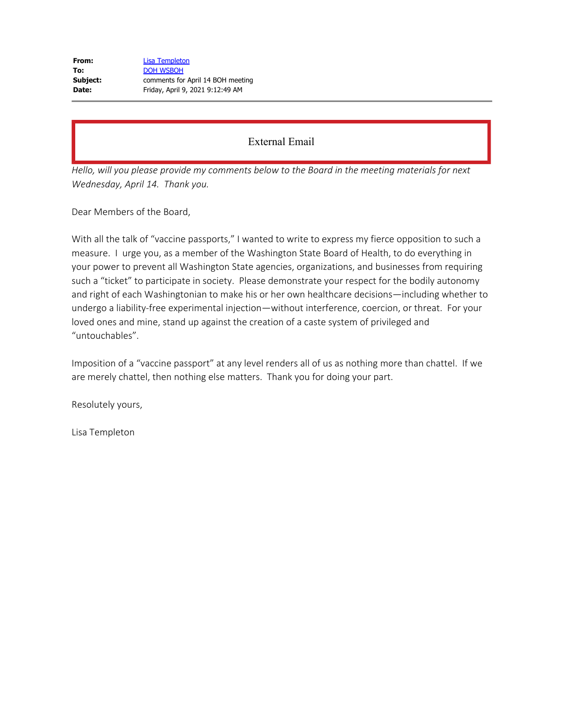|  |  |
|---|---|
| **From:** | Lisa Templeton |
| **To:** | DOH WSBOH |
| **Subject:** | comments for April 14 BOH meeting |
| **Date:** | Friday, April 9, 2021 9:12:49 AM |

External Email

*Hello, will you please provide my comments below to the Board in the meeting materials for next Wednesday, April 14. Thank you.*

Dear Members of the Board,

With all the talk of "vaccine passports," I wanted to write to express my fierce opposition to such a measure. I urge you, as a member of the Washington State Board of Health, to do everything in your power to prevent all Washington State agencies, organizations, and businesses from requiring such a "ticket" to participate in society. Please demonstrate your respect for the bodily autonomy and right of each Washingtonian to make his or her own healthcare decisions—including whether to undergo a liability-free experimental injection—without interference, coercion, or threat. For your loved ones and mine, stand up against the creation of a caste system of privileged and "untouchables".

Imposition of a "vaccine passport" at any level renders all of us as nothing more than chattel. If we are merely chattel, then nothing else matters. Thank you for doing your part.

Resolutely yours,

Lisa Templeton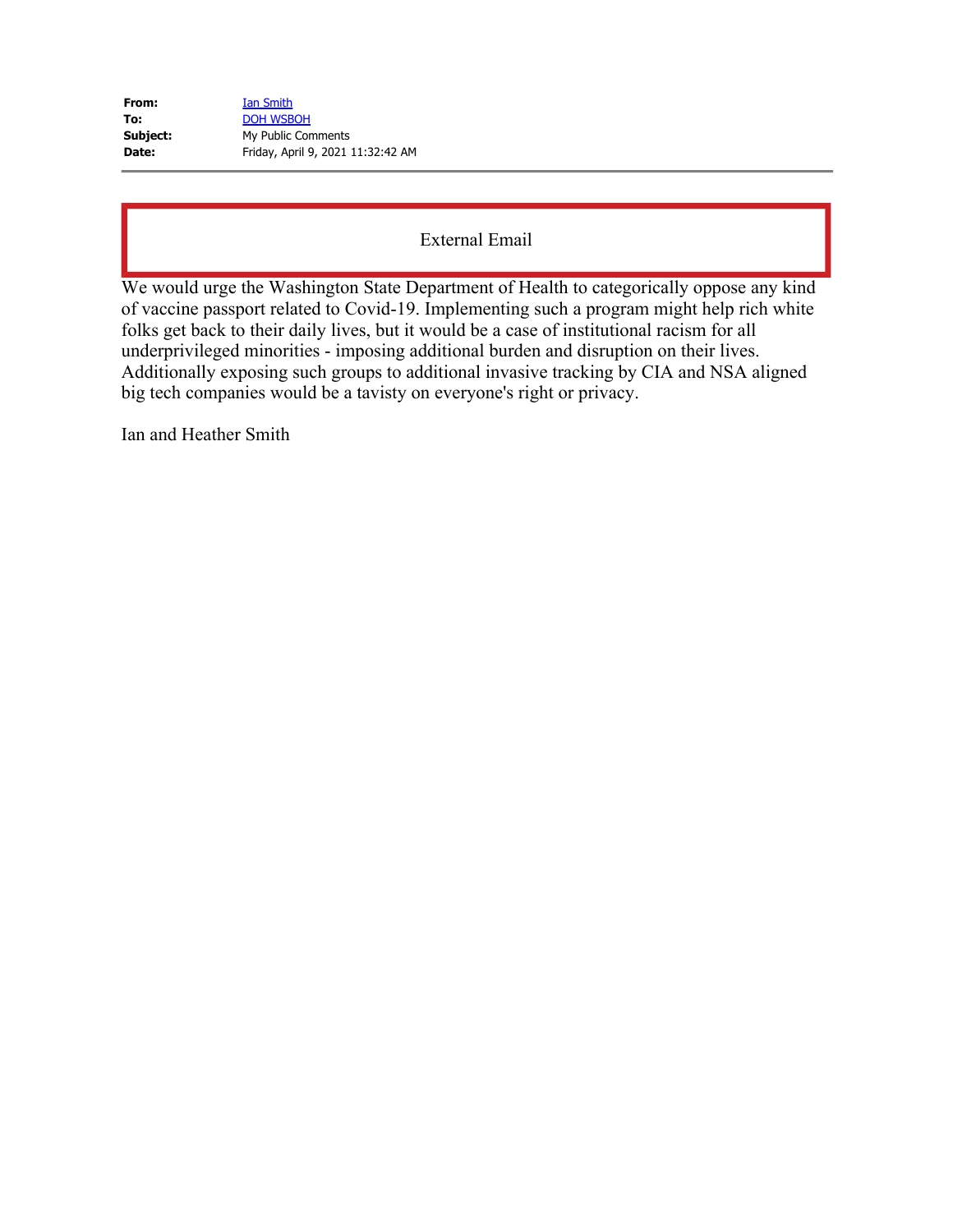**From:** Ian Smith
**To:** DOH WSBOH
**Subject:** My Public Comments
**Date:** Friday, April 9, 2021 11:32:42 AM

External Email

We would urge the Washington State Department of Health to categorically oppose any kind of vaccine passport related to Covid-19. Implementing such a program might help rich white folks get back to their daily lives, but it would be a case of institutional racism for all underprivileged minorities - imposing additional burden and disruption on their lives. Additionally exposing such groups to additional invasive tracking by CIA and NSA aligned big tech companies would be a tavisty on everyone's right or privacy.

Ian and Heather Smith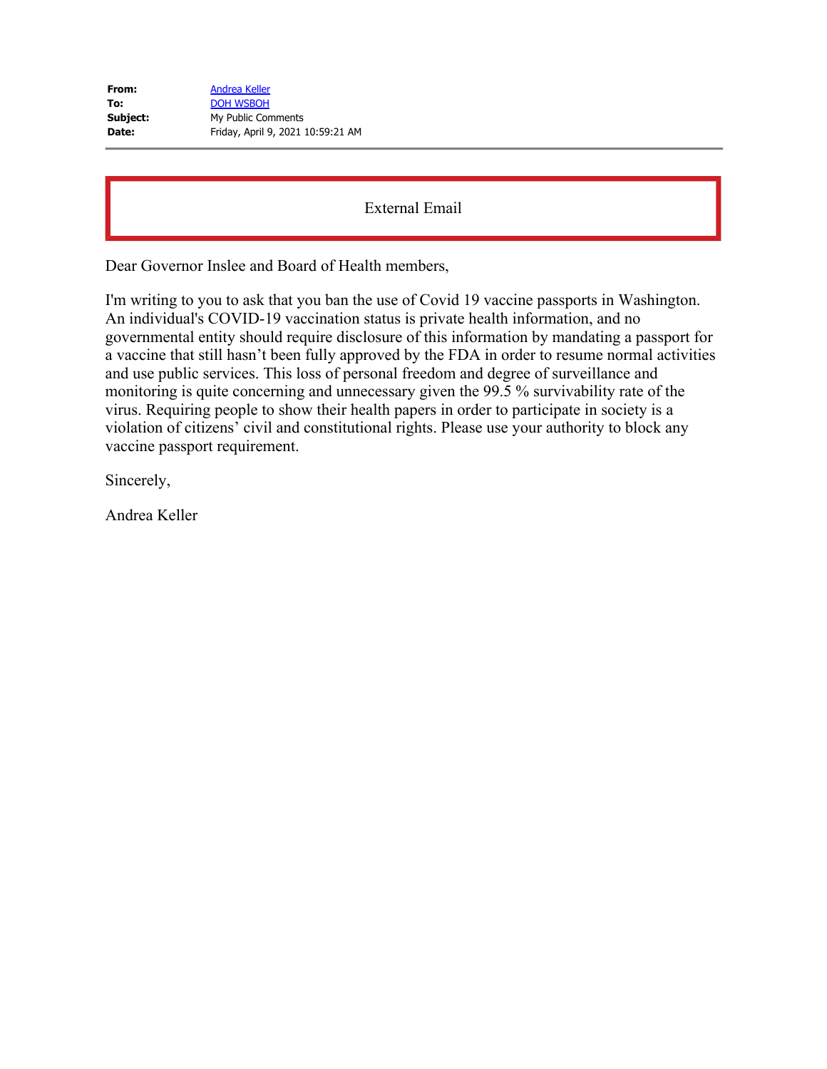| | |
|---|---|
| **From:** | Andrea Keller |
| **To:** | DOH WSBOH |
| **Subject:** | My Public Comments |
| **Date:** | Friday, April 9, 2021 10:59:21 AM |

External Email

Dear Governor Inslee and Board of Health members,

I'm writing to you to ask that you ban the use of Covid 19 vaccine passports in Washington. An individual's COVID-19 vaccination status is private health information, and no governmental entity should require disclosure of this information by mandating a passport for a vaccine that still hasn't been fully approved by the FDA in order to resume normal activities and use public services. This loss of personal freedom and degree of surveillance and monitoring is quite concerning and unnecessary given the 99.5 % survivability rate of the virus. Requiring people to show their health papers in order to participate in society is a violation of citizens' civil and constitutional rights. Please use your authority to block any vaccine passport requirement.

Sincerely,

Andrea Keller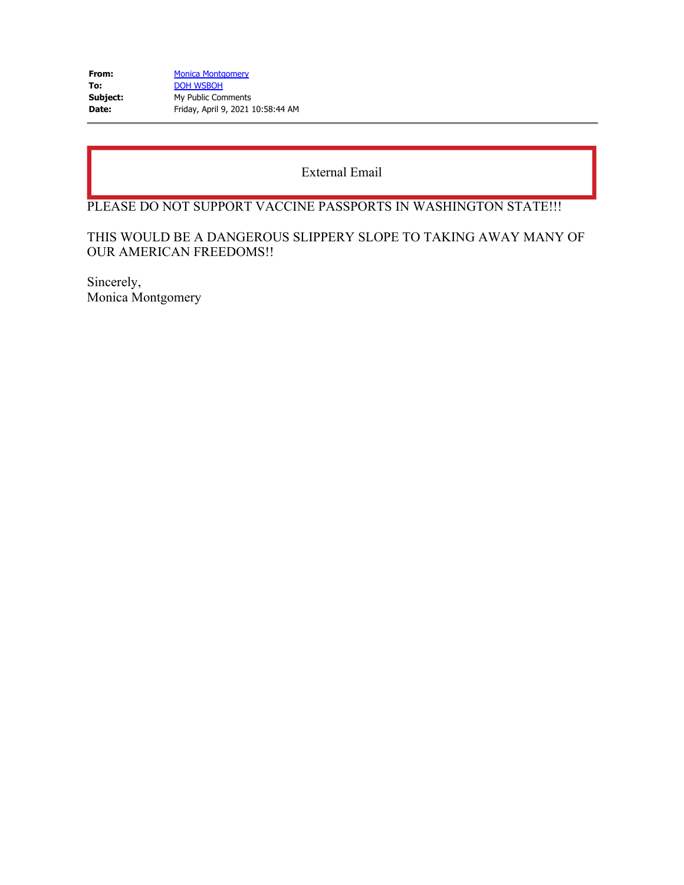| | |
|---|---|
| **From:** | Monica Montgomery |
| **To:** | DOH WSBOH |
| **Subject:** | My Public Comments |
| **Date:** | Friday, April 9, 2021 10:58:44 AM |

External Email

PLEASE DO NOT SUPPORT VACCINE PASSPORTS IN WASHINGTON STATE!!!

THIS WOULD BE A DANGEROUS SLIPPERY SLOPE TO TAKING AWAY MANY OF OUR AMERICAN FREEDOMS!!

Sincerely,
Monica Montgomery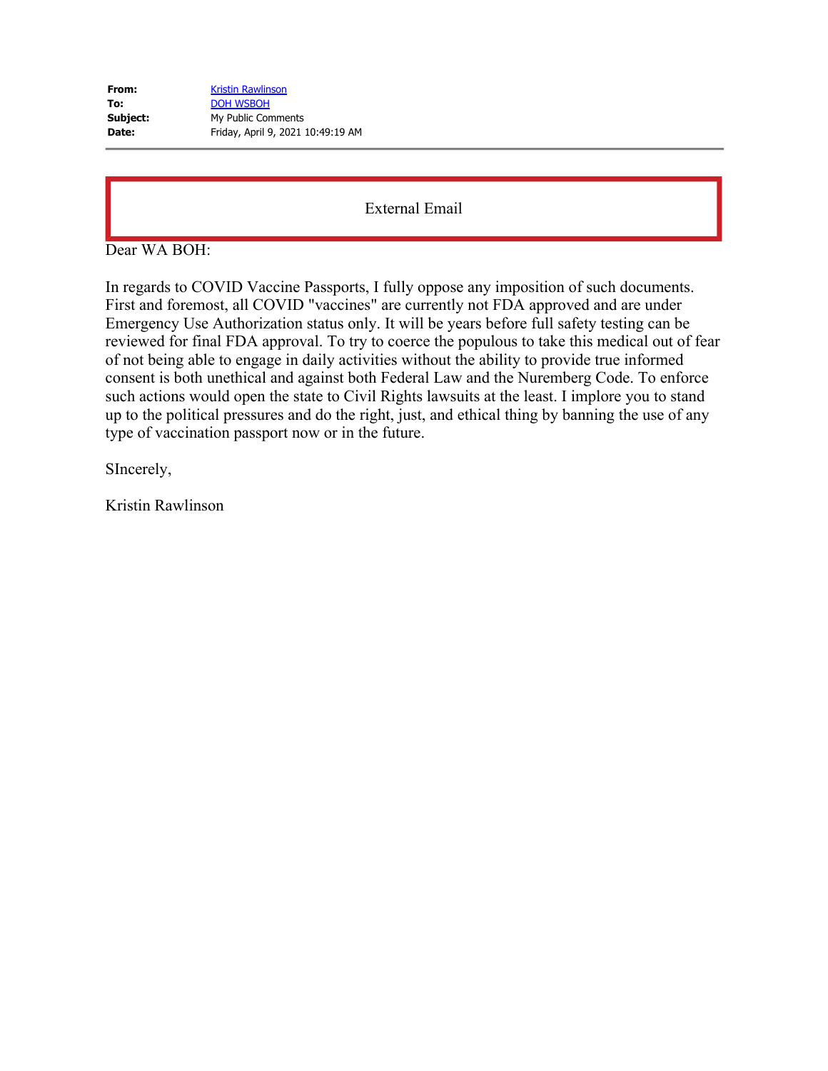| | |
|---|---|
| **From:** | Kristin Rawlinson |
| **To:** | DOH WSBOH |
| **Subject:** | My Public Comments |
| **Date:** | Friday, April 9, 2021 10:49:19 AM |

External Email

Dear WA BOH:

In regards to COVID Vaccine Passports, I fully oppose any imposition of such documents. First and foremost, all COVID "vaccines" are currently not FDA approved and are under Emergency Use Authorization status only. It will be years before full safety testing can be reviewed for final FDA approval. To try to coerce the populous to take this medical out of fear of not being able to engage in daily activities without the ability to provide true informed consent is both unethical and against both Federal Law and the Nuremberg Code. To enforce such actions would open the state to Civil Rights lawsuits at the least. I implore you to stand up to the political pressures and do the right, just, and ethical thing by banning the use of any type of vaccination passport now or in the future.

SIncerely,

Kristin Rawlinson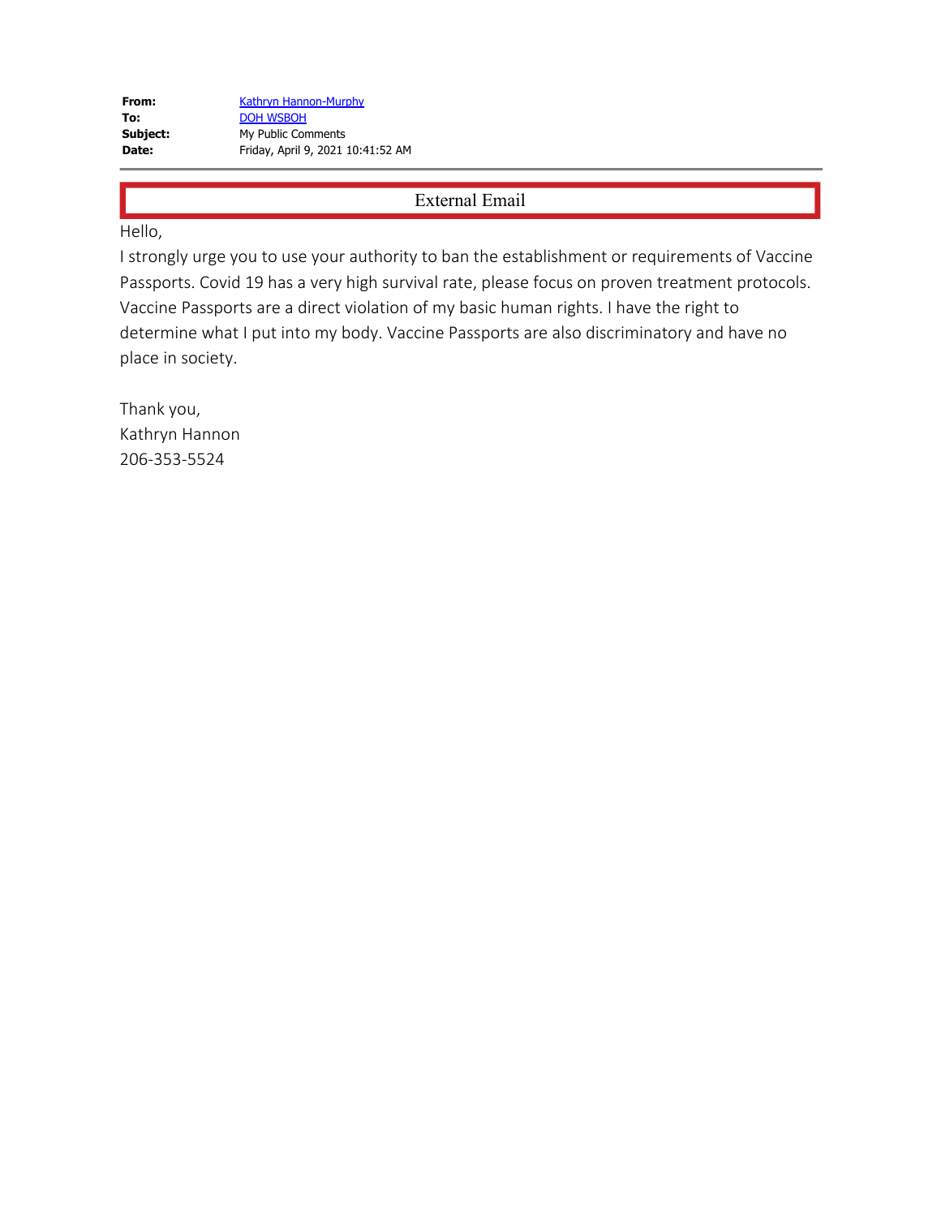| | |
|---|---|
| **From:** | Kathryn Hannon-Murphy |
| **To:** | DOH WSBOH |
| **Subject:** | My Public Comments |
| **Date:** | Friday, April 9, 2021 10:41:52 AM |

External Email

Hello,

I strongly urge you to use your authority to ban the establishment or requirements of Vaccine Passports. Covid 19 has a very high survival rate, please focus on proven treatment protocols. Vaccine Passports are a direct violation of my basic human rights. I have the right to determine what I put into my body. Vaccine Passports are also discriminatory and have no place in society.

Thank you,
Kathryn Hannon
206-353-5524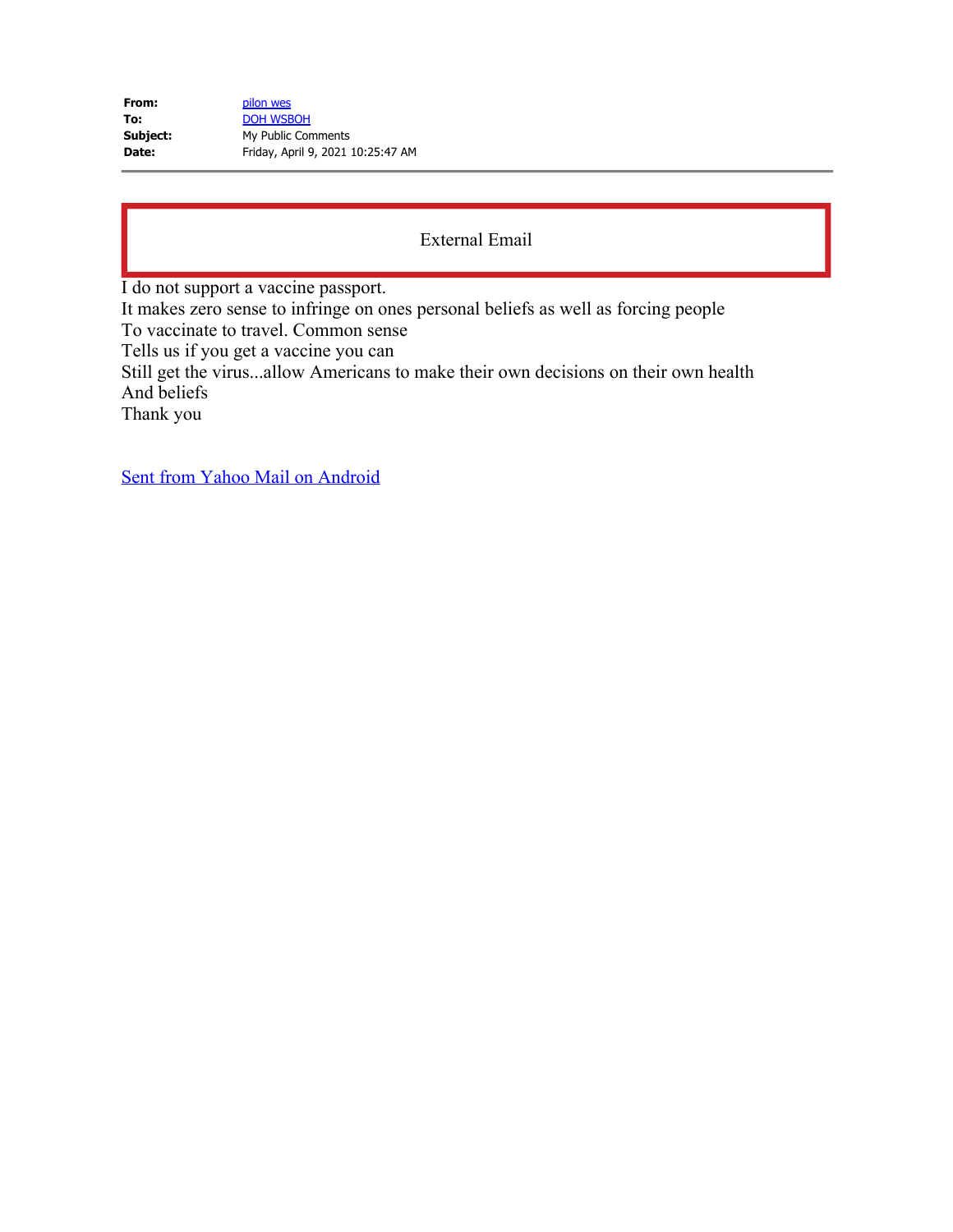|  |  |
|---|---|
| **From:** | pilon wes |
| **To:** | DOH WSBOH |
| **Subject:** | My Public Comments |
| **Date:** | Friday, April 9, 2021 10:25:47 AM |

External Email

I do not support a vaccine passport.
It makes zero sense to infringe on ones personal beliefs as well as forcing people
To vaccinate to travel. Common sense
Tells us if you get a vaccine you can
Still get the virus...allow Americans to make their own decisions on their own health
And beliefs
Thank you

Sent from Yahoo Mail on Android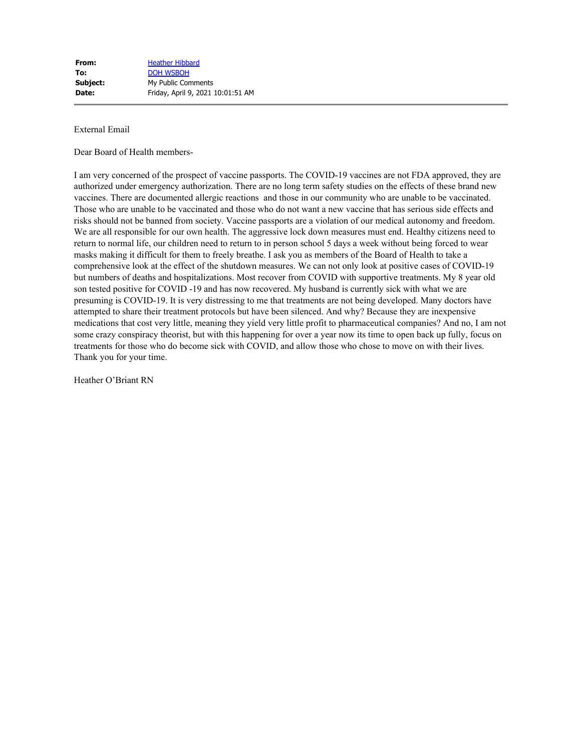| | |
|---|---|
| **From:** | Heather Hibbard |
| **To:** | DOH WSBOH |
| **Subject:** | My Public Comments |
| **Date:** | Friday, April 9, 2021 10:01:51 AM |

External Email

Dear Board of Health members-

I am very concerned of the prospect of vaccine passports. The COVID-19 vaccines are not FDA approved, they are authorized under emergency authorization. There are no long term safety studies on the effects of these brand new vaccines. There are documented allergic reactions and those in our community who are unable to be vaccinated. Those who are unable to be vaccinated and those who do not want a new vaccine that has serious side effects and risks should not be banned from society. Vaccine passports are a violation of our medical autonomy and freedom. We are all responsible for our own health. The aggressive lock down measures must end. Healthy citizens need to return to normal life, our children need to return to in person school 5 days a week without being forced to wear masks making it difficult for them to freely breathe. I ask you as members of the Board of Health to take a comprehensive look at the effect of the shutdown measures. We can not only look at positive cases of COVID-19 but numbers of deaths and hospitalizations. Most recover from COVID with supportive treatments. My 8 year old son tested positive for COVID -19 and has now recovered. My husband is currently sick with what we are presuming is COVID-19. It is very distressing to me that treatments are not being developed. Many doctors have attempted to share their treatment protocols but have been silenced. And why? Because they are inexpensive medications that cost very little, meaning they yield very little profit to pharmaceutical companies? And no, I am not some crazy conspiracy theorist, but with this happening for over a year now its time to open back up fully, focus on treatments for those who do become sick with COVID, and allow those who chose to move on with their lives. Thank you for your time.

Heather O'Briant RN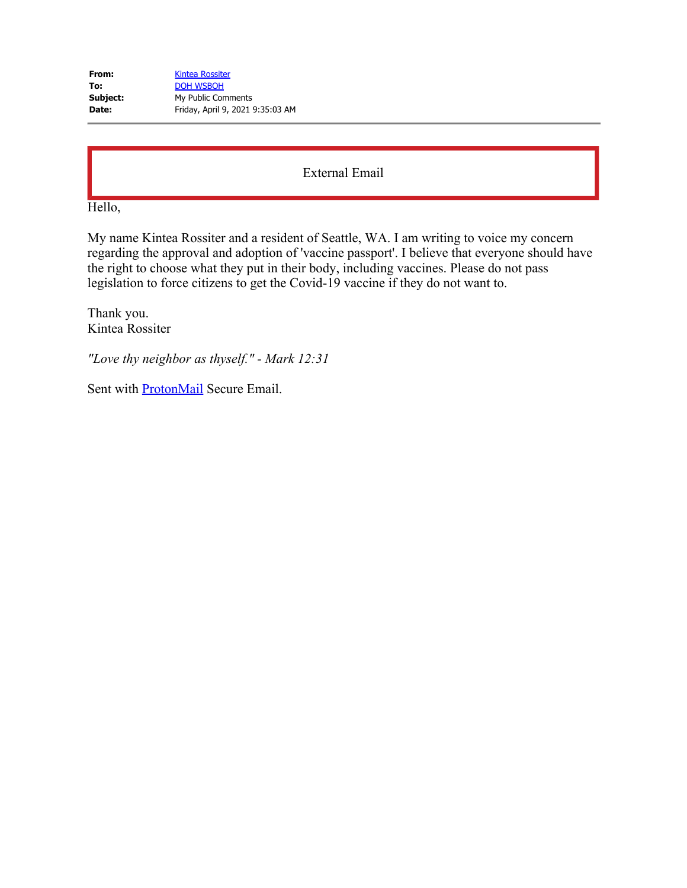| | |
|---|---|
| **From:** | Kintea Rossiter |
| **To:** | DOH WSBOH |
| **Subject:** | My Public Comments |
| **Date:** | Friday, April 9, 2021 9:35:03 AM |

External Email

Hello,

My name Kintea Rossiter and a resident of Seattle, WA. I am writing to voice my concern regarding the approval and adoption of 'vaccine passport'. I believe that everyone should have the right to choose what they put in their body, including vaccines. Please do not pass legislation to force citizens to get the Covid-19 vaccine if they do not want to.

Thank you.
Kintea Rossiter

*"Love thy neighbor as thyself." - Mark 12:31*

Sent with ProtonMail Secure Email.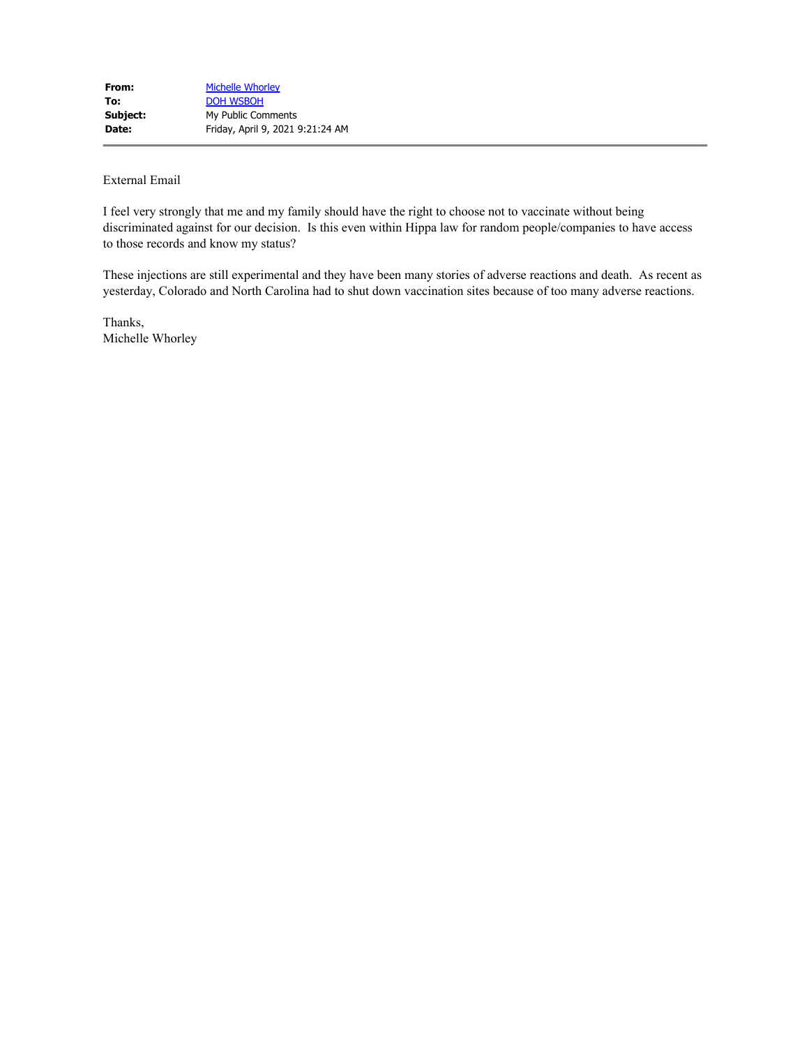| | |
|---|---|
| **From:** | Michelle Whorley |
| **To:** | DOH WSBOH |
| **Subject:** | My Public Comments |
| **Date:** | Friday, April 9, 2021 9:21:24 AM |

External Email

I feel very strongly that me and my family should have the right to choose not to vaccinate without being discriminated against for our decision. Is this even within Hippa law for random people/companies to have access to those records and know my status?

These injections are still experimental and they have been many stories of adverse reactions and death. As recent as yesterday, Colorado and North Carolina had to shut down vaccination sites because of too many adverse reactions.

Thanks,
Michelle Whorley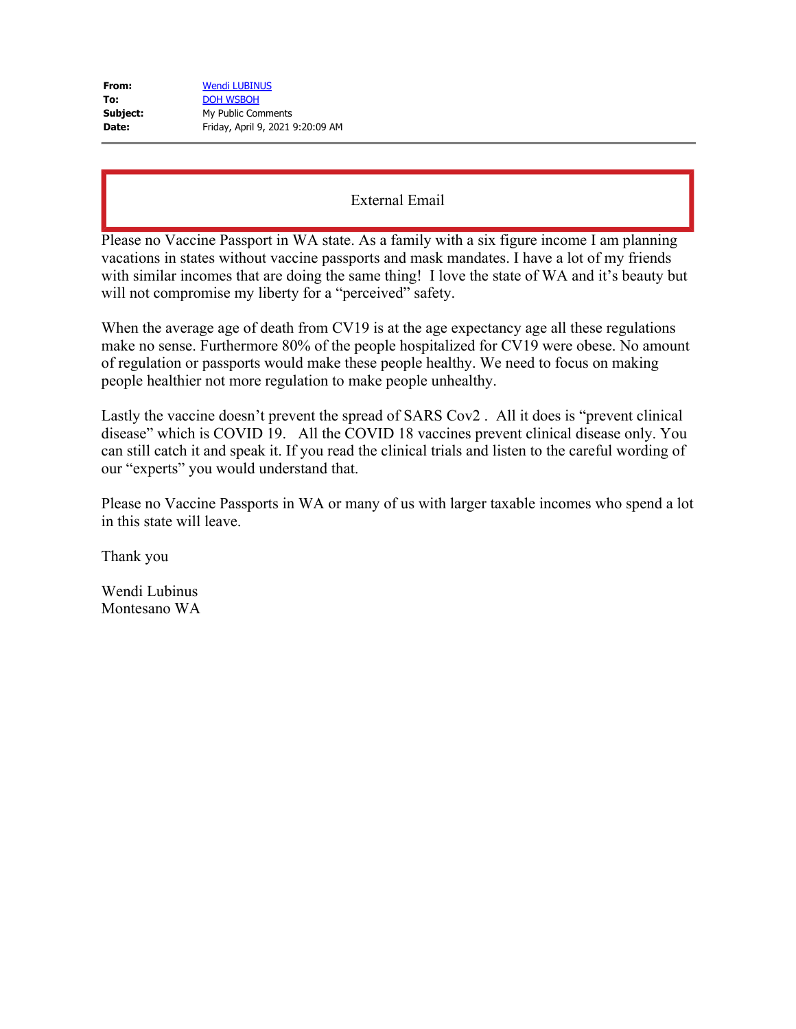**From:** Wendi LUBINUS
**To:** DOH WSBOH
**Subject:** My Public Comments
**Date:** Friday, April 9, 2021 9:20:09 AM

External Email

Please no Vaccine Passport in WA state. As a family with a six figure income I am planning vacations in states without vaccine passports and mask mandates. I have a lot of my friends with similar incomes that are doing the same thing! I love the state of WA and it's beauty but will not compromise my liberty for a "perceived" safety.

When the average age of death from CV19 is at the age expectancy age all these regulations make no sense. Furthermore 80% of the people hospitalized for CV19 were obese. No amount of regulation or passports would make these people healthy. We need to focus on making people healthier not more regulation to make people unhealthy.

Lastly the vaccine doesn't prevent the spread of SARS Cov2 . All it does is "prevent clinical disease" which is COVID 19. All the COVID 18 vaccines prevent clinical disease only. You can still catch it and speak it. If you read the clinical trials and listen to the careful wording of our "experts" you would understand that.

Please no Vaccine Passports in WA or many of us with larger taxable incomes who spend a lot in this state will leave.

Thank you

Wendi Lubinus
Montesano WA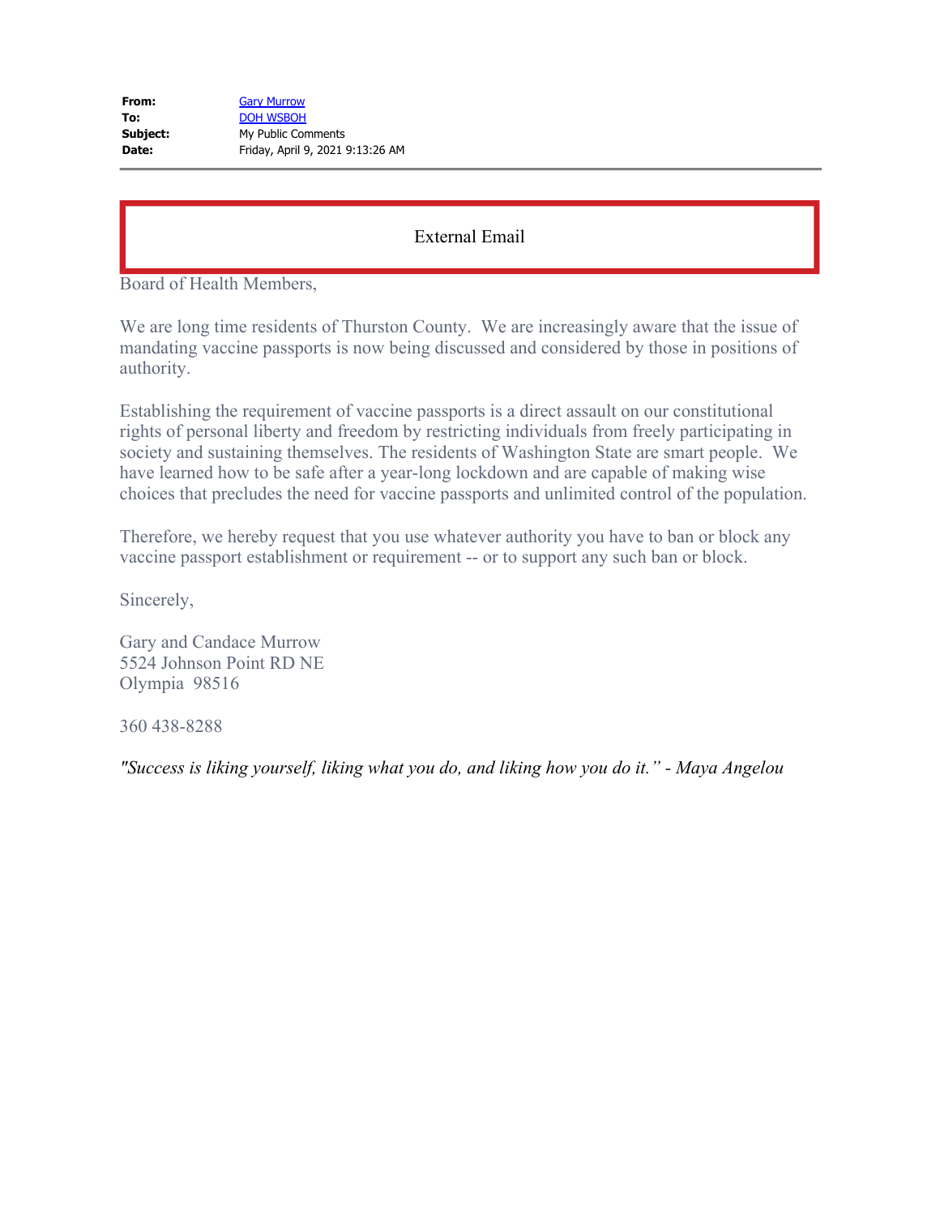**From:** Gary Murrow
**To:** DOH WSBOH
**Subject:** My Public Comments
**Date:** Friday, April 9, 2021 9:13:26 AM

External Email

Board of Health Members,

We are long time residents of Thurston County. We are increasingly aware that the issue of mandating vaccine passports is now being discussed and considered by those in positions of authority.

Establishing the requirement of vaccine passports is a direct assault on our constitutional rights of personal liberty and freedom by restricting individuals from freely participating in society and sustaining themselves. The residents of Washington State are smart people. We have learned how to be safe after a year-long lockdown and are capable of making wise choices that precludes the need for vaccine passports and unlimited control of the population.

Therefore, we hereby request that you use whatever authority you have to ban or block any vaccine passport establishment or requirement -- or to support any such ban or block.

Sincerely,

Gary and Candace Murrow
5524 Johnson Point RD NE
Olympia 98516

360 438-8288

*"Success is liking yourself, liking what you do, and liking how you do it." - Maya Angelou*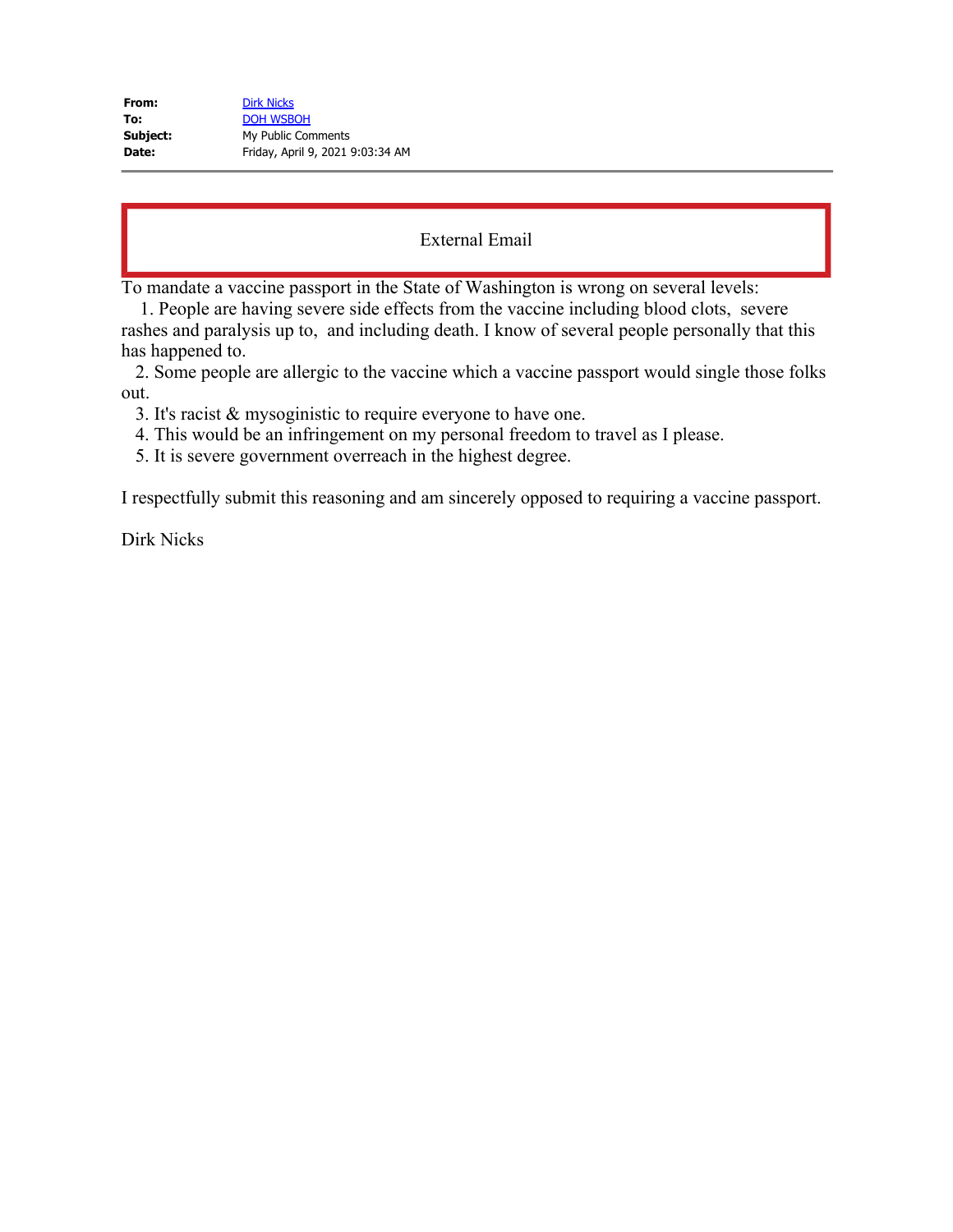| | |
|---|---|
| **From:** | Dirk Nicks |
| **To:** | DOH WSBOH |
| **Subject:** | My Public Comments |
| **Date:** | Friday, April 9, 2021 9:03:34 AM |

External Email

To mandate a vaccine passport in the State of Washington is wrong on several levels:

1. People are having severe side effects from the vaccine including blood clots, severe rashes and paralysis up to, and including death. I know of several people personally that this has happened to.
2. Some people are allergic to the vaccine which a vaccine passport would single those folks out.
3. It's racist & mysoginistic to require everyone to have one.
4. This would be an infringement on my personal freedom to travel as I please.
5. It is severe government overreach in the highest degree.

I respectfully submit this reasoning and am sincerely opposed to requiring a vaccine passport.

Dirk Nicks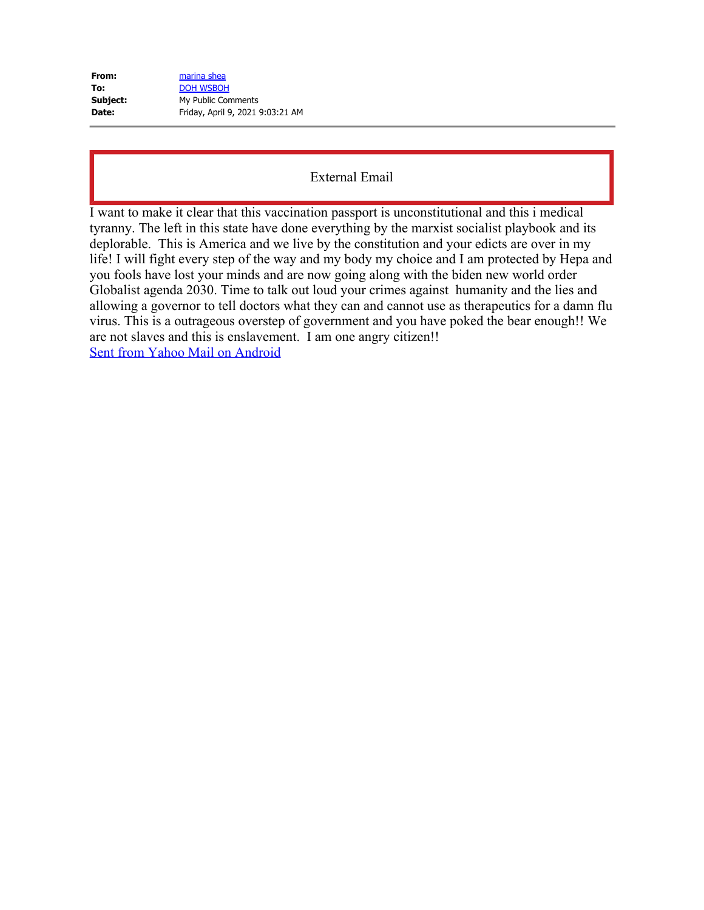| | |
|---|---|
| **From:** | marina shea |
| **To:** | DOH WSBOH |
| **Subject:** | My Public Comments |
| **Date:** | Friday, April 9, 2021 9:03:21 AM |

External Email

I want to make it clear that this vaccination passport is unconstitutional and this i medical tyranny. The left in this state have done everything by the marxist socialist playbook and its deplorable.  This is America and we live by the constitution and your edicts are over in my life! I will fight every step of the way and my body my choice and I am protected by Hepa and you fools have lost your minds and are now going along with the biden new world order Globalist agenda 2030. Time to talk out loud your crimes against  humanity and the lies and allowing a governor to tell doctors what they can and cannot use as therapeutics for a damn flu virus. This is a outrageous overstep of government and you have poked the bear enough!! We are not slaves and this is enslavement.  I am one angry citizen!!

Sent from Yahoo Mail on Android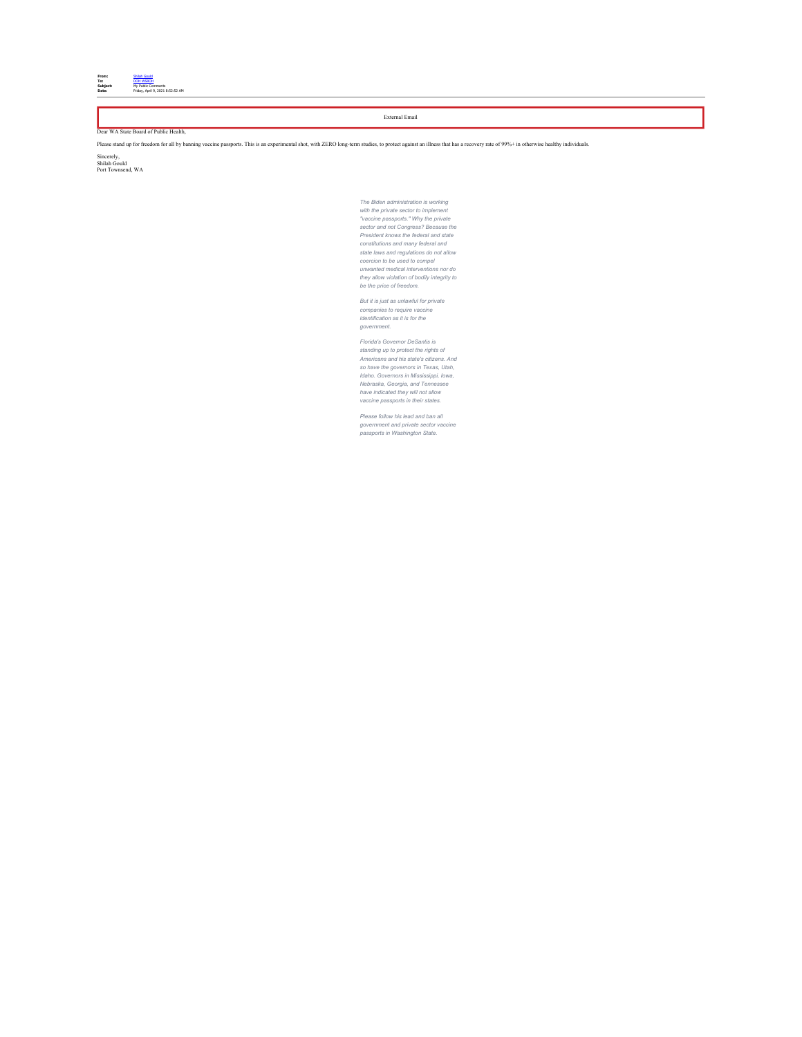**From:** Shilah Gould
**To:** DOH WSBOH
**Subject:** My Public Comments
**Date:** Friday, April 9, 2021 8:52:52 AM

External Email

Dear WA State Board of Public Health,

Please stand up for freedom for all by banning vaccine passports. This is an experimental shot, with ZERO long-term studies, to protect against an illness that has a recovery rate of 99%+ in otherwise healthy individuals.

Sincerely,
Shilah Gould
Port Townsend, WA

*The Biden administration is working with the private sector to implement "vaccine passports." Why the private sector and not Congress? Because the President knows the federal and state constitutions and many federal and state laws and regulations do not allow coercion to be used to compel unwanted medical interventions nor do they allow violation of bodily integrity to be the price of freedom.*

*But it is just as unlawful for private companies to require vaccine identification as it is for the government.*

*Florida's Governor DeSantis is standing up to protect the rights of Americans and his state's citizens. And so have the governors in Texas, Utah, Idaho. Governors in Mississippi, Iowa, Nebraska, Georgia, and Tennessee have indicated they will not allow vaccine passports in their states.*

*Please follow his lead and ban all government and private sector vaccine passports in Washington State.*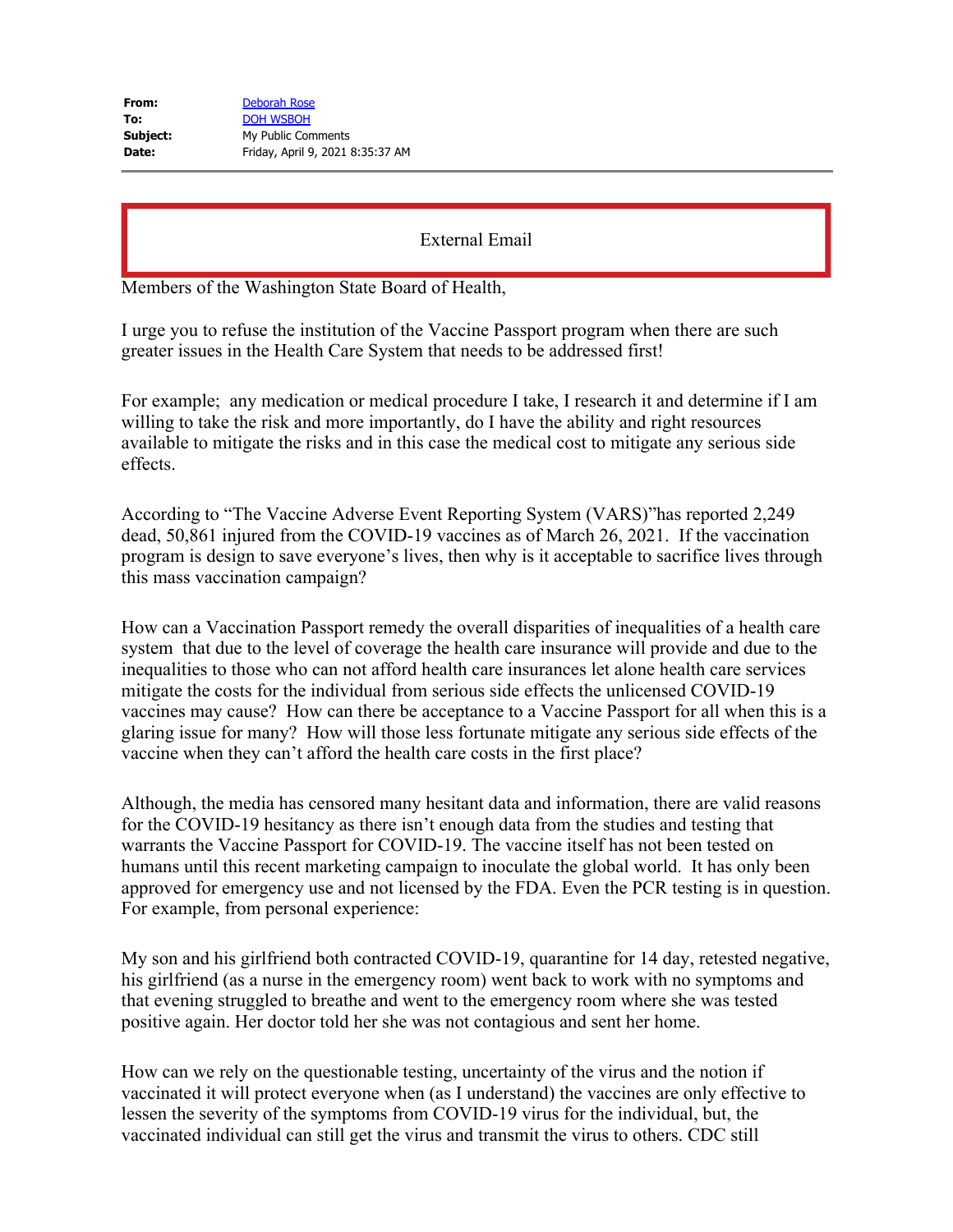**From:** Deborah Rose
**To:** DOH WSBOH
**Subject:** My Public Comments
**Date:** Friday, April 9, 2021 8:35:37 AM

External Email

Members of the Washington State Board of Health,

I urge you to refuse the institution of the Vaccine Passport program when there are such greater issues in the Health Care System that needs to be addressed first!

For example; any medication or medical procedure I take, I research it and determine if I am willing to take the risk and more importantly, do I have the ability and right resources available to mitigate the risks and in this case the medical cost to mitigate any serious side effects.

According to "The Vaccine Adverse Event Reporting System (VARS)"has reported 2,249 dead, 50,861 injured from the COVID-19 vaccines as of March 26, 2021. If the vaccination program is design to save everyone's lives, then why is it acceptable to sacrifice lives through this mass vaccination campaign?

How can a Vaccination Passport remedy the overall disparities of inequalities of a health care system that due to the level of coverage the health care insurance will provide and due to the inequalities to those who can not afford health care insurances let alone health care services mitigate the costs for the individual from serious side effects the unlicensed COVID-19 vaccines may cause? How can there be acceptance to a Vaccine Passport for all when this is a glaring issue for many? How will those less fortunate mitigate any serious side effects of the vaccine when they can't afford the health care costs in the first place?

Although, the media has censored many hesitant data and information, there are valid reasons for the COVID-19 hesitancy as there isn't enough data from the studies and testing that warrants the Vaccine Passport for COVID-19. The vaccine itself has not been tested on humans until this recent marketing campaign to inoculate the global world. It has only been approved for emergency use and not licensed by the FDA. Even the PCR testing is in question. For example, from personal experience:

My son and his girlfriend both contracted COVID-19, quarantine for 14 day, retested negative, his girlfriend (as a nurse in the emergency room) went back to work with no symptoms and that evening struggled to breathe and went to the emergency room where she was tested positive again. Her doctor told her she was not contagious and sent her home.

How can we rely on the questionable testing, uncertainty of the virus and the notion if vaccinated it will protect everyone when (as I understand) the vaccines are only effective to lessen the severity of the symptoms from COVID-19 virus for the individual, but, the vaccinated individual can still get the virus and transmit the virus to others. CDC still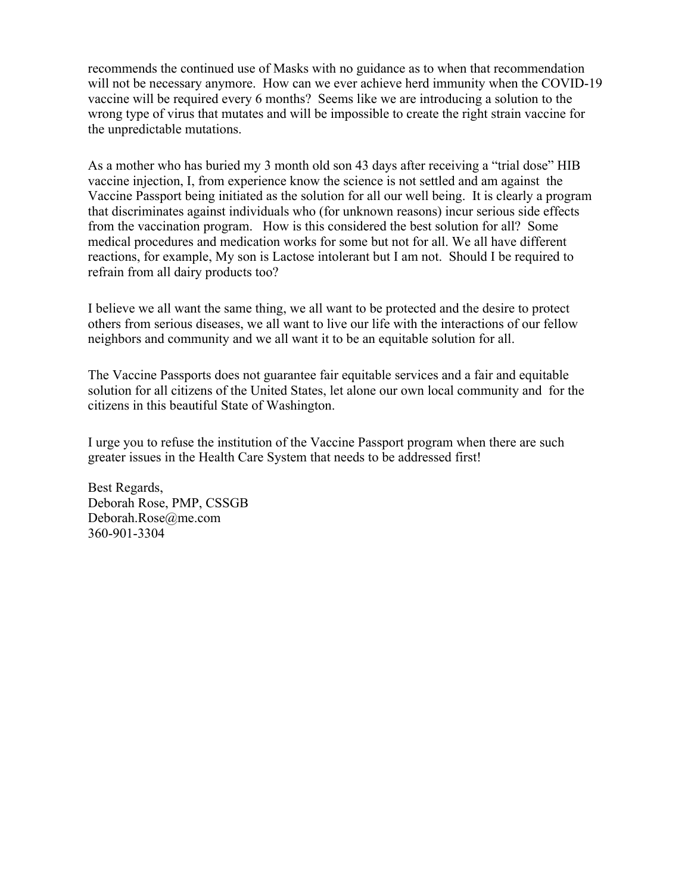recommends the continued use of Masks with no guidance as to when that recommendation will not be necessary anymore. How can we ever achieve herd immunity when the COVID-19 vaccine will be required every 6 months? Seems like we are introducing a solution to the wrong type of virus that mutates and will be impossible to create the right strain vaccine for the unpredictable mutations.

As a mother who has buried my 3 month old son 43 days after receiving a "trial dose" HIB vaccine injection, I, from experience know the science is not settled and am against the Vaccine Passport being initiated as the solution for all our well being. It is clearly a program that discriminates against individuals who (for unknown reasons) incur serious side effects from the vaccination program. How is this considered the best solution for all? Some medical procedures and medication works for some but not for all. We all have different reactions, for example, My son is Lactose intolerant but I am not. Should I be required to refrain from all dairy products too?

I believe we all want the same thing, we all want to be protected and the desire to protect others from serious diseases, we all want to live our life with the interactions of our fellow neighbors and community and we all want it to be an equitable solution for all.

The Vaccine Passports does not guarantee fair equitable services and a fair and equitable solution for all citizens of the United States, let alone our own local community and for the citizens in this beautiful State of Washington.

I urge you to refuse the institution of the Vaccine Passport program when there are such greater issues in the Health Care System that needs to be addressed first!

Best Regards,
Deborah Rose, PMP, CSSGB
Deborah.Rose@me.com
360-901-3304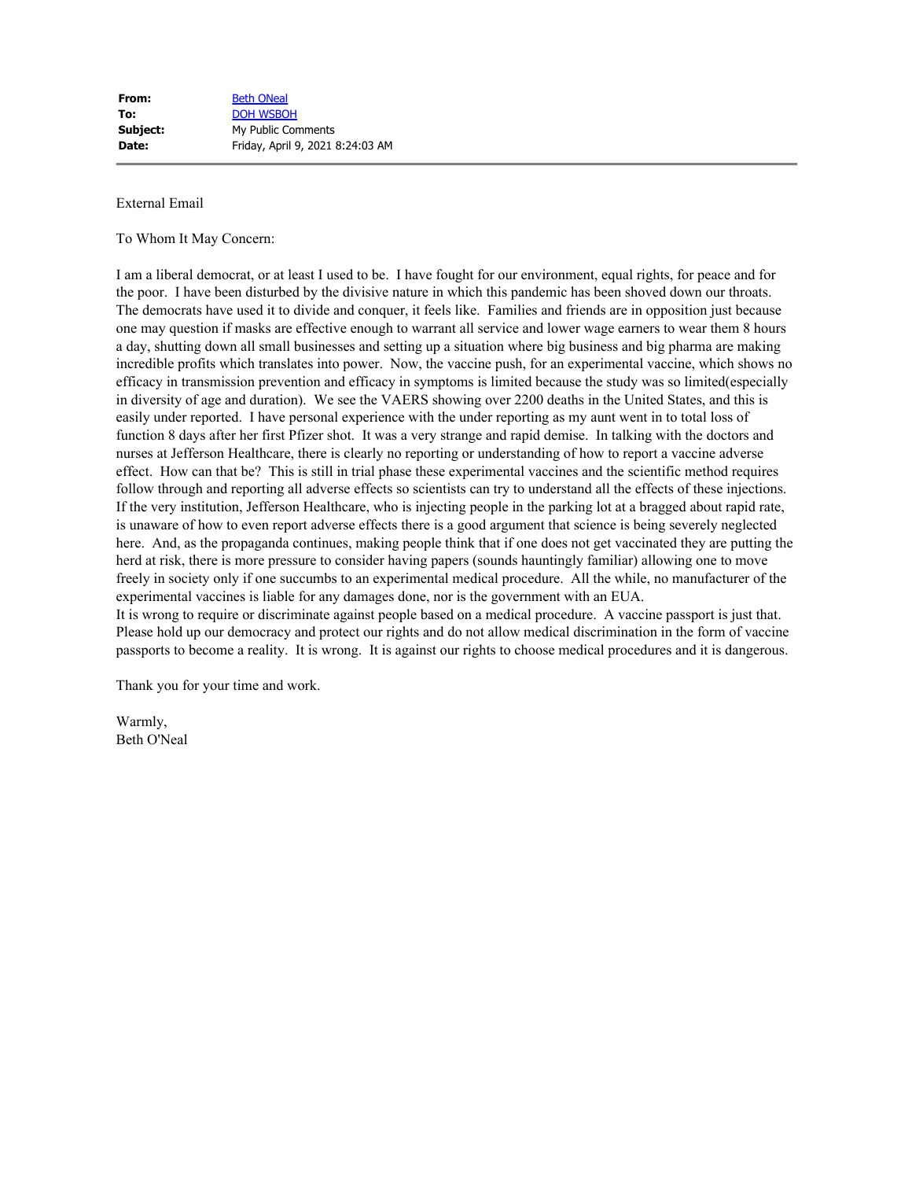| | |
|---|---|
| **From:** | Beth ONeal |
| **To:** | DOH WSBOH |
| **Subject:** | My Public Comments |
| **Date:** | Friday, April 9, 2021 8:24:03 AM |

External Email

To Whom It May Concern:

I am a liberal democrat, or at least I used to be. I have fought for our environment, equal rights, for peace and for the poor. I have been disturbed by the divisive nature in which this pandemic has been shoved down our throats. The democrats have used it to divide and conquer, it feels like. Families and friends are in opposition just because one may question if masks are effective enough to warrant all service and lower wage earners to wear them 8 hours a day, shutting down all small businesses and setting up a situation where big business and big pharma are making incredible profits which translates into power. Now, the vaccine push, for an experimental vaccine, which shows no efficacy in transmission prevention and efficacy in symptoms is limited because the study was so limited(especially in diversity of age and duration). We see the VAERS showing over 2200 deaths in the United States, and this is easily under reported. I have personal experience with the under reporting as my aunt went in to total loss of function 8 days after her first Pfizer shot. It was a very strange and rapid demise. In talking with the doctors and nurses at Jefferson Healthcare, there is clearly no reporting or understanding of how to report a vaccine adverse effect. How can that be? This is still in trial phase these experimental vaccines and the scientific method requires follow through and reporting all adverse effects so scientists can try to understand all the effects of these injections. If the very institution, Jefferson Healthcare, who is injecting people in the parking lot at a bragged about rapid rate, is unaware of how to even report adverse effects there is a good argument that science is being severely neglected here. And, as the propaganda continues, making people think that if one does not get vaccinated they are putting the herd at risk, there is more pressure to consider having papers (sounds hauntingly familiar) allowing one to move freely in society only if one succumbs to an experimental medical procedure. All the while, no manufacturer of the experimental vaccines is liable for any damages done, nor is the government with an EUA.
It is wrong to require or discriminate against people based on a medical procedure. A vaccine passport is just that. Please hold up our democracy and protect our rights and do not allow medical discrimination in the form of vaccine passports to become a reality. It is wrong. It is against our rights to choose medical procedures and it is dangerous.

Thank you for your time and work.

Warmly,
Beth O'Neal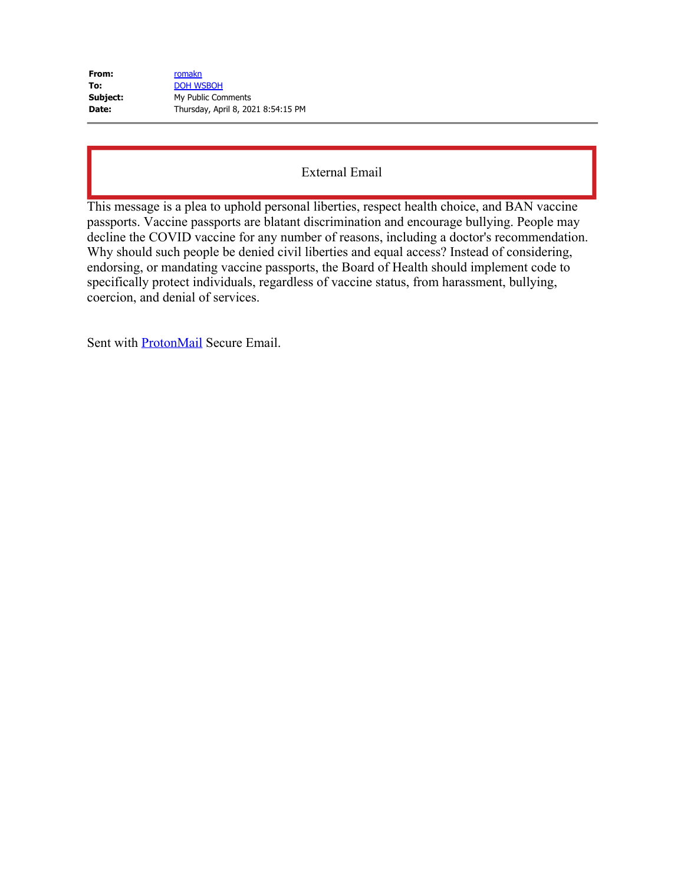| | |
|---|---|
| **From:** | romakn |
| **To:** | DOH WSBOH |
| **Subject:** | My Public Comments |
| **Date:** | Thursday, April 8, 2021 8:54:15 PM |

External Email

This message is a plea to uphold personal liberties, respect health choice, and BAN vaccine passports. Vaccine passports are blatant discrimination and encourage bullying. People may decline the COVID vaccine for any number of reasons, including a doctor's recommendation. Why should such people be denied civil liberties and equal access? Instead of considering, endorsing, or mandating vaccine passports, the Board of Health should implement code to specifically protect individuals, regardless of vaccine status, from harassment, bullying, coercion, and denial of services.

Sent with ProtonMail Secure Email.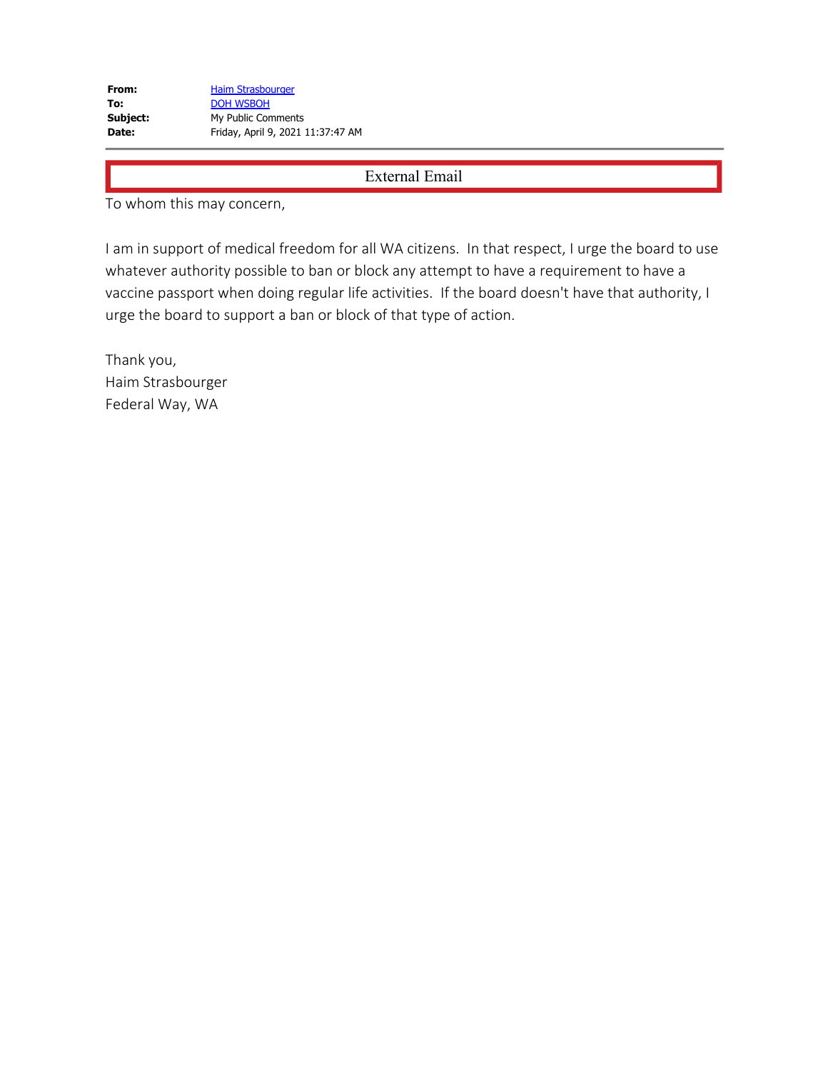**From:** Haim Strasbourger
**To:** DOH WSBOH
**Subject:** My Public Comments
**Date:** Friday, April 9, 2021 11:37:47 AM

External Email

To whom this may concern,

I am in support of medical freedom for all WA citizens. In that respect, I urge the board to use whatever authority possible to ban or block any attempt to have a requirement to have a vaccine passport when doing regular life activities. If the board doesn't have that authority, I urge the board to support a ban or block of that type of action.

Thank you,
Haim Strasbourger
Federal Way, WA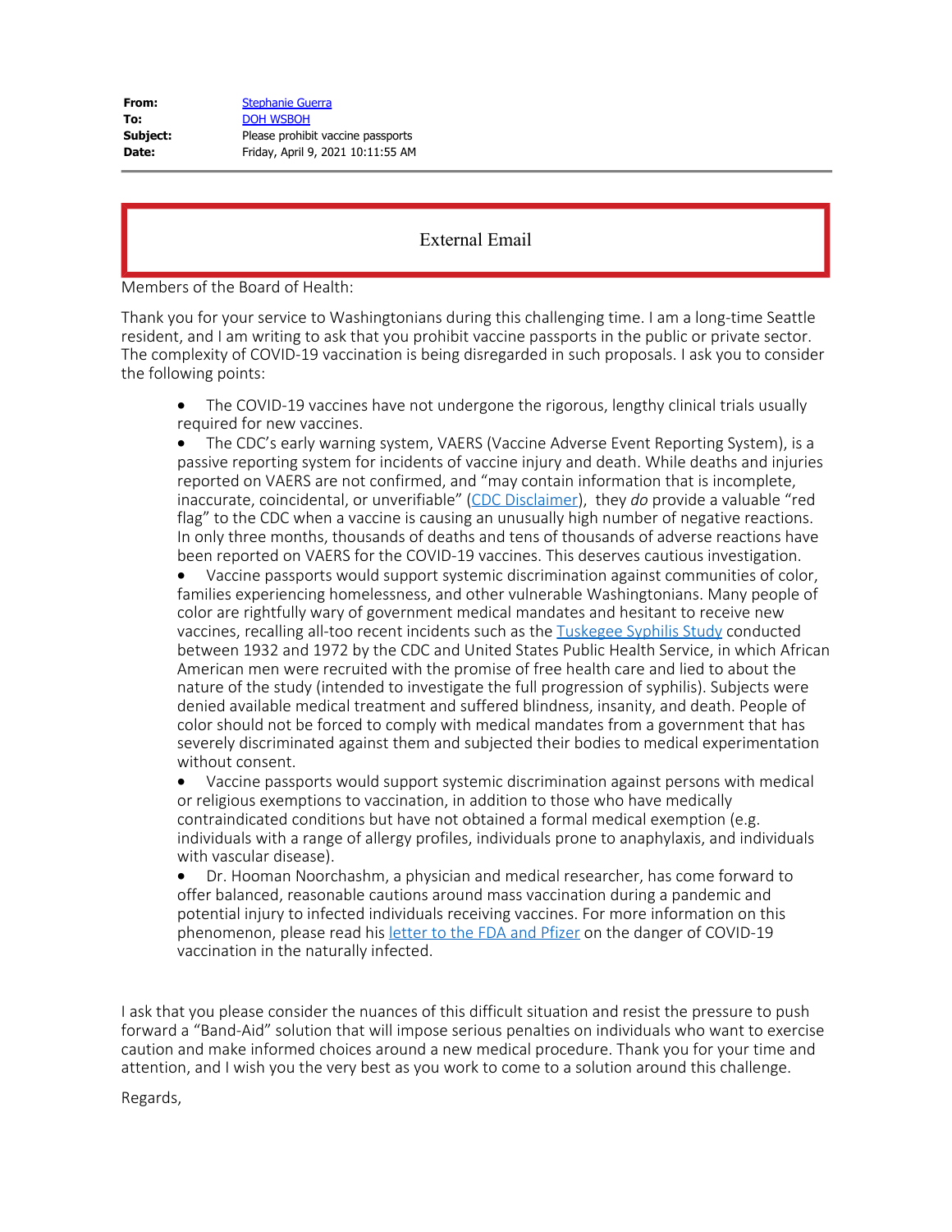**From:** Stephanie Guerra
**To:** DOH WSBOH
**Subject:** Please prohibit vaccine passports
**Date:** Friday, April 9, 2021 10:11:55 AM

---

External Email

Members of the Board of Health:

Thank you for your service to Washingtonians during this challenging time. I am a long-time Seattle resident, and I am writing to ask that you prohibit vaccine passports in the public or private sector. The complexity of COVID-19 vaccination is being disregarded in such proposals. I ask you to consider the following points:

- The COVID-19 vaccines have not undergone the rigorous, lengthy clinical trials usually required for new vaccines.
- The CDC's early warning system, VAERS (Vaccine Adverse Event Reporting System), is a passive reporting system for incidents of vaccine injury and death. While deaths and injuries reported on VAERS are not confirmed, and "may contain information that is incomplete, inaccurate, coincidental, or unverifiable" (CDC Disclaimer), they *do* provide a valuable "red flag" to the CDC when a vaccine is causing an unusually high number of negative reactions. In only three months, thousands of deaths and tens of thousands of adverse reactions have been reported on VAERS for the COVID-19 vaccines. This deserves cautious investigation.
- Vaccine passports would support systemic discrimination against communities of color, families experiencing homelessness, and other vulnerable Washingtonians. Many people of color are rightfully wary of government medical mandates and hesitant to receive new vaccines, recalling all-too recent incidents such as the Tuskegee Syphilis Study conducted between 1932 and 1972 by the CDC and United States Public Health Service, in which African American men were recruited with the promise of free health care and lied to about the nature of the study (intended to investigate the full progression of syphilis). Subjects were denied available medical treatment and suffered blindness, insanity, and death. People of color should not be forced to comply with medical mandates from a government that has severely discriminated against them and subjected their bodies to medical experimentation without consent.
- Vaccine passports would support systemic discrimination against persons with medical or religious exemptions to vaccination, in addition to those who have medically contraindicated conditions but have not obtained a formal medical exemption (e.g. individuals with a range of allergy profiles, individuals prone to anaphylaxis, and individuals with vascular disease).
- Dr. Hooman Noorchashm, a physician and medical researcher, has come forward to offer balanced, reasonable cautions around mass vaccination during a pandemic and potential injury to infected individuals receiving vaccines. For more information on this phenomenon, please read his letter to the FDA and Pfizer on the danger of COVID-19 vaccination in the naturally infected.

I ask that you please consider the nuances of this difficult situation and resist the pressure to push forward a "Band-Aid" solution that will impose serious penalties on individuals who want to exercise caution and make informed choices around a new medical procedure. Thank you for your time and attention, and I wish you the very best as you work to come to a solution around this challenge.

Regards,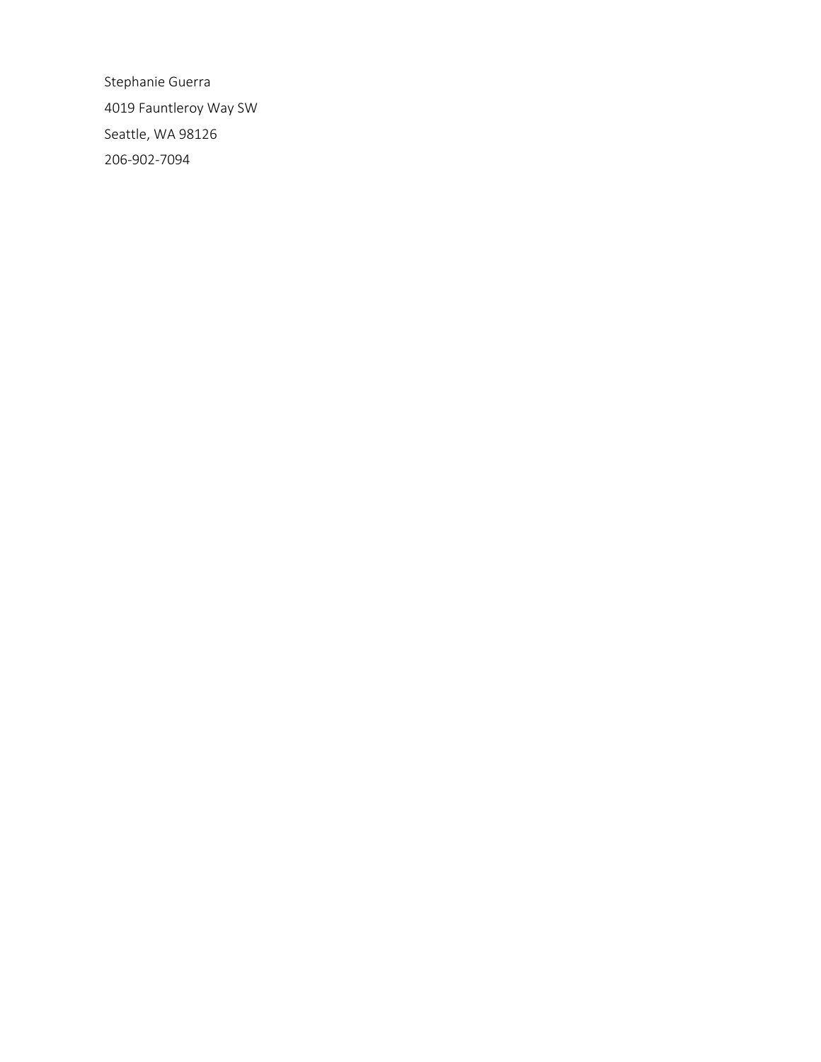Stephanie Guerra

4019 Fauntleroy Way SW

Seattle, WA 98126

206-902-7094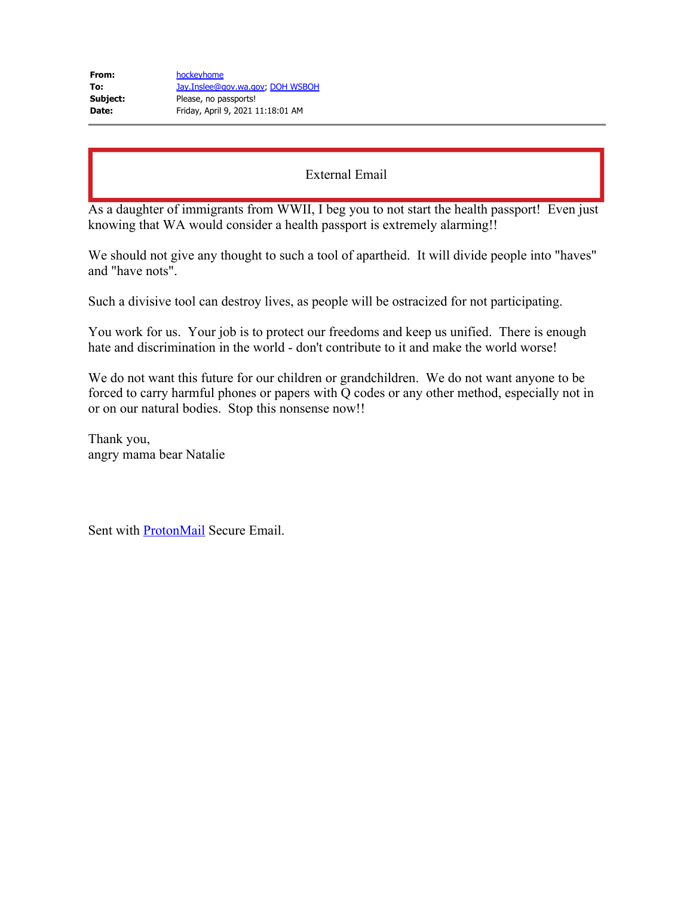| | |
|---|---|
| **From:** | hockeyhome |
| **To:** | Jay.Inslee@gov.wa.gov; DOH WSBOH |
| **Subject:** | Please, no passports! |
| **Date:** | Friday, April 9, 2021 11:18:01 AM |

External Email

As a daughter of immigrants from WWII, I beg you to not start the health passport! Even just knowing that WA would consider a health passport is extremely alarming!!

We should not give any thought to such a tool of apartheid. It will divide people into "haves" and "have nots".

Such a divisive tool can destroy lives, as people will be ostracized for not participating.

You work for us. Your job is to protect our freedoms and keep us unified. There is enough hate and discrimination in the world - don't contribute to it and make the world worse!

We do not want this future for our children or grandchildren. We do not want anyone to be forced to carry harmful phones or papers with Q codes or any other method, especially not in or on our natural bodies. Stop this nonsense now!!

Thank you,
angry mama bear Natalie

Sent with ProtonMail Secure Email.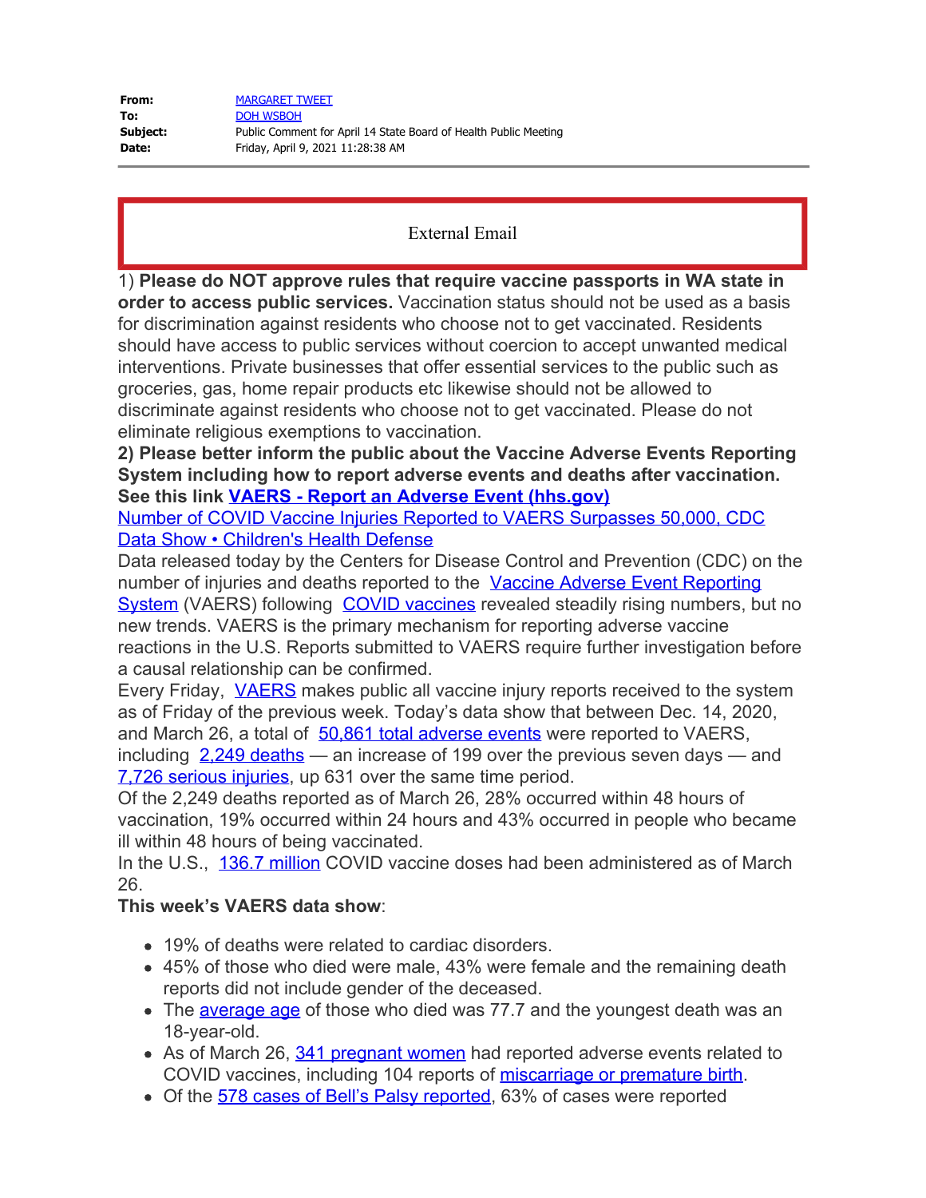**From:** MARGARET TWEET
**To:** DOH WSBOH
**Subject:** Public Comment for April 14 State Board of Health Public Meeting
**Date:** Friday, April 9, 2021 11:28:38 AM

External Email

1) **Please do NOT approve rules that require vaccine passports in WA state in order to access public services.** Vaccination status should not be used as a basis for discrimination against residents who choose not to get vaccinated. Residents should have access to public services without coercion to accept unwanted medical interventions. Private businesses that offer essential services to the public such as groceries, gas, home repair products etc likewise should not be allowed to discriminate against residents who choose not to get vaccinated. Please do not eliminate religious exemptions to vaccination.

**2) Please better inform the public about the Vaccine Adverse Events Reporting System including how to report adverse events and deaths after vaccination. See this link VAERS - Report an Adverse Event (hhs.gov)**

Number of COVID Vaccine Injuries Reported to VAERS Surpasses 50,000, CDC Data Show • Children's Health Defense

Data released today by the Centers for Disease Control and Prevention (CDC) on the number of injuries and deaths reported to the Vaccine Adverse Event Reporting System (VAERS) following COVID vaccines revealed steadily rising numbers, but no new trends. VAERS is the primary mechanism for reporting adverse vaccine reactions in the U.S. Reports submitted to VAERS require further investigation before a causal relationship can be confirmed.

Every Friday, VAERS makes public all vaccine injury reports received to the system as of Friday of the previous week. Today's data show that between Dec. 14, 2020, and March 26, a total of 50,861 total adverse events were reported to VAERS, including 2,249 deaths — an increase of 199 over the previous seven days — and 7,726 serious injuries, up 631 over the same time period.

Of the 2,249 deaths reported as of March 26, 28% occurred within 48 hours of vaccination, 19% occurred within 24 hours and 43% occurred in people who became ill within 48 hours of being vaccinated.

In the U.S., 136.7 million COVID vaccine doses had been administered as of March 26.

**This week's VAERS data show**:

- 19% of deaths were related to cardiac disorders.
- 45% of those who died were male, 43% were female and the remaining death reports did not include gender of the deceased.
- The average age of those who died was 77.7 and the youngest death was an 18-year-old.
- As of March 26, 341 pregnant women had reported adverse events related to COVID vaccines, including 104 reports of miscarriage or premature birth.
- Of the 578 cases of Bell's Palsy reported, 63% of cases were reported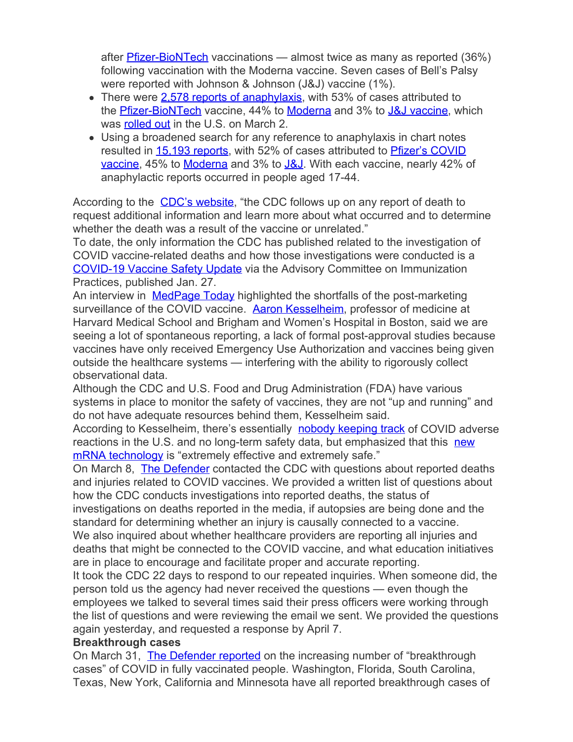after Pfizer-BioNTech vaccinations — almost twice as many as reported (36%) following vaccination with the Moderna vaccine. Seven cases of Bell's Palsy were reported with Johnson & Johnson (J&J) vaccine (1%).

- There were 2,578 reports of anaphylaxis, with 53% of cases attributed to the Pfizer-BioNTech vaccine, 44% to Moderna and 3% to J&J vaccine, which was rolled out in the U.S. on March 2.
- Using a broadened search for any reference to anaphylaxis in chart notes resulted in 15,193 reports, with 52% of cases attributed to Pfizer's COVID vaccine, 45% to Moderna and 3% to J&J. With each vaccine, nearly 42% of anaphylactic reports occurred in people aged 17-44.

According to the CDC's website, "the CDC follows up on any report of death to request additional information and learn more about what occurred and to determine whether the death was a result of the vaccine or unrelated."

To date, the only information the CDC has published related to the investigation of COVID vaccine-related deaths and how those investigations were conducted is a COVID-19 Vaccine Safety Update via the Advisory Committee on Immunization Practices, published Jan. 27.

An interview in MedPage Today highlighted the shortfalls of the post-marketing surveillance of the COVID vaccine. Aaron Kesselheim, professor of medicine at Harvard Medical School and Brigham and Women's Hospital in Boston, said we are seeing a lot of spontaneous reporting, a lack of formal post-approval studies because vaccines have only received Emergency Use Authorization and vaccines being given outside the healthcare systems — interfering with the ability to rigorously collect observational data.

Although the CDC and U.S. Food and Drug Administration (FDA) have various systems in place to monitor the safety of vaccines, they are not "up and running" and do not have adequate resources behind them, Kesselheim said.

According to Kesselheim, there's essentially nobody keeping track of COVID adverse reactions in the U.S. and no long-term safety data, but emphasized that this new mRNA technology is "extremely effective and extremely safe."

On March 8, The Defender contacted the CDC with questions about reported deaths and injuries related to COVID vaccines. We provided a written list of questions about how the CDC conducts investigations into reported deaths, the status of investigations on deaths reported in the media, if autopsies are being done and the standard for determining whether an injury is causally connected to a vaccine.

We also inquired about whether healthcare providers are reporting all injuries and deaths that might be connected to the COVID vaccine, and what education initiatives are in place to encourage and facilitate proper and accurate reporting.

It took the CDC 22 days to respond to our repeated inquiries. When someone did, the person told us the agency had never received the questions — even though the employees we talked to several times said their press officers were working through the list of questions and were reviewing the email we sent. We provided the questions again yesterday, and requested a response by April 7.

**Breakthrough cases**

On March 31, The Defender reported on the increasing number of "breakthrough cases" of COVID in fully vaccinated people. Washington, Florida, South Carolina, Texas, New York, California and Minnesota have all reported breakthrough cases of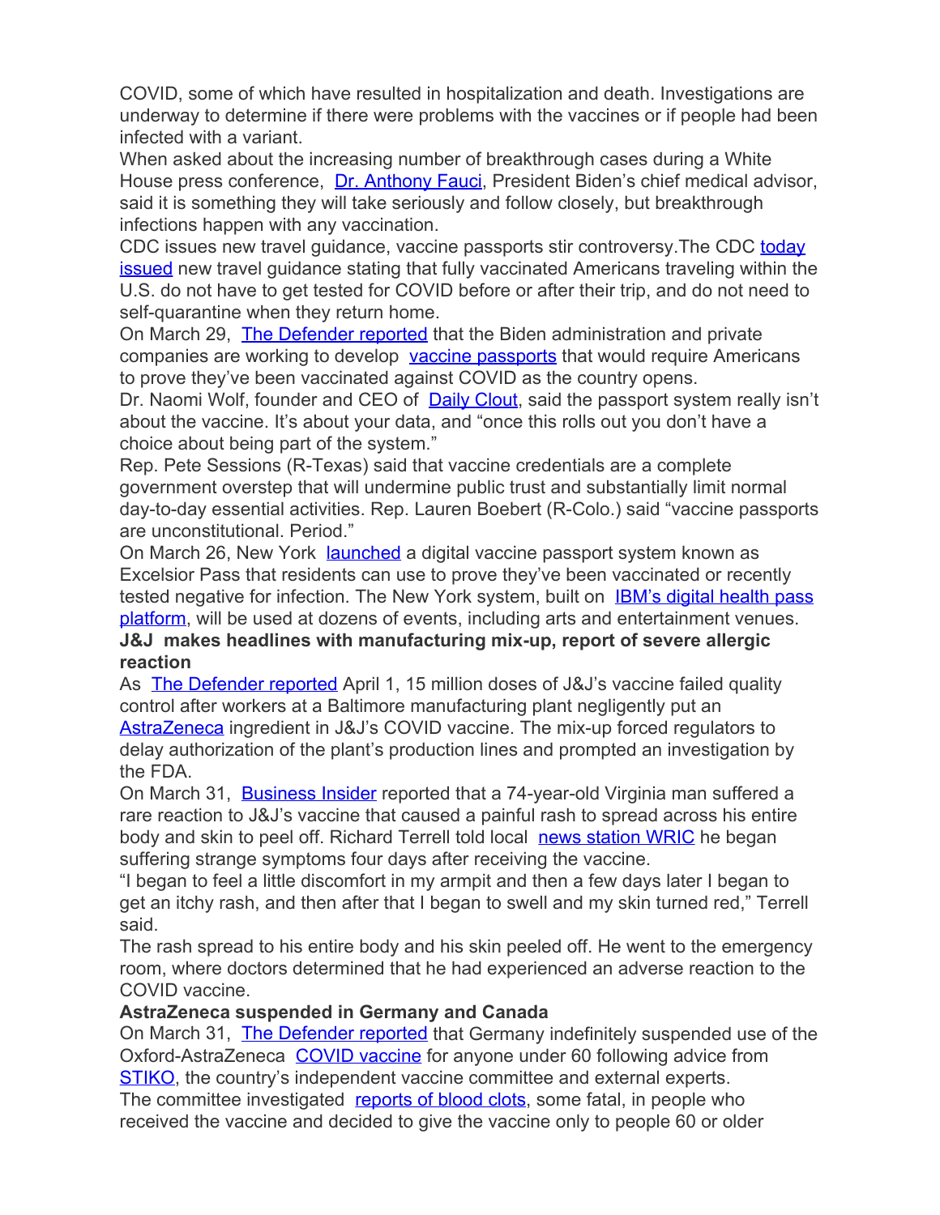COVID, some of which have resulted in hospitalization and death. Investigations are underway to determine if there were problems with the vaccines or if people had been infected with a variant.

When asked about the increasing number of breakthrough cases during a White House press conference, Dr. Anthony Fauci, President Biden's chief medical advisor, said it is something they will take seriously and follow closely, but breakthrough infections happen with any vaccination.

CDC issues new travel guidance, vaccine passports stir controversy.The CDC today issued new travel guidance stating that fully vaccinated Americans traveling within the U.S. do not have to get tested for COVID before or after their trip, and do not need to self-quarantine when they return home.

On March 29, The Defender reported that the Biden administration and private companies are working to develop vaccine passports that would require Americans to prove they've been vaccinated against COVID as the country opens.

Dr. Naomi Wolf, founder and CEO of Daily Clout, said the passport system really isn't about the vaccine. It's about your data, and "once this rolls out you don't have a choice about being part of the system."

Rep. Pete Sessions (R-Texas) said that vaccine credentials are a complete government overstep that will undermine public trust and substantially limit normal day-to-day essential activities. Rep. Lauren Boebert (R-Colo.) said "vaccine passports are unconstitutional. Period."

On March 26, New York launched a digital vaccine passport system known as Excelsior Pass that residents can use to prove they've been vaccinated or recently tested negative for infection. The New York system, built on IBM's digital health pass platform, will be used at dozens of events, including arts and entertainment venues.

**J&J makes headlines with manufacturing mix-up, report of severe allergic reaction**

As The Defender reported April 1, 15 million doses of J&J's vaccine failed quality control after workers at a Baltimore manufacturing plant negligently put an AstraZeneca ingredient in J&J's COVID vaccine. The mix-up forced regulators to delay authorization of the plant's production lines and prompted an investigation by the FDA.

On March 31, Business Insider reported that a 74-year-old Virginia man suffered a rare reaction to J&J's vaccine that caused a painful rash to spread across his entire body and skin to peel off. Richard Terrell told local news station WRIC he began suffering strange symptoms four days after receiving the vaccine.

"I began to feel a little discomfort in my armpit and then a few days later I began to get an itchy rash, and then after that I began to swell and my skin turned red," Terrell said.

The rash spread to his entire body and his skin peeled off. He went to the emergency room, where doctors determined that he had experienced an adverse reaction to the COVID vaccine.

**AstraZeneca suspended in Germany and Canada**

On March 31, The Defender reported that Germany indefinitely suspended use of the Oxford-AstraZeneca COVID vaccine for anyone under 60 following advice from STIKO, the country's independent vaccine committee and external experts.

The committee investigated reports of blood clots, some fatal, in people who received the vaccine and decided to give the vaccine only to people 60 or older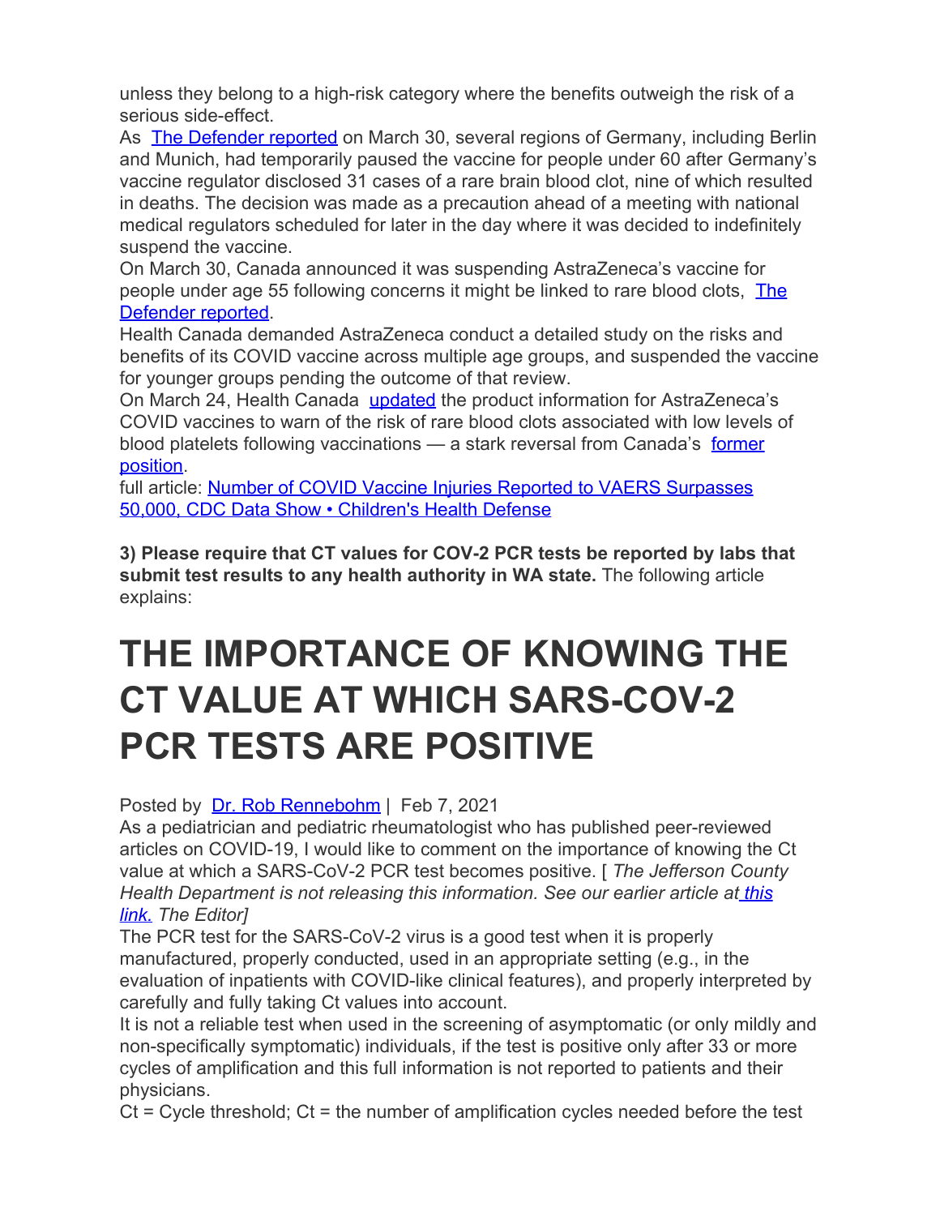unless they belong to a high-risk category where the benefits outweigh the risk of a serious side-effect.

As The Defender reported on March 30, several regions of Germany, including Berlin and Munich, had temporarily paused the vaccine for people under 60 after Germany's vaccine regulator disclosed 31 cases of a rare brain blood clot, nine of which resulted in deaths. The decision was made as a precaution ahead of a meeting with national medical regulators scheduled for later in the day where it was decided to indefinitely suspend the vaccine.

On March 30, Canada announced it was suspending AstraZeneca's vaccine for people under age 55 following concerns it might be linked to rare blood clots, The Defender reported.

Health Canada demanded AstraZeneca conduct a detailed study on the risks and benefits of its COVID vaccine across multiple age groups, and suspended the vaccine for younger groups pending the outcome of that review.

On March 24, Health Canada updated the product information for AstraZeneca's COVID vaccines to warn of the risk of rare blood clots associated with low levels of blood platelets following vaccinations — a stark reversal from Canada's former position.

full article: Number of COVID Vaccine Injuries Reported to VAERS Surpasses 50,000, CDC Data Show • Children's Health Defense

**3) Please require that CT values for COV-2 PCR tests be reported by labs that submit test results to any health authority in WA state.** The following article explains:

# THE IMPORTANCE OF KNOWING THE CT VALUE AT WHICH SARS-COV-2 PCR TESTS ARE POSITIVE

Posted by Dr. Rob Rennebohm | Feb 7, 2021

As a pediatrician and pediatric rheumatologist who has published peer-reviewed articles on COVID-19, I would like to comment on the importance of knowing the Ct value at which a SARS-CoV-2 PCR test becomes positive. [ *The Jefferson County Health Department is not releasing this information. See our earlier article at this link. The Editor]*

The PCR test for the SARS-CoV-2 virus is a good test when it is properly manufactured, properly conducted, used in an appropriate setting (e.g., in the evaluation of inpatients with COVID-like clinical features), and properly interpreted by carefully and fully taking Ct values into account.

It is not a reliable test when used in the screening of asymptomatic (or only mildly and non-specifically symptomatic) individuals, if the test is positive only after 33 or more cycles of amplification and this full information is not reported to patients and their physicians.

Ct = Cycle threshold; Ct = the number of amplification cycles needed before the test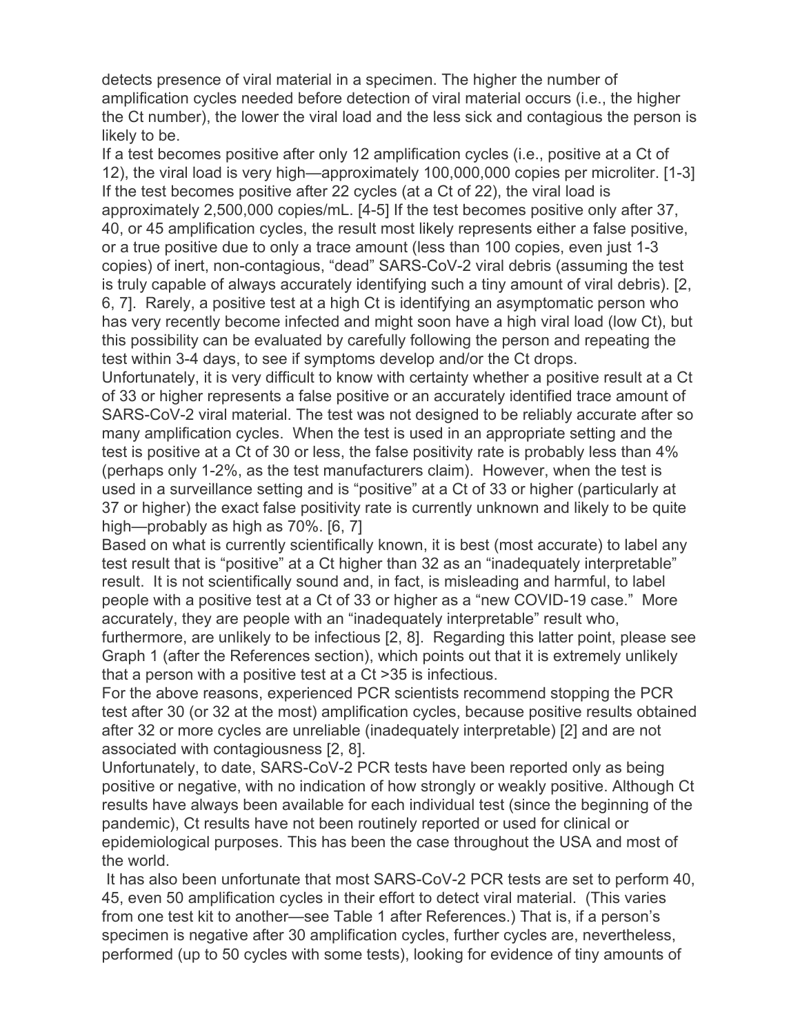detects presence of viral material in a specimen. The higher the number of amplification cycles needed before detection of viral material occurs (i.e., the higher the Ct number), the lower the viral load and the less sick and contagious the person is likely to be.

If a test becomes positive after only 12 amplification cycles (i.e., positive at a Ct of 12), the viral load is very high—approximately 100,000,000 copies per microliter. [1-3] If the test becomes positive after 22 cycles (at a Ct of 22), the viral load is approximately 2,500,000 copies/mL. [4-5] If the test becomes positive only after 37, 40, or 45 amplification cycles, the result most likely represents either a false positive, or a true positive due to only a trace amount (less than 100 copies, even just 1-3 copies) of inert, non-contagious, "dead" SARS-CoV-2 viral debris (assuming the test is truly capable of always accurately identifying such a tiny amount of viral debris). [2, 6, 7]. Rarely, a positive test at a high Ct is identifying an asymptomatic person who has very recently become infected and might soon have a high viral load (low Ct), but this possibility can be evaluated by carefully following the person and repeating the test within 3-4 days, to see if symptoms develop and/or the Ct drops.

Unfortunately, it is very difficult to know with certainty whether a positive result at a Ct of 33 or higher represents a false positive or an accurately identified trace amount of SARS-CoV-2 viral material. The test was not designed to be reliably accurate after so many amplification cycles. When the test is used in an appropriate setting and the test is positive at a Ct of 30 or less, the false positivity rate is probably less than 4% (perhaps only 1-2%, as the test manufacturers claim). However, when the test is used in a surveillance setting and is "positive" at a Ct of 33 or higher (particularly at 37 or higher) the exact false positivity rate is currently unknown and likely to be quite high—probably as high as 70%. [6, 7]

Based on what is currently scientifically known, it is best (most accurate) to label any test result that is "positive" at a Ct higher than 32 as an "inadequately interpretable" result. It is not scientifically sound and, in fact, is misleading and harmful, to label people with a positive test at a Ct of 33 or higher as a "new COVID-19 case." More accurately, they are people with an "inadequately interpretable" result who, furthermore, are unlikely to be infectious [2, 8]. Regarding this latter point, please see Graph 1 (after the References section), which points out that it is extremely unlikely that a person with a positive test at a Ct >35 is infectious.

For the above reasons, experienced PCR scientists recommend stopping the PCR test after 30 (or 32 at the most) amplification cycles, because positive results obtained after 32 or more cycles are unreliable (inadequately interpretable) [2] and are not associated with contagiousness [2, 8].

Unfortunately, to date, SARS-CoV-2 PCR tests have been reported only as being positive or negative, with no indication of how strongly or weakly positive. Although Ct results have always been available for each individual test (since the beginning of the pandemic), Ct results have not been routinely reported or used for clinical or epidemiological purposes. This has been the case throughout the USA and most of the world.

It has also been unfortunate that most SARS-CoV-2 PCR tests are set to perform 40, 45, even 50 amplification cycles in their effort to detect viral material. (This varies from one test kit to another—see Table 1 after References.) That is, if a person's specimen is negative after 30 amplification cycles, further cycles are, nevertheless, performed (up to 50 cycles with some tests), looking for evidence of tiny amounts of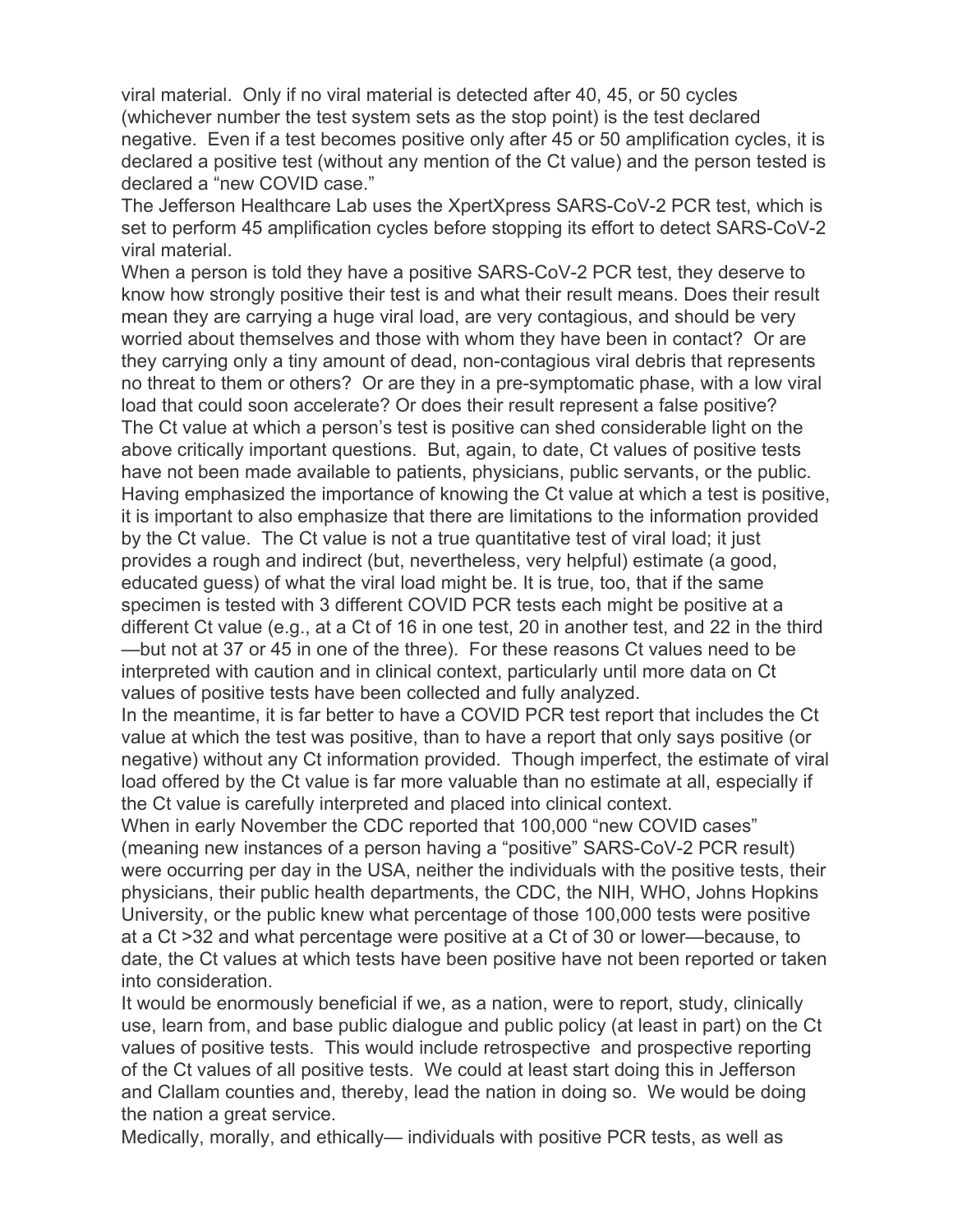viral material. Only if no viral material is detected after 40, 45, or 50 cycles (whichever number the test system sets as the stop point) is the test declared negative. Even if a test becomes positive only after 45 or 50 amplification cycles, it is declared a positive test (without any mention of the Ct value) and the person tested is declared a "new COVID case."

The Jefferson Healthcare Lab uses the XpertXpress SARS-CoV-2 PCR test, which is set to perform 45 amplification cycles before stopping its effort to detect SARS-CoV-2 viral material.

When a person is told they have a positive SARS-CoV-2 PCR test, they deserve to know how strongly positive their test is and what their result means. Does their result mean they are carrying a huge viral load, are very contagious, and should be very worried about themselves and those with whom they have been in contact? Or are they carrying only a tiny amount of dead, non-contagious viral debris that represents no threat to them or others? Or are they in a pre-symptomatic phase, with a low viral load that could soon accelerate? Or does their result represent a false positive?

The Ct value at which a person's test is positive can shed considerable light on the above critically important questions. But, again, to date, Ct values of positive tests have not been made available to patients, physicians, public servants, or the public.

Having emphasized the importance of knowing the Ct value at which a test is positive, it is important to also emphasize that there are limitations to the information provided by the Ct value. The Ct value is not a true quantitative test of viral load; it just provides a rough and indirect (but, nevertheless, very helpful) estimate (a good, educated guess) of what the viral load might be. It is true, too, that if the same specimen is tested with 3 different COVID PCR tests each might be positive at a different Ct value (e.g., at a Ct of 16 in one test, 20 in another test, and 22 in the third —but not at 37 or 45 in one of the three). For these reasons Ct values need to be interpreted with caution and in clinical context, particularly until more data on Ct values of positive tests have been collected and fully analyzed.

In the meantime, it is far better to have a COVID PCR test report that includes the Ct value at which the test was positive, than to have a report that only says positive (or negative) without any Ct information provided. Though imperfect, the estimate of viral load offered by the Ct value is far more valuable than no estimate at all, especially if the Ct value is carefully interpreted and placed into clinical context.

When in early November the CDC reported that 100,000 "new COVID cases" (meaning new instances of a person having a "positive" SARS-CoV-2 PCR result) were occurring per day in the USA, neither the individuals with the positive tests, their physicians, their public health departments, the CDC, the NIH, WHO, Johns Hopkins University, or the public knew what percentage of those 100,000 tests were positive at a Ct >32 and what percentage were positive at a Ct of 30 or lower—because, to date, the Ct values at which tests have been positive have not been reported or taken into consideration.

It would be enormously beneficial if we, as a nation, were to report, study, clinically use, learn from, and base public dialogue and public policy (at least in part) on the Ct values of positive tests. This would include retrospective and prospective reporting of the Ct values of all positive tests. We could at least start doing this in Jefferson and Clallam counties and, thereby, lead the nation in doing so. We would be doing the nation a great service.

Medically, morally, and ethically— individuals with positive PCR tests, as well as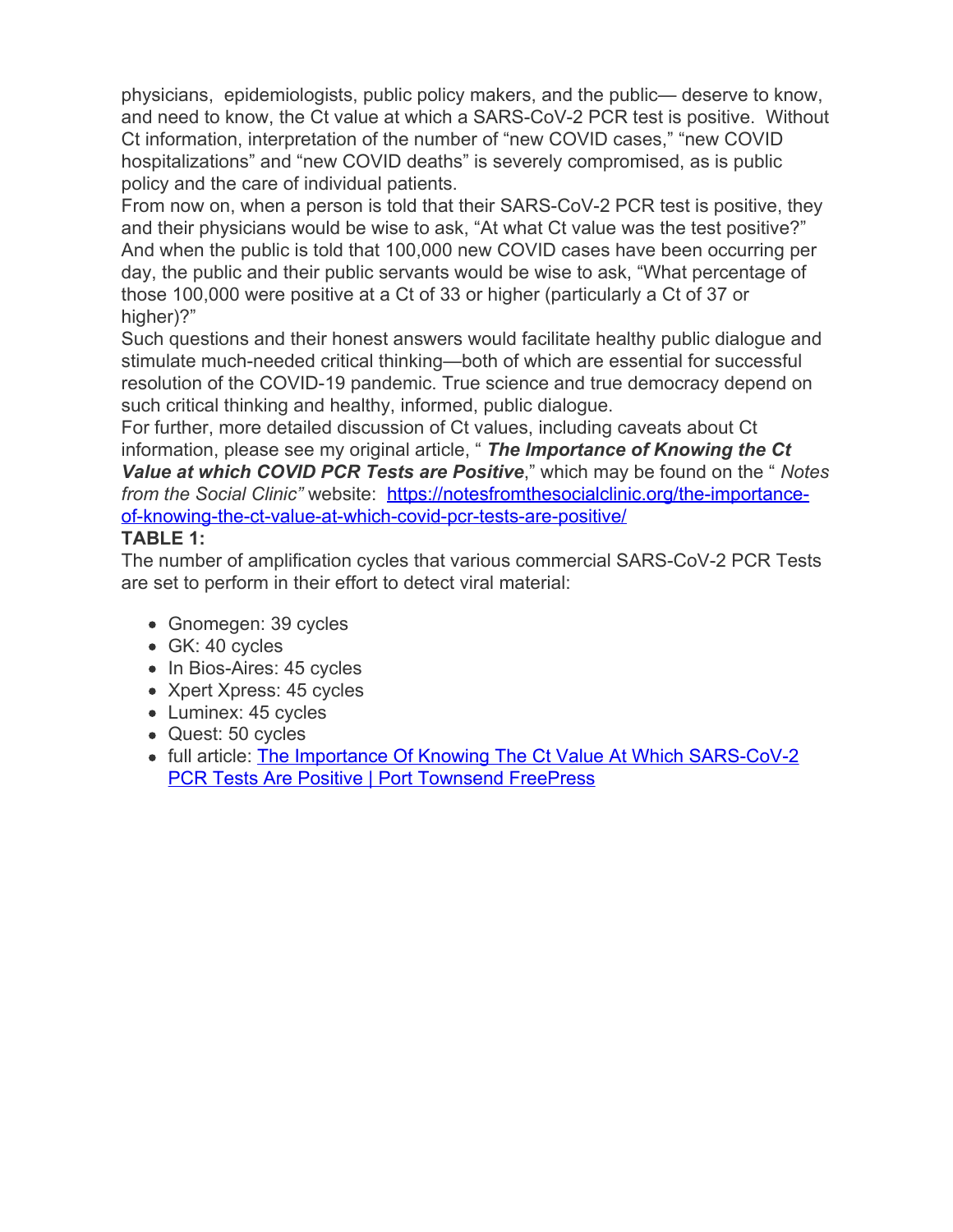physicians, epidemiologists, public policy makers, and the public— deserve to know, and need to know, the Ct value at which a SARS-CoV-2 PCR test is positive. Without Ct information, interpretation of the number of "new COVID cases," "new COVID hospitalizations" and "new COVID deaths" is severely compromised, as is public policy and the care of individual patients.

From now on, when a person is told that their SARS-CoV-2 PCR test is positive, they and their physicians would be wise to ask, "At what Ct value was the test positive?" And when the public is told that 100,000 new COVID cases have been occurring per day, the public and their public servants would be wise to ask, "What percentage of those 100,000 were positive at a Ct of 33 or higher (particularly a Ct of 37 or higher)?"

Such questions and their honest answers would facilitate healthy public dialogue and stimulate much-needed critical thinking—both of which are essential for successful resolution of the COVID-19 pandemic. True science and true democracy depend on such critical thinking and healthy, informed, public dialogue.

For further, more detailed discussion of Ct values, including caveats about Ct information, please see my original article, " ***The Importance of Knowing the Ct Value at which COVID PCR Tests are Positive***," which may be found on the " *Notes from the Social Clinic"* website: [https://notesfromthesocialclinic.org/the-importance-of-knowing-the-ct-value-at-which-covid-pcr-tests-are-positive/](https://notesfromthesocialclinic.org/the-importance-of-knowing-the-ct-value-at-which-covid-pcr-tests-are-positive/)

**TABLE 1:**

The number of amplification cycles that various commercial SARS-CoV-2 PCR Tests are set to perform in their effort to detect viral material:

- Gnomegen: 39 cycles
- GK: 40 cycles
- In Bios-Aires: 45 cycles
- Xpert Xpress: 45 cycles
- Luminex: 45 cycles
- Quest: 50 cycles
- full article: The Importance Of Knowing The Ct Value At Which SARS-CoV-2 PCR Tests Are Positive | Port Townsend FreePress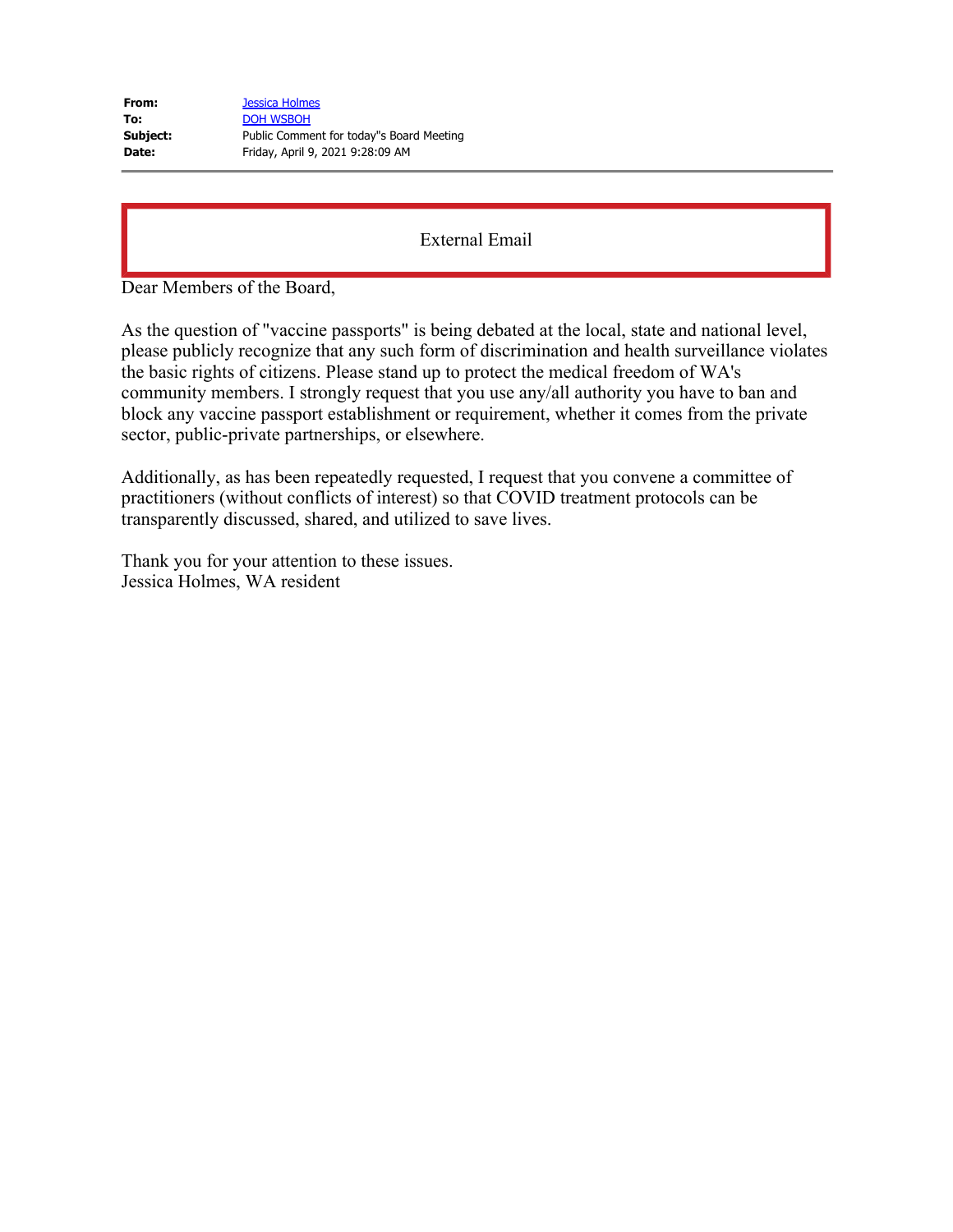**From:** Jessica Holmes
**To:** DOH WSBOH
**Subject:** Public Comment for today"s Board Meeting
**Date:** Friday, April 9, 2021 9:28:09 AM

External Email

Dear Members of the Board,

As the question of "vaccine passports" is being debated at the local, state and national level, please publicly recognize that any such form of discrimination and health surveillance violates the basic rights of citizens. Please stand up to protect the medical freedom of WA's community members. I strongly request that you use any/all authority you have to ban and block any vaccine passport establishment or requirement, whether it comes from the private sector, public-private partnerships, or elsewhere.

Additionally, as has been repeatedly requested, I request that you convene a committee of practitioners (without conflicts of interest) so that COVID treatment protocols can be transparently discussed, shared, and utilized to save lives.

Thank you for your attention to these issues.
Jessica Holmes, WA resident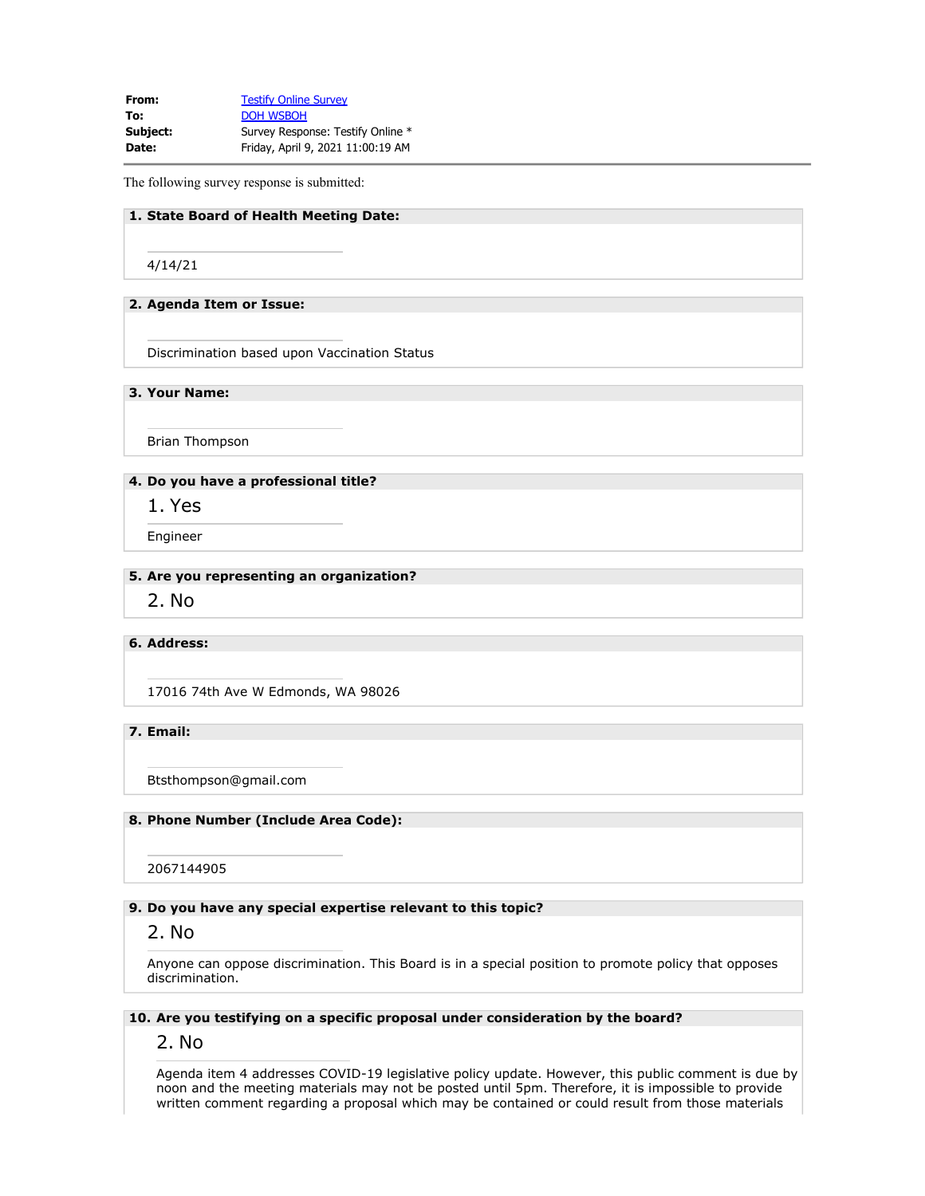**From:** Testify Online Survey
**To:** DOH WSBOH
**Subject:** Survey Response: Testify Online *
**Date:** Friday, April 9, 2021 11:00:19 AM

---

The following survey response is submitted:

**1. State Board of Health Meeting Date:**

4/14/21

**2. Agenda Item or Issue:**

Discrimination based upon Vaccination Status

**3. Your Name:**

Brian Thompson

**4. Do you have a professional title?**

1. Yes

Engineer

**5. Are you representing an organization?**

2. No

**6. Address:**

17016 74th Ave W Edmonds, WA 98026

**7. Email:**

Btsthompson@gmail.com

**8. Phone Number (Include Area Code):**

2067144905

**9. Do you have any special expertise relevant to this topic?**

2. No

Anyone can oppose discrimination. This Board is in a special position to promote policy that opposes discrimination.

**10. Are you testifying on a specific proposal under consideration by the board?**

2. No

Agenda item 4 addresses COVID-19 legislative policy update. However, this public comment is due by noon and the meeting materials may not be posted until 5pm. Therefore, it is impossible to provide written comment regarding a proposal which may be contained or could result from those materials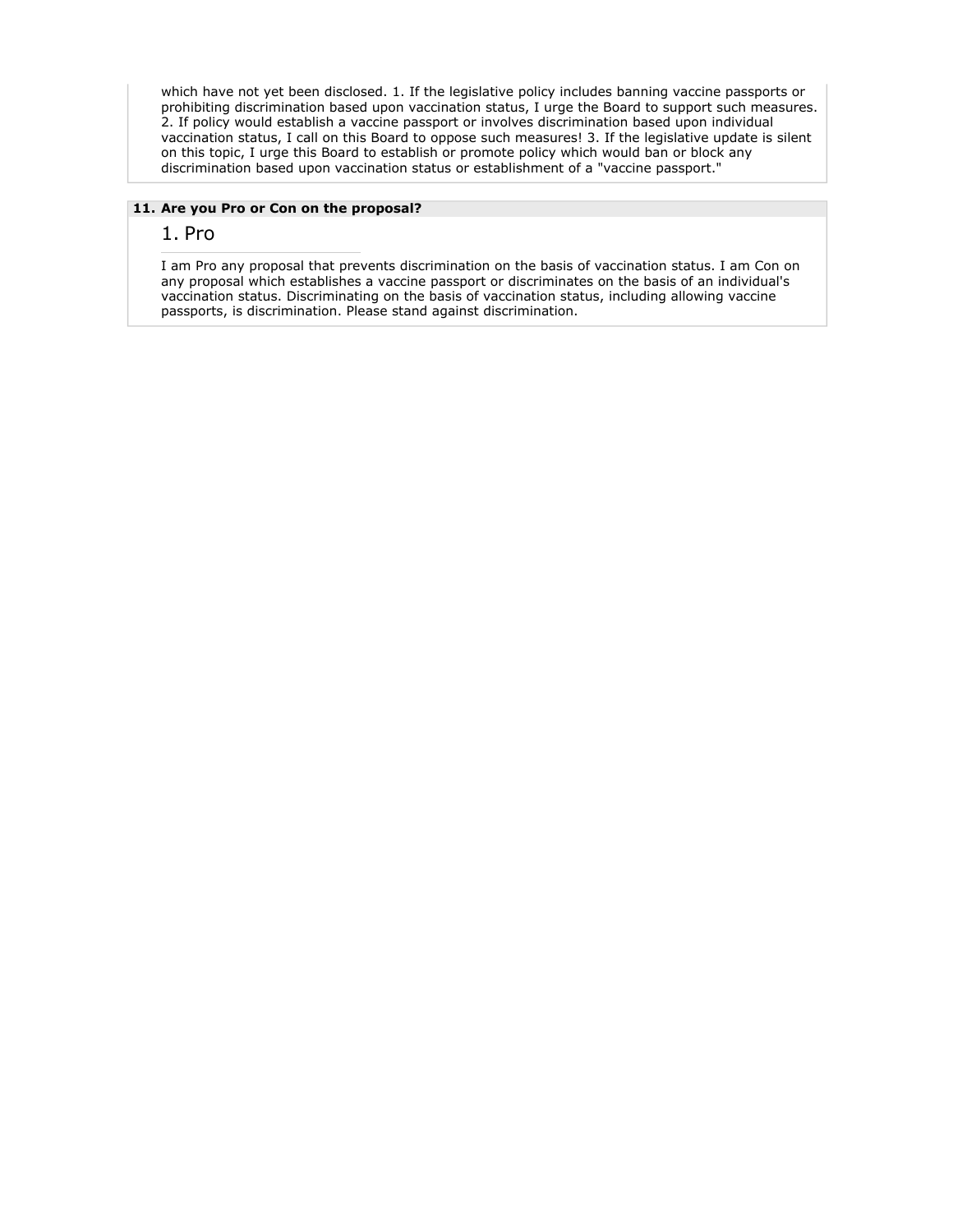which have not yet been disclosed. 1. If the legislative policy includes banning vaccine passports or prohibiting discrimination based upon vaccination status, I urge the Board to support such measures. 2. If policy would establish a vaccine passport or involves discrimination based upon individual vaccination status, I call on this Board to oppose such measures! 3. If the legislative update is silent on this topic, I urge this Board to establish or promote policy which would ban or block any discrimination based upon vaccination status or establishment of a "vaccine passport."

**11. Are you Pro or Con on the proposal?**

1. Pro

I am Pro any proposal that prevents discrimination on the basis of vaccination status. I am Con on any proposal which establishes a vaccine passport or discriminates on the basis of an individual's vaccination status. Discriminating on the basis of vaccination status, including allowing vaccine passports, is discrimination. Please stand against discrimination.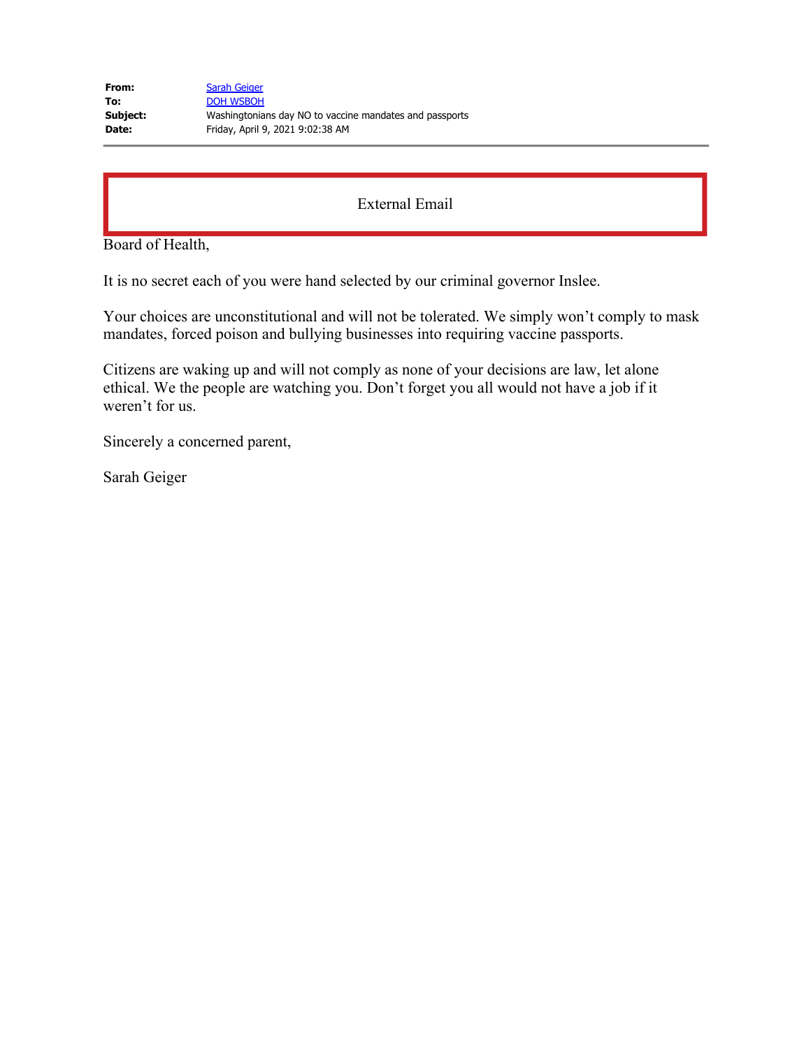| | |
|---|---|
| **From:** | Sarah Geiger |
| **To:** | DOH WSBOH |
| **Subject:** | Washingtonians day NO to vaccine mandates and passports |
| **Date:** | Friday, April 9, 2021 9:02:38 AM |

External Email

Board of Health,

It is no secret each of you were hand selected by our criminal governor Inslee.

Your choices are unconstitutional and will not be tolerated. We simply won't comply to mask mandates, forced poison and bullying businesses into requiring vaccine passports.

Citizens are waking up and will not comply as none of your decisions are law, let alone ethical. We the people are watching you. Don't forget you all would not have a job if it weren't for us.

Sincerely a concerned parent,

Sarah Geiger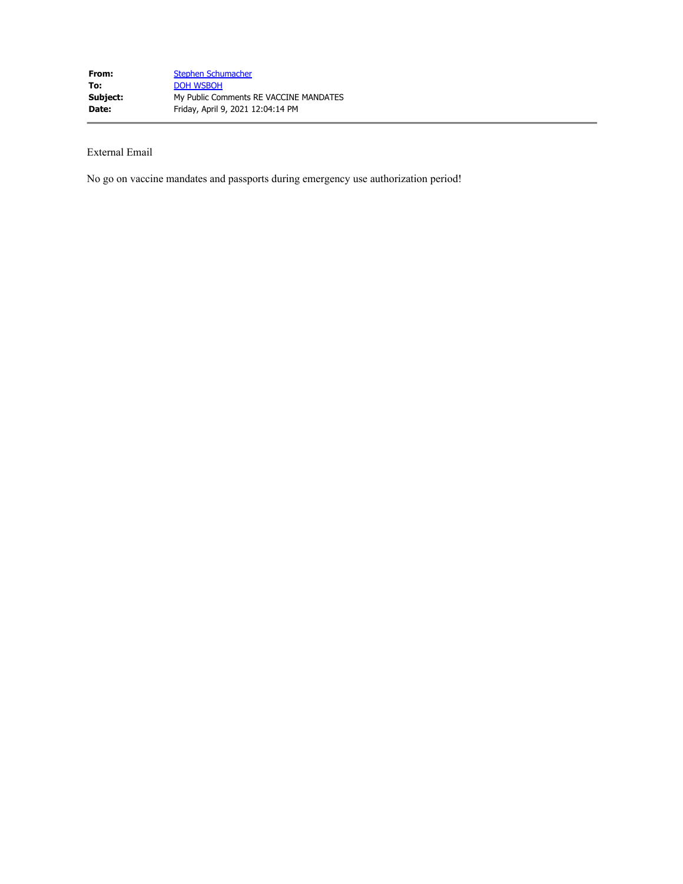| | |
|---|---|
| **From:** | Stephen Schumacher |
| **To:** | DOH WSBOH |
| **Subject:** | My Public Comments RE VACCINE MANDATES |
| **Date:** | Friday, April 9, 2021 12:04:14 PM |

External Email

No go on vaccine mandates and passports during emergency use authorization period!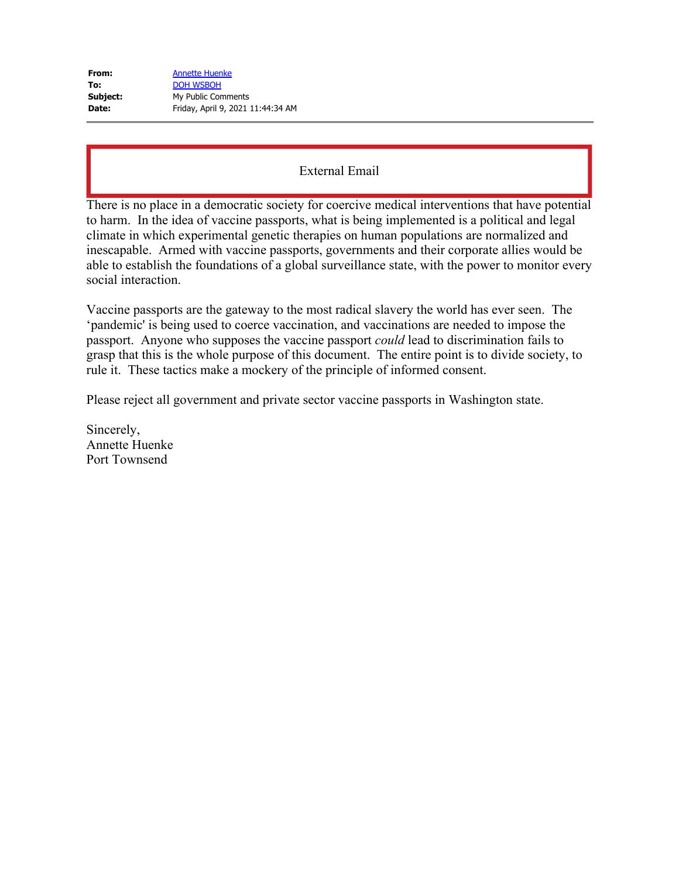**From:** Annette Huenke
**To:** DOH WSBOH
**Subject:** My Public Comments
**Date:** Friday, April 9, 2021 11:44:34 AM

External Email

There is no place in a democratic society for coercive medical interventions that have potential to harm. In the idea of vaccine passports, what is being implemented is a political and legal climate in which experimental genetic therapies on human populations are normalized and inescapable. Armed with vaccine passports, governments and their corporate allies would be able to establish the foundations of a global surveillance state, with the power to monitor every social interaction.

Vaccine passports are the gateway to the most radical slavery the world has ever seen. The 'pandemic' is being used to coerce vaccination, and vaccinations are needed to impose the passport. Anyone who supposes the vaccine passport *could* lead to discrimination fails to grasp that this is the whole purpose of this document. The entire point is to divide society, to rule it. These tactics make a mockery of the principle of informed consent.

Please reject all government and private sector vaccine passports in Washington state.

Sincerely,
Annette Huenke
Port Townsend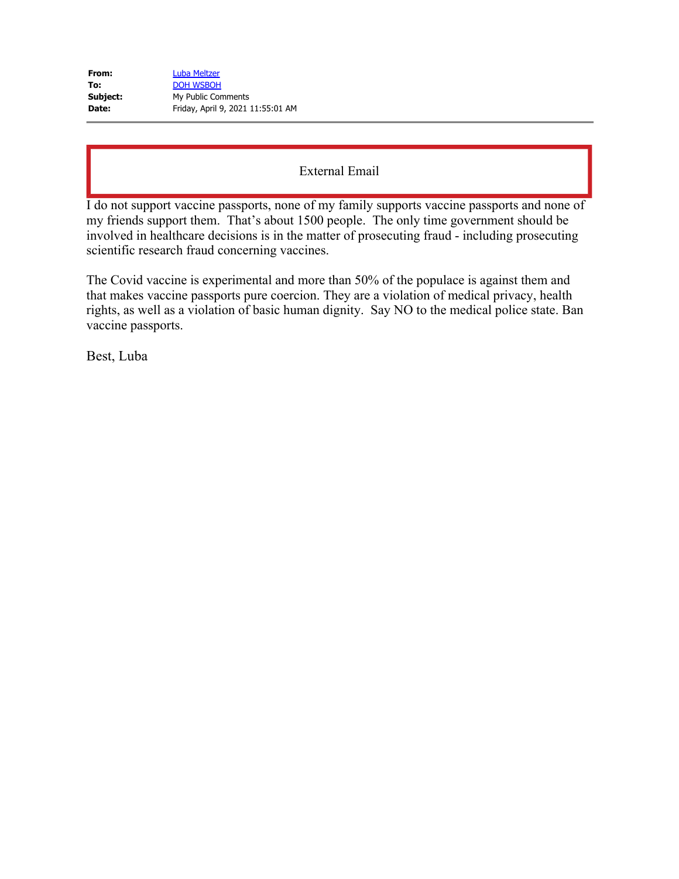**From:** Luba Meltzer
**To:** DOH WSBOH
**Subject:** My Public Comments
**Date:** Friday, April 9, 2021 11:55:01 AM

External Email

I do not support vaccine passports, none of my family supports vaccine passports and none of my friends support them. That's about 1500 people. The only time government should be involved in healthcare decisions is in the matter of prosecuting fraud - including prosecuting scientific research fraud concerning vaccines.

The Covid vaccine is experimental and more than 50% of the populace is against them and that makes vaccine passports pure coercion. They are a violation of medical privacy, health rights, as well as a violation of basic human dignity. Say NO to the medical police state. Ban vaccine passports.

Best, Luba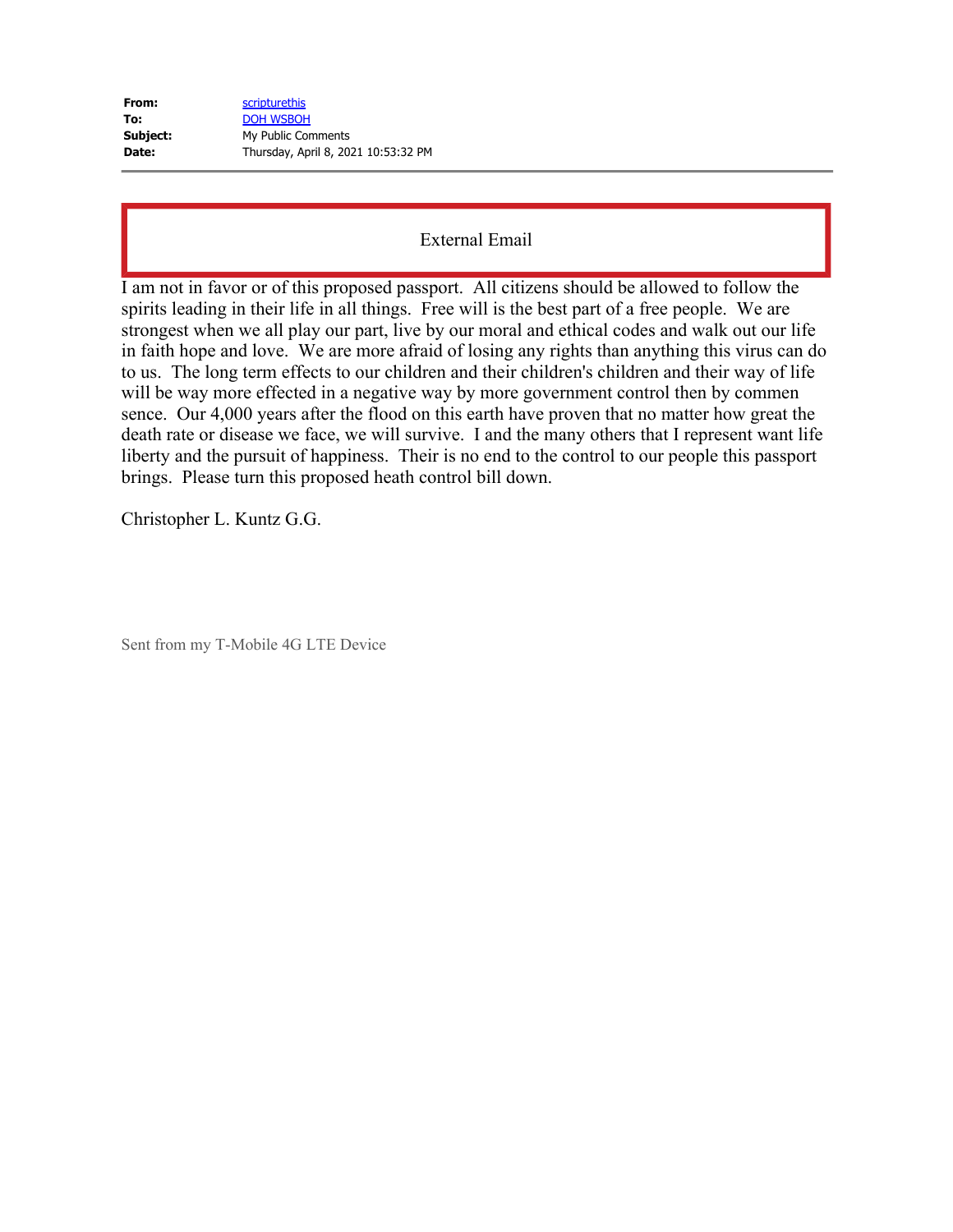| | |
|---|---|
| **From:** | scripturethis |
| **To:** | DOH WSBOH |
| **Subject:** | My Public Comments |
| **Date:** | Thursday, April 8, 2021 10:53:32 PM |

External Email

I am not in favor or of this proposed passport. All citizens should be allowed to follow the spirits leading in their life in all things. Free will is the best part of a free people. We are strongest when we all play our part, live by our moral and ethical codes and walk out our life in faith hope and love. We are more afraid of losing any rights than anything this virus can do to us. The long term effects to our children and their children's children and their way of life will be way more effected in a negative way by more government control then by commen sence. Our 4,000 years after the flood on this earth have proven that no matter how great the death rate or disease we face, we will survive. I and the many others that I represent want life liberty and the pursuit of happiness. Their is no end to the control to our people this passport brings. Please turn this proposed heath control bill down.

Christopher L. Kuntz G.G.

Sent from my T-Mobile 4G LTE Device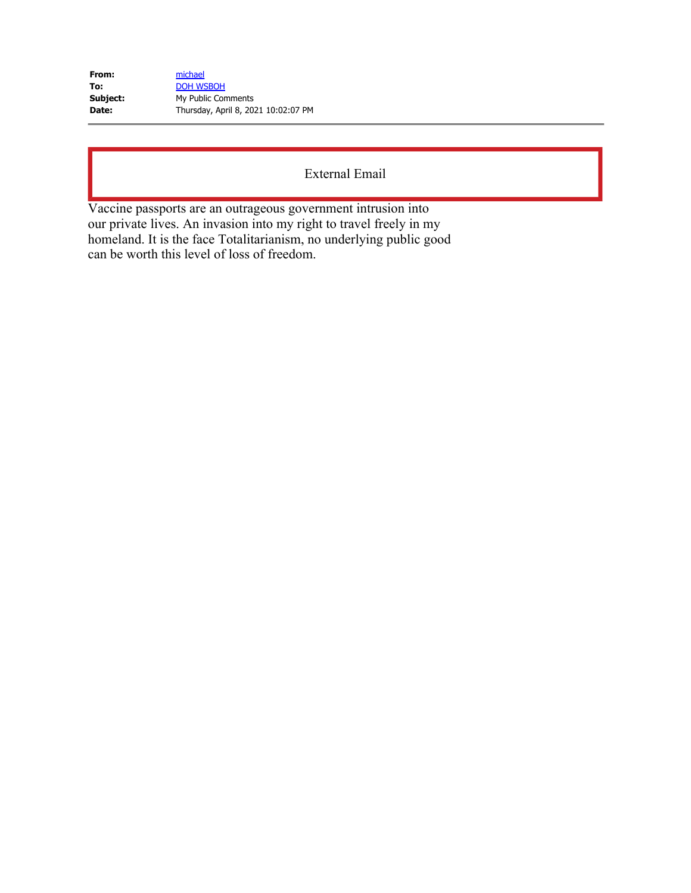| | |
|---|---|
| **From:** | michael |
| **To:** | DOH WSBOH |
| **Subject:** | My Public Comments |
| **Date:** | Thursday, April 8, 2021 10:02:07 PM |

External Email

Vaccine passports are an outrageous government intrusion into our private lives. An invasion into my right to travel freely in my homeland. It is the face Totalitarianism, no underlying public good can be worth this level of loss of freedom.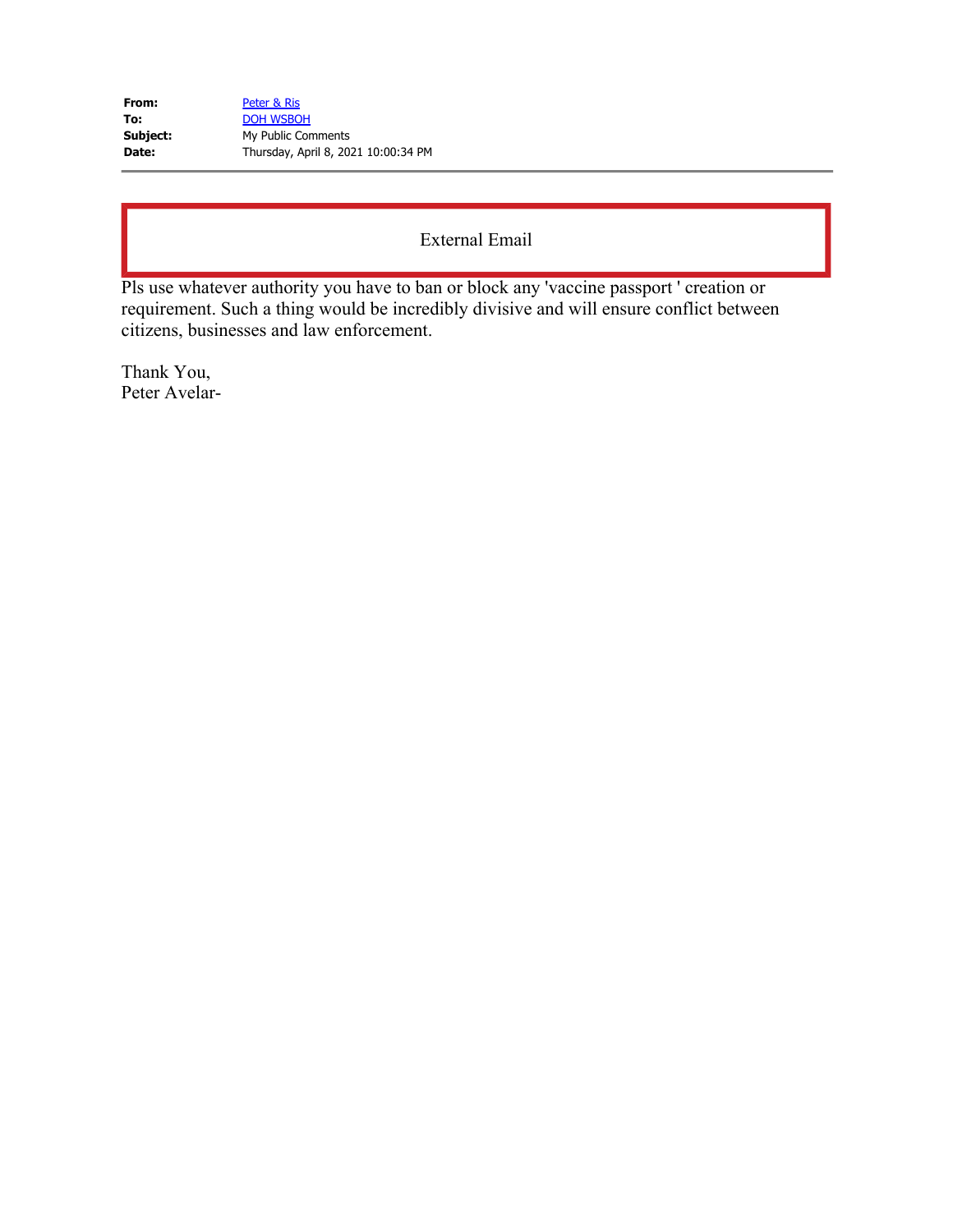| | |
|---|---|
| **From:** | Peter & Ris |
| **To:** | DOH WSBOH |
| **Subject:** | My Public Comments |
| **Date:** | Thursday, April 8, 2021 10:00:34 PM |

External Email

Pls use whatever authority you have to ban or block any 'vaccine passport ' creation or requirement. Such a thing would be incredibly divisive and will ensure conflict between citizens, businesses and law enforcement.

Thank You,
Peter Avelar-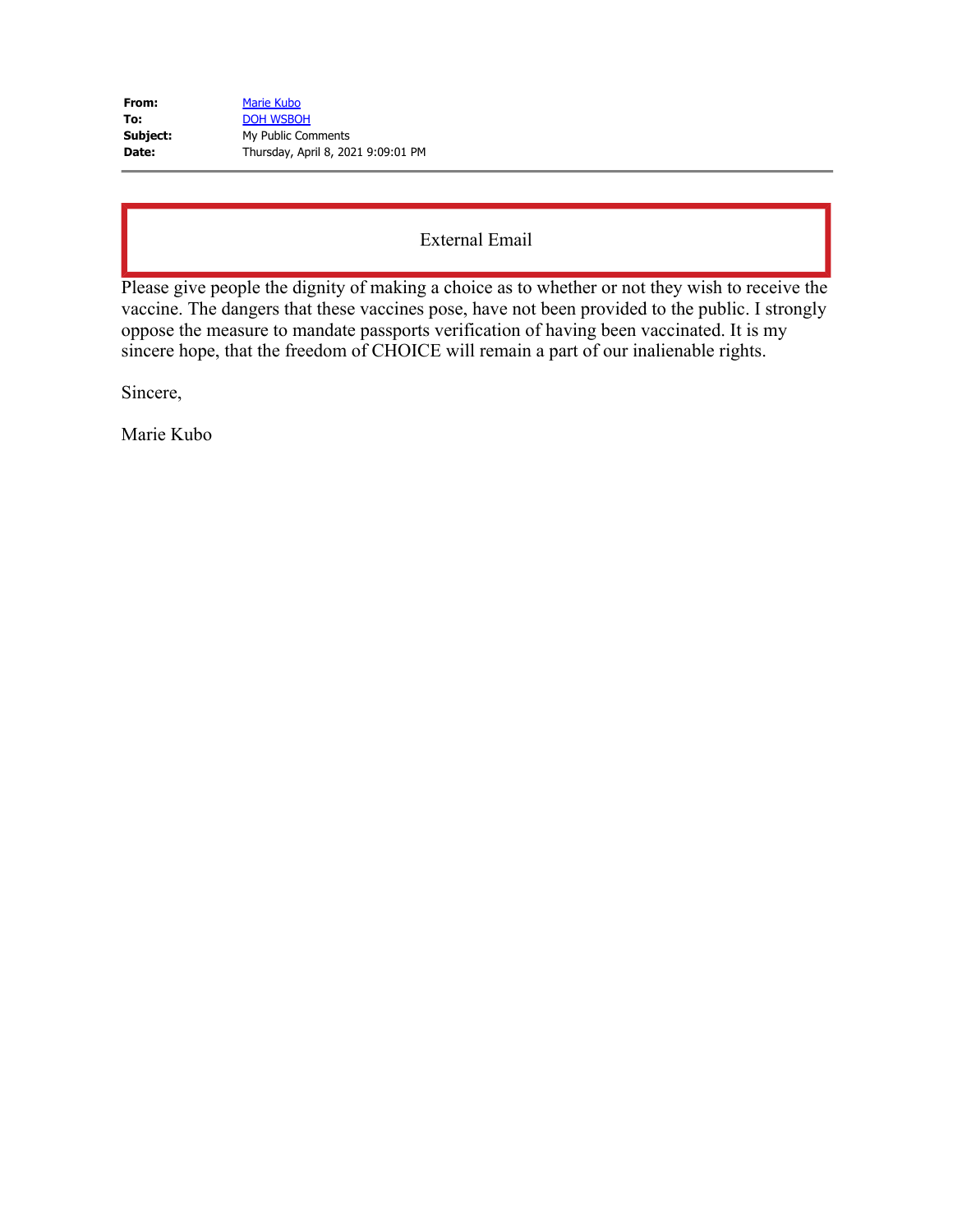**From:** Marie Kubo
**To:** DOH WSBOH
**Subject:** My Public Comments
**Date:** Thursday, April 8, 2021 9:09:01 PM

External Email

Please give people the dignity of making a choice as to whether or not they wish to receive the vaccine. The dangers that these vaccines pose, have not been provided to the public. I strongly oppose the measure to mandate passports verification of having been vaccinated. It is my sincere hope, that the freedom of CHOICE will remain a part of our inalienable rights.

Sincere,

Marie Kubo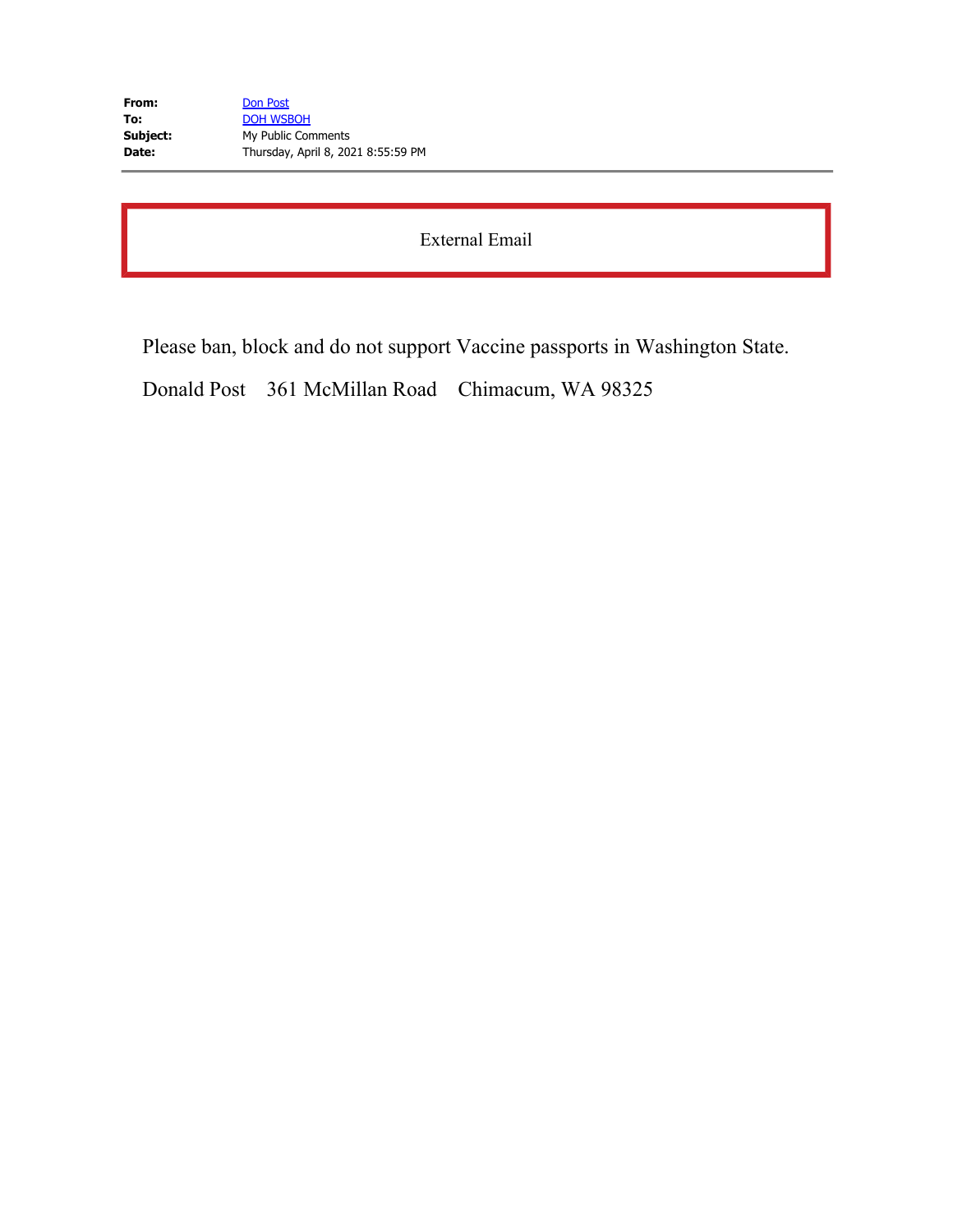|  |  |
| --- | --- |
| **From:** | Don Post |
| **To:** | DOH WSBOH |
| **Subject:** | My Public Comments |
| **Date:** | Thursday, April 8, 2021 8:55:59 PM |

External Email

Please ban, block and do not support Vaccine passports in Washington State.

Donald Post 361 McMillan Road Chimacum, WA 98325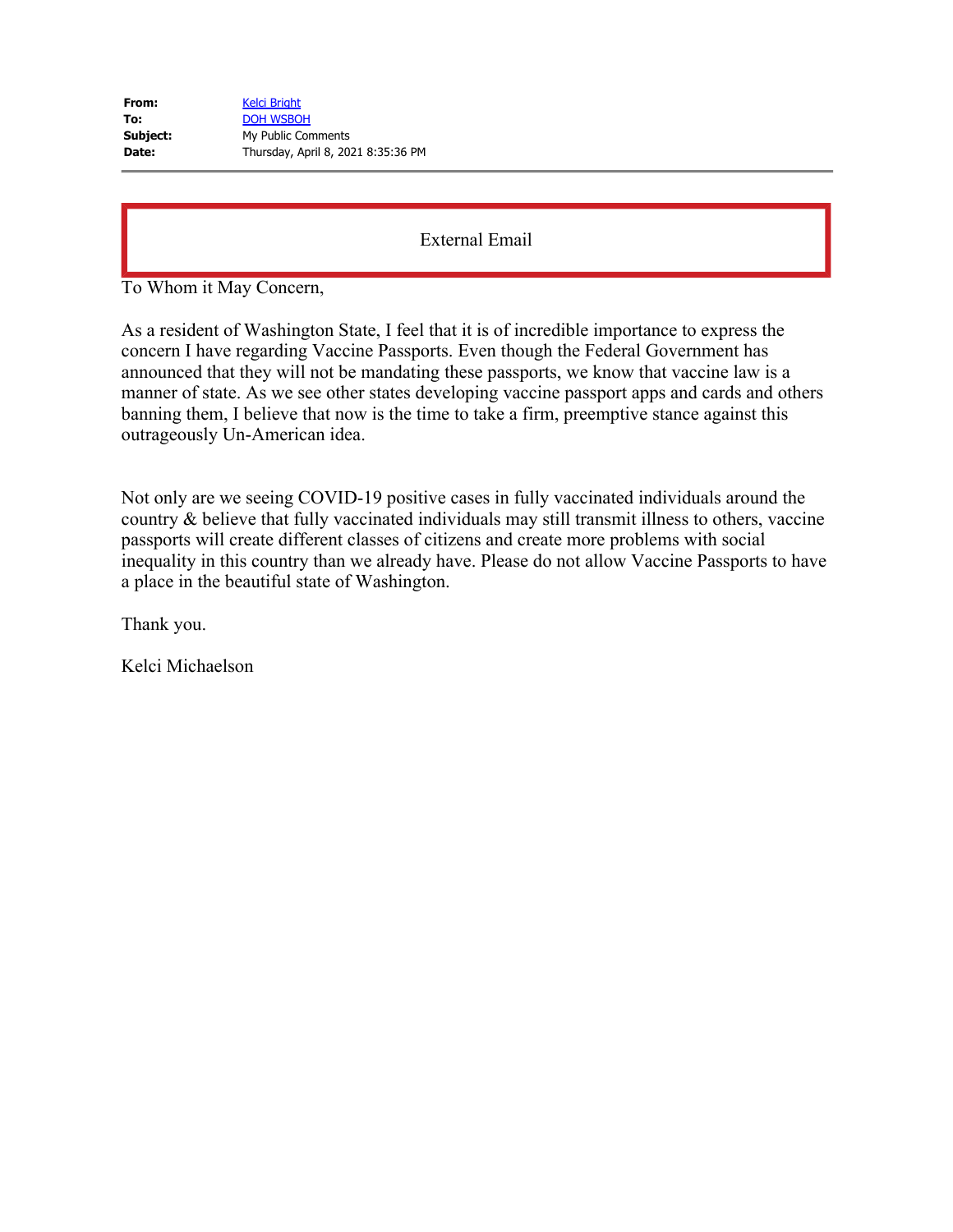**From:** Kelci Bright
**To:** DOH WSBOH
**Subject:** My Public Comments
**Date:** Thursday, April 8, 2021 8:35:36 PM

External Email

To Whom it May Concern,

As a resident of Washington State, I feel that it is of incredible importance to express the concern I have regarding Vaccine Passports. Even though the Federal Government has announced that they will not be mandating these passports, we know that vaccine law is a manner of state. As we see other states developing vaccine passport apps and cards and others banning them, I believe that now is the time to take a firm, preemptive stance against this outrageously Un-American idea.

Not only are we seeing COVID-19 positive cases in fully vaccinated individuals around the country & believe that fully vaccinated individuals may still transmit illness to others, vaccine passports will create different classes of citizens and create more problems with social inequality in this country than we already have. Please do not allow Vaccine Passports to have a place in the beautiful state of Washington.

Thank you.

Kelci Michaelson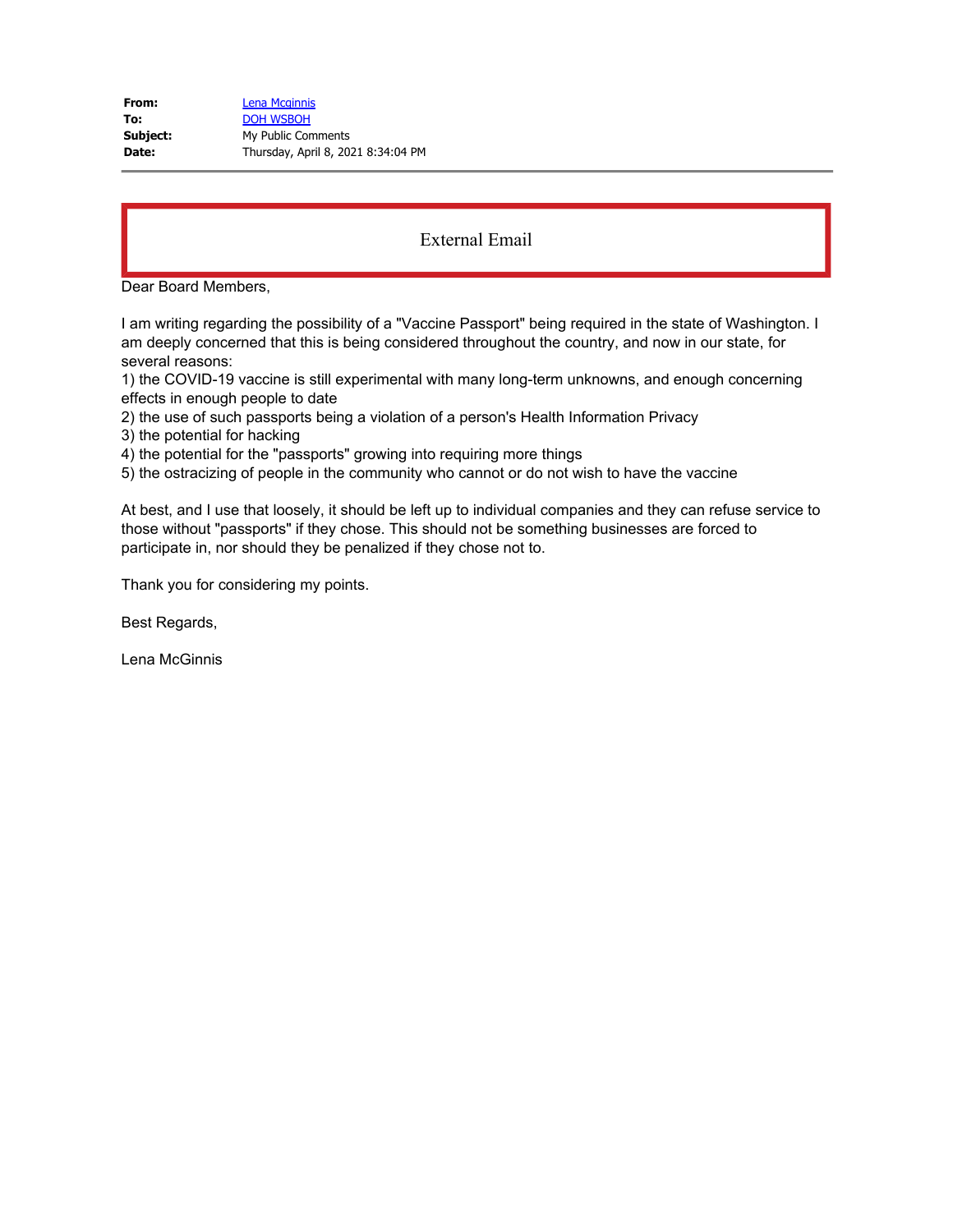**From:** Lena Mcginnis
**To:** DOH WSBOH
**Subject:** My Public Comments
**Date:** Thursday, April 8, 2021 8:34:04 PM

External Email

Dear Board Members,

I am writing regarding the possibility of a "Vaccine Passport" being required in the state of Washington. I am deeply concerned that this is being considered throughout the country, and now in our state, for several reasons:

1) the COVID-19 vaccine is still experimental with many long-term unknowns, and enough concerning effects in enough people to date
2) the use of such passports being a violation of a person's Health Information Privacy
3) the potential for hacking
4) the potential for the "passports" growing into requiring more things
5) the ostracizing of people in the community who cannot or do not wish to have the vaccine

At best, and I use that loosely, it should be left up to individual companies and they can refuse service to those without "passports" if they chose. This should not be something businesses are forced to participate in, nor should they be penalized if they chose not to.

Thank you for considering my points.

Best Regards,

Lena McGinnis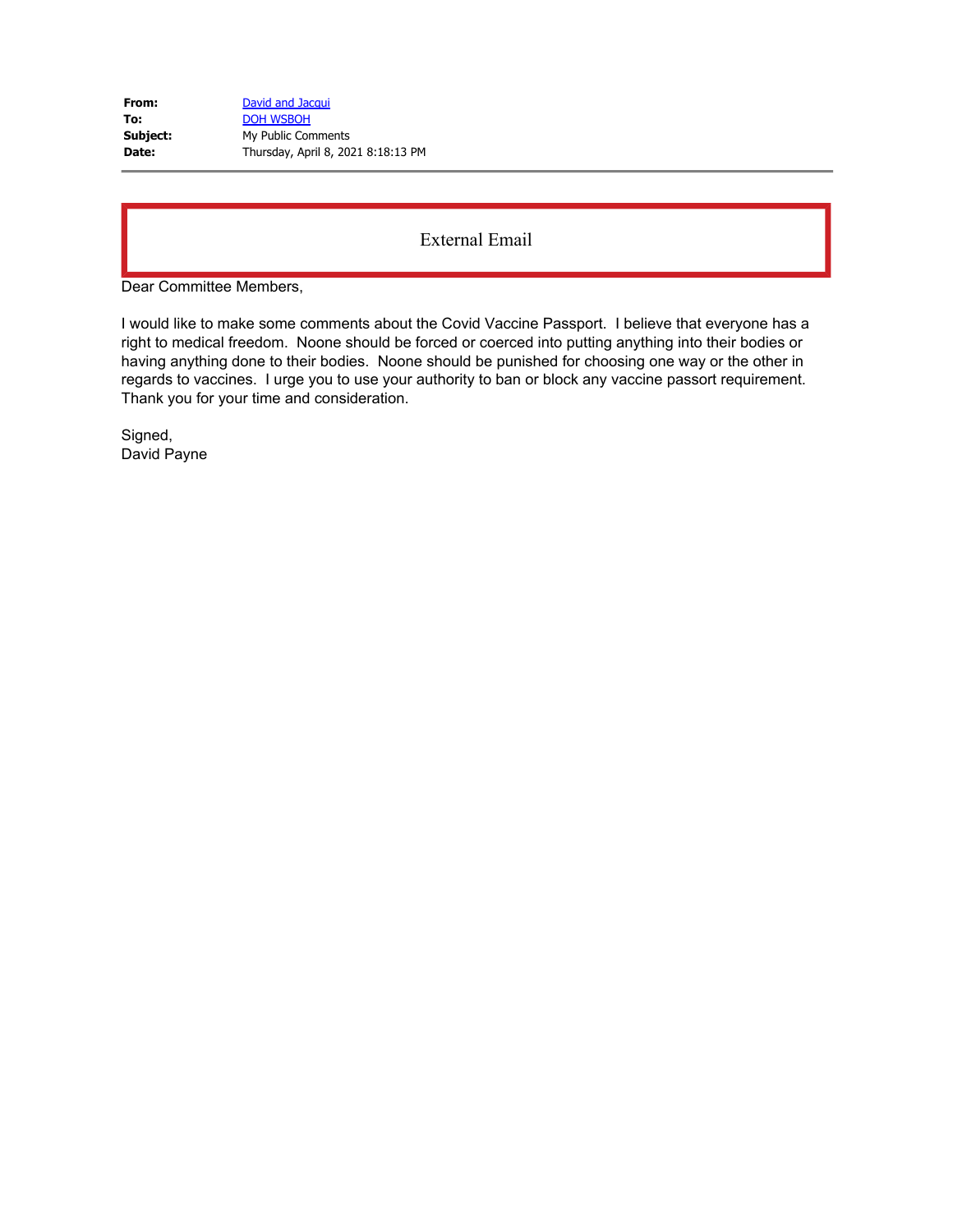**From:** David and Jacqui
**To:** DOH WSBOH
**Subject:** My Public Comments
**Date:** Thursday, April 8, 2021 8:18:13 PM

External Email

Dear Committee Members,

I would like to make some comments about the Covid Vaccine Passport. I believe that everyone has a right to medical freedom. Noone should be forced or coerced into putting anything into their bodies or having anything done to their bodies. Noone should be punished for choosing one way or the other in regards to vaccines. I urge you to use your authority to ban or block any vaccine passort requirement. Thank you for your time and consideration.

Signed,
David Payne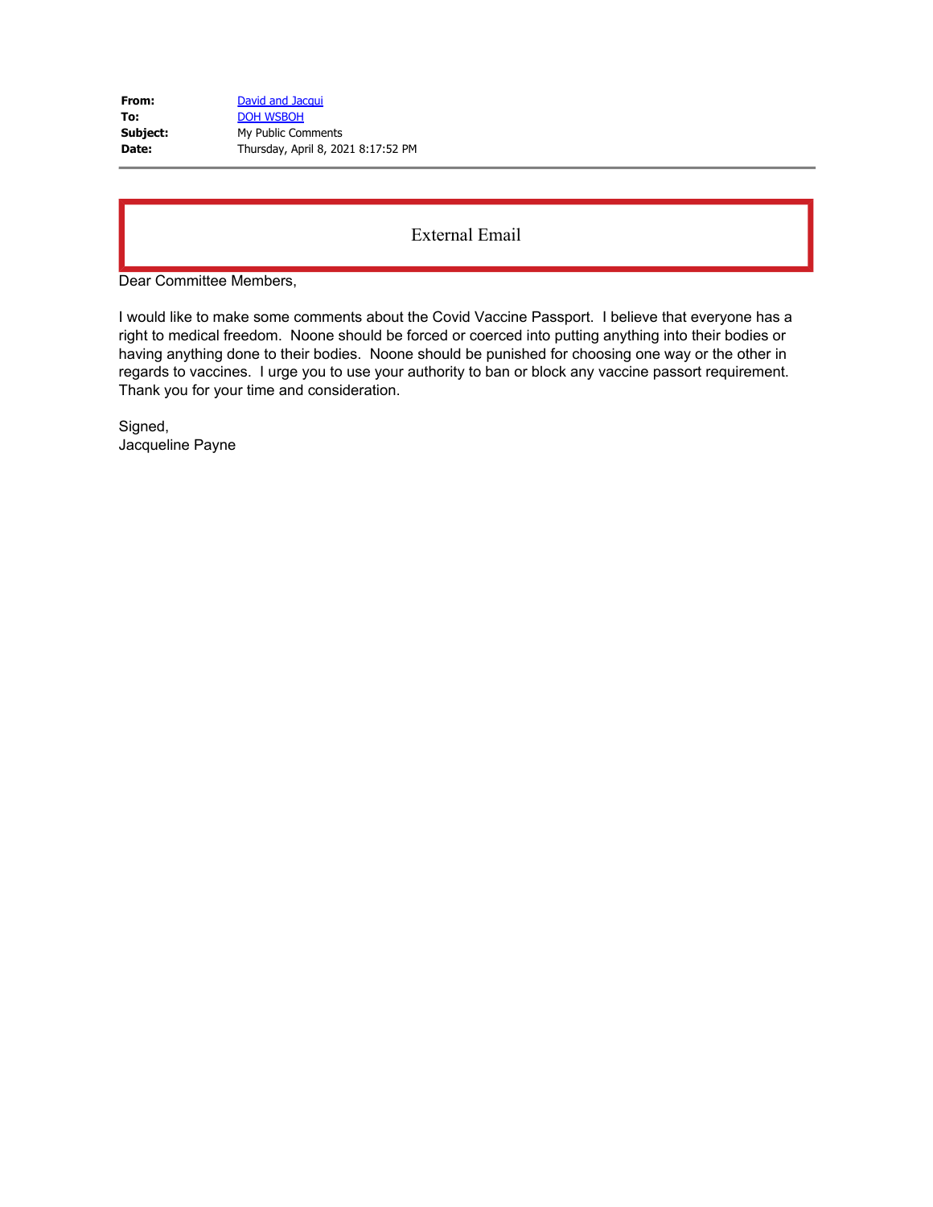| **From:** | David and Jacqui |
|---|---|
| **To:** | DOH WSBOH |
| **Subject:** | My Public Comments |
| **Date:** | Thursday, April 8, 2021 8:17:52 PM |

External Email

Dear Committee Members,

I would like to make some comments about the Covid Vaccine Passport. I believe that everyone has a right to medical freedom. Noone should be forced or coerced into putting anything into their bodies or having anything done to their bodies. Noone should be punished for choosing one way or the other in regards to vaccines. I urge you to use your authority to ban or block any vaccine passort requirement. Thank you for your time and consideration.

Signed,
Jacqueline Payne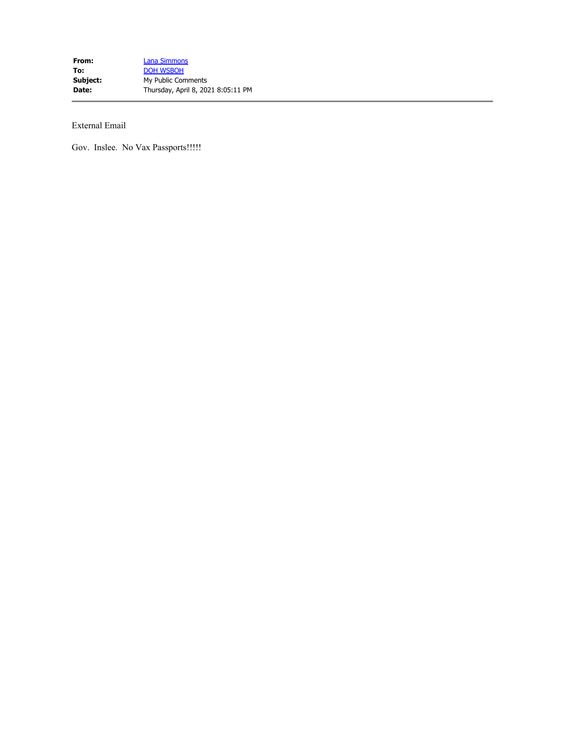**From:** Lana Simmons
**To:** DOH WSBOH
**Subject:** My Public Comments
**Date:** Thursday, April 8, 2021 8:05:11 PM

---

External Email

Gov. Inslee. No Vax Passports!!!!!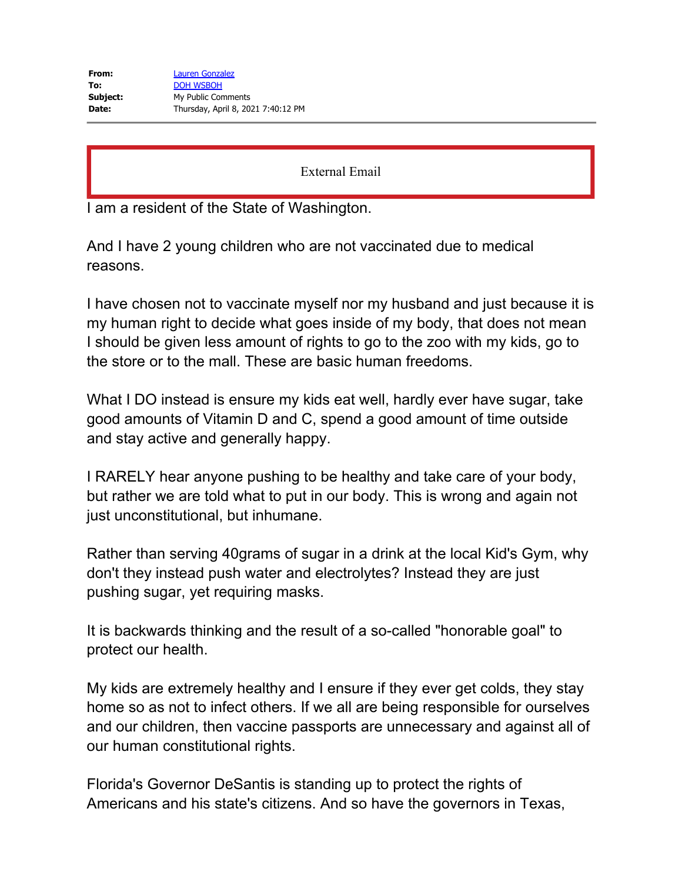| | |
|---|---|
| **From:** | Lauren Gonzalez |
| **To:** | DOH WSBOH |
| **Subject:** | My Public Comments |
| **Date:** | Thursday, April 8, 2021 7:40:12 PM |

External Email

I am a resident of the State of Washington.

And I have 2 young children who are not vaccinated due to medical reasons.

I have chosen not to vaccinate myself nor my husband and just because it is my human right to decide what goes inside of my body, that does not mean I should be given less amount of rights to go to the zoo with my kids, go to the store or to the mall. These are basic human freedoms.

What I DO instead is ensure my kids eat well, hardly ever have sugar, take good amounts of Vitamin D and C, spend a good amount of time outside and stay active and generally happy.

I RARELY hear anyone pushing to be healthy and take care of your body, but rather we are told what to put in our body. This is wrong and again not just unconstitutional, but inhumane.

Rather than serving 40grams of sugar in a drink at the local Kid's Gym, why don't they instead push water and electrolytes? Instead they are just pushing sugar, yet requiring masks.

It is backwards thinking and the result of a so-called "honorable goal" to protect our health.

My kids are extremely healthy and I ensure if they ever get colds, they stay home so as not to infect others. If we all are being responsible for ourselves and our children, then vaccine passports are unnecessary and against all of our human constitutional rights.

Florida's Governor DeSantis is standing up to protect the rights of Americans and his state's citizens. And so have the governors in Texas,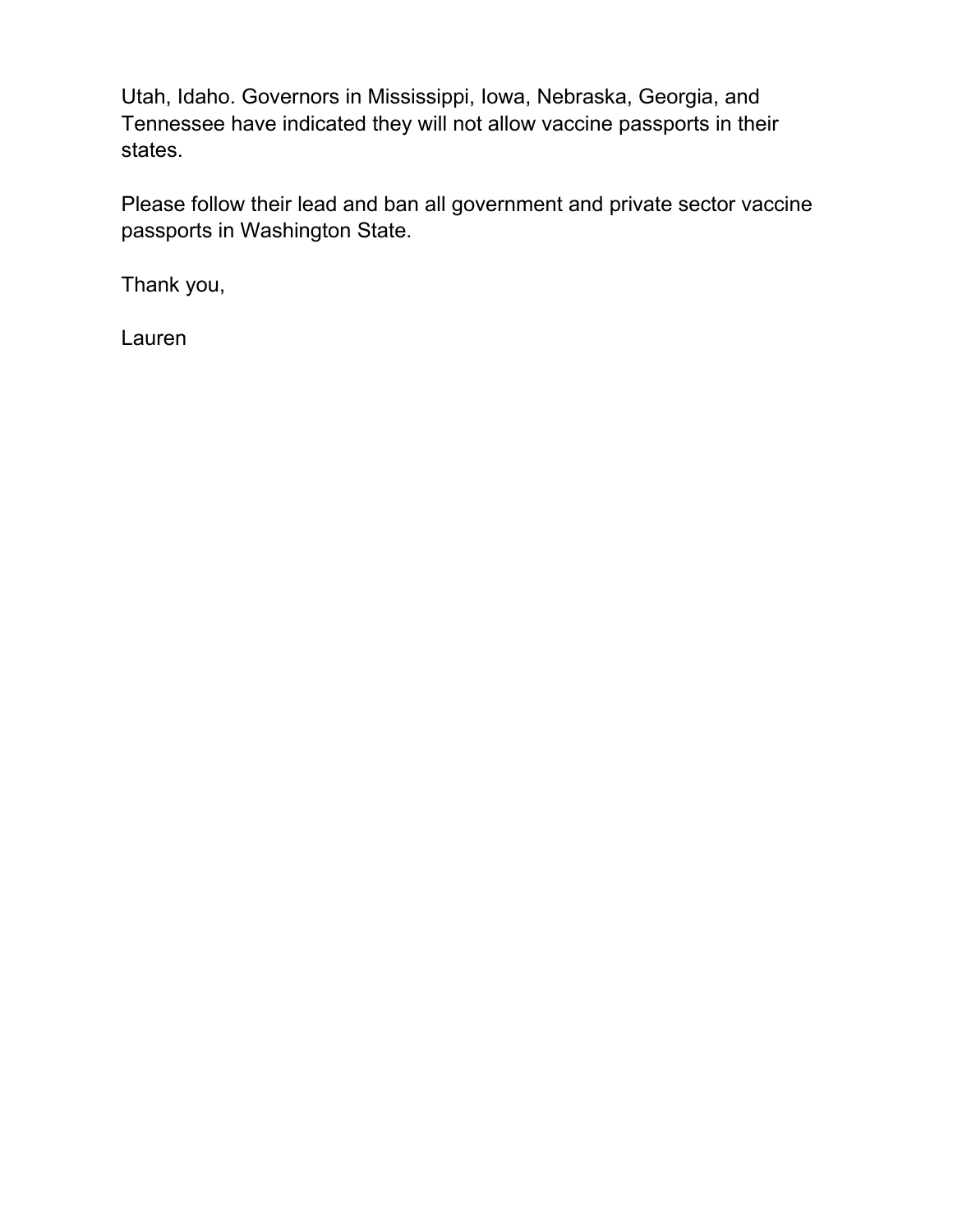Utah, Idaho. Governors in Mississippi, Iowa, Nebraska, Georgia, and Tennessee have indicated they will not allow vaccine passports in their states.

Please follow their lead and ban all government and private sector vaccine passports in Washington State.

Thank you,

Lauren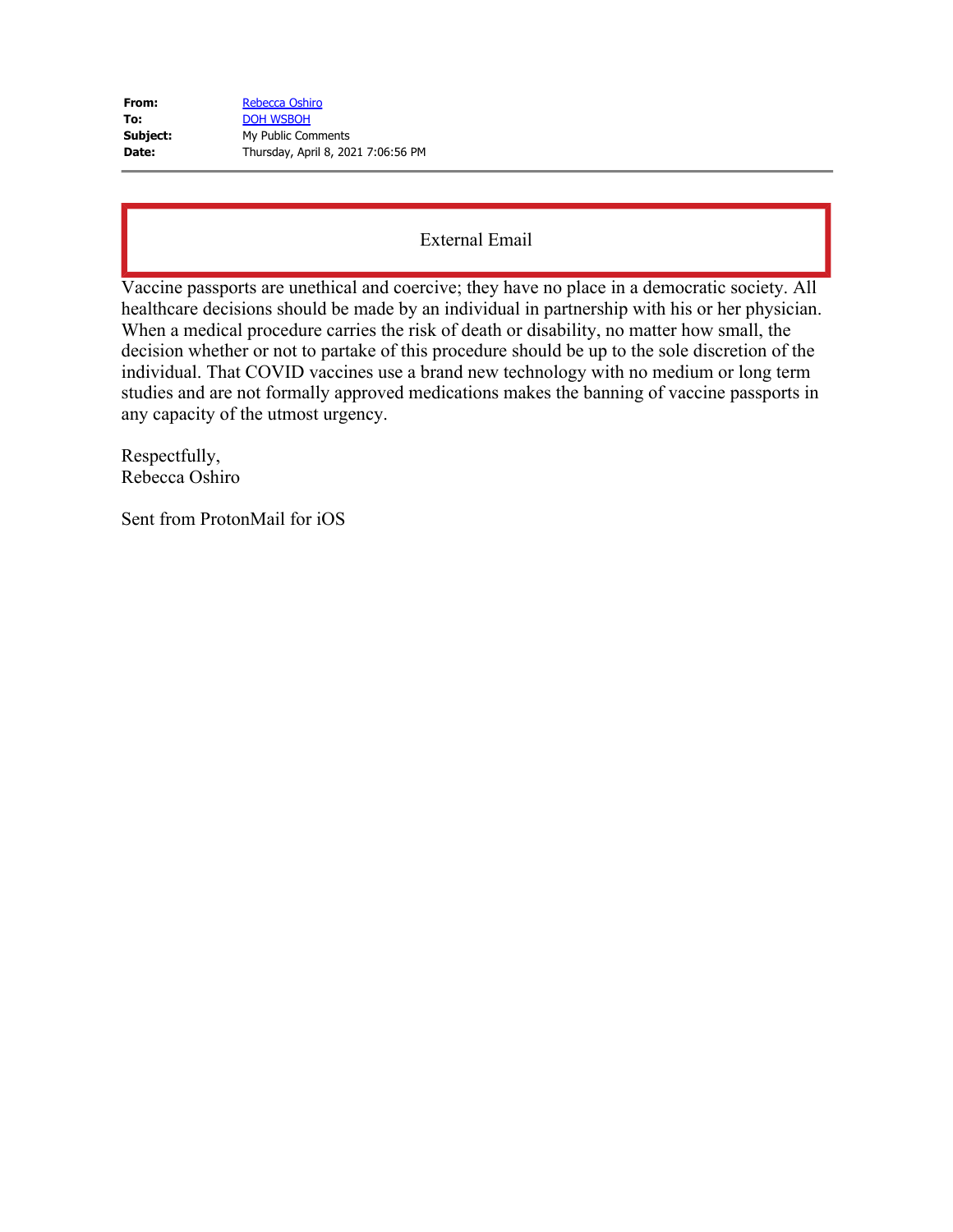**From:** Rebecca Oshiro
**To:** DOH WSBOH
**Subject:** My Public Comments
**Date:** Thursday, April 8, 2021 7:06:56 PM

External Email

Vaccine passports are unethical and coercive; they have no place in a democratic society. All healthcare decisions should be made by an individual in partnership with his or her physician. When a medical procedure carries the risk of death or disability, no matter how small, the decision whether or not to partake of this procedure should be up to the sole discretion of the individual. That COVID vaccines use a brand new technology with no medium or long term studies and are not formally approved medications makes the banning of vaccine passports in any capacity of the utmost urgency.

Respectfully,
Rebecca Oshiro

Sent from ProtonMail for iOS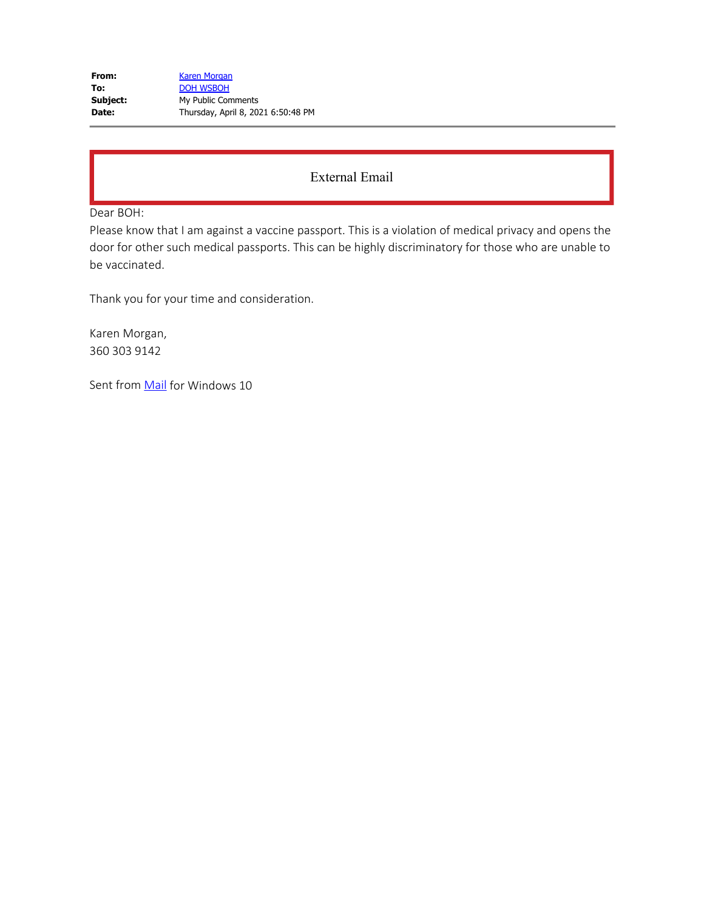**From:** Karen Morgan
**To:** DOH WSBOH
**Subject:** My Public Comments
**Date:** Thursday, April 8, 2021 6:50:48 PM

External Email

Dear BOH:
Please know that I am against a vaccine passport. This is a violation of medical privacy and opens the door for other such medical passports. This can be highly discriminatory for those who are unable to be vaccinated.

Thank you for your time and consideration.

Karen Morgan,
360 303 9142

Sent from Mail for Windows 10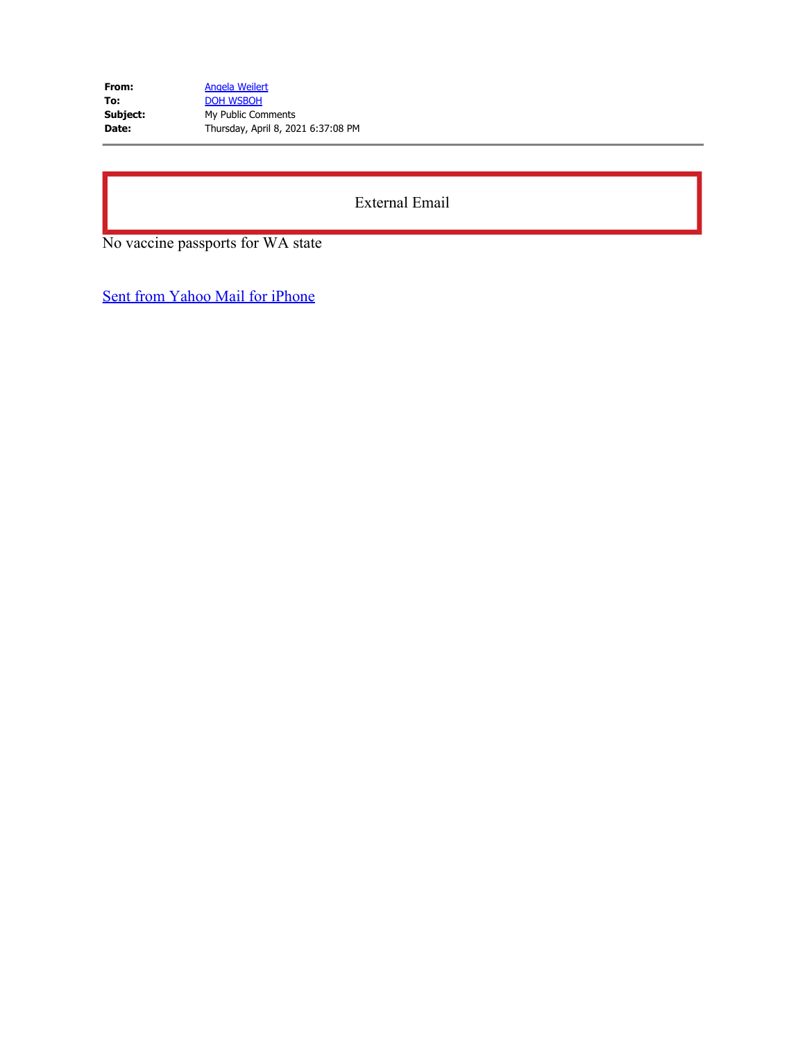**From:** Angela Weilert
**To:** DOH WSBOH
**Subject:** My Public Comments
**Date:** Thursday, April 8, 2021 6:37:08 PM

External Email

No vaccine passports for WA state

Sent from Yahoo Mail for iPhone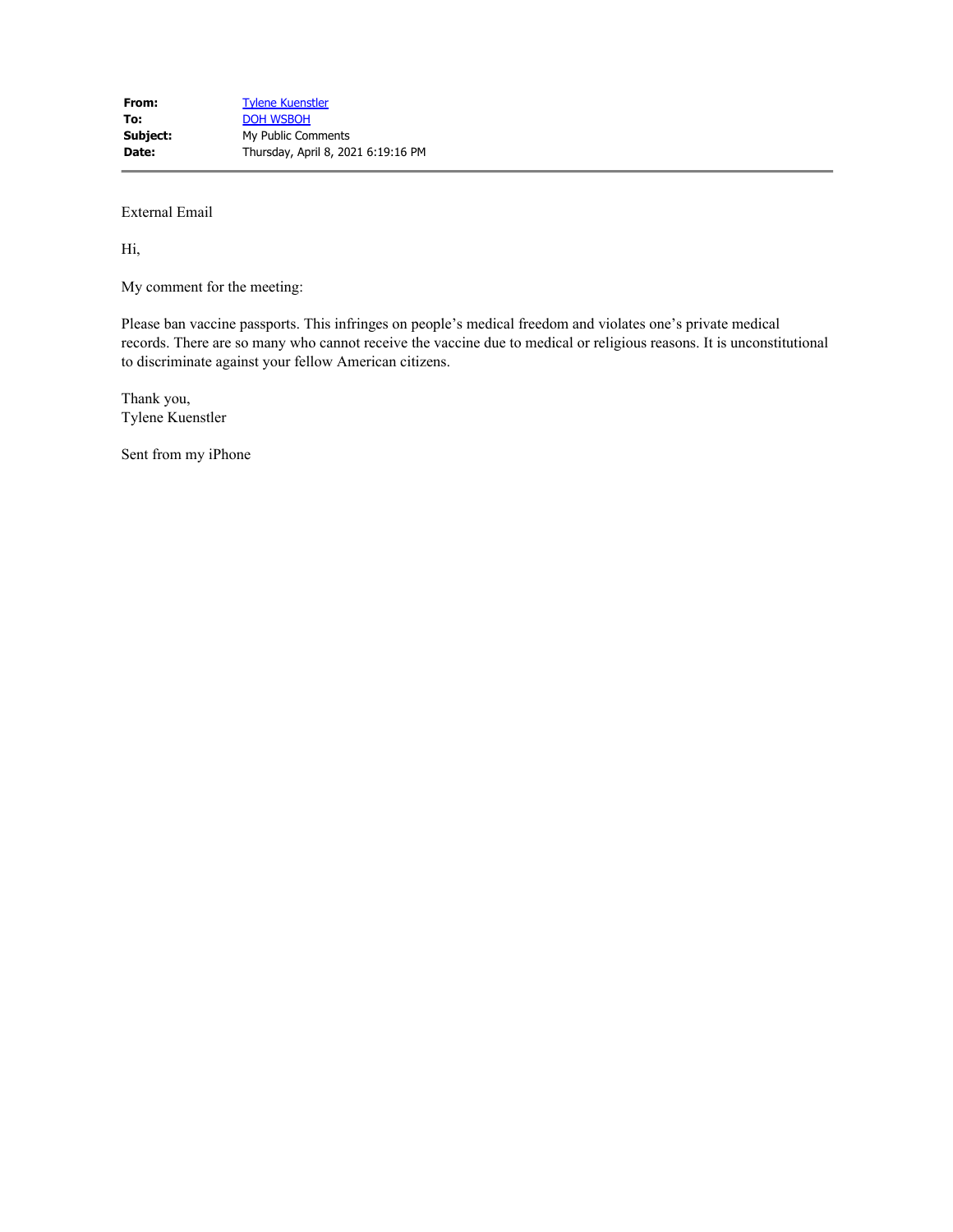| | |
|---|---|
| **From:** | Tylene Kuenstler |
| **To:** | DOH WSBOH |
| **Subject:** | My Public Comments |
| **Date:** | Thursday, April 8, 2021 6:19:16 PM |

External Email

Hi,

My comment for the meeting:

Please ban vaccine passports. This infringes on people's medical freedom and violates one's private medical records. There are so many who cannot receive the vaccine due to medical or religious reasons. It is unconstitutional to discriminate against your fellow American citizens.

Thank you,
Tylene Kuenstler

Sent from my iPhone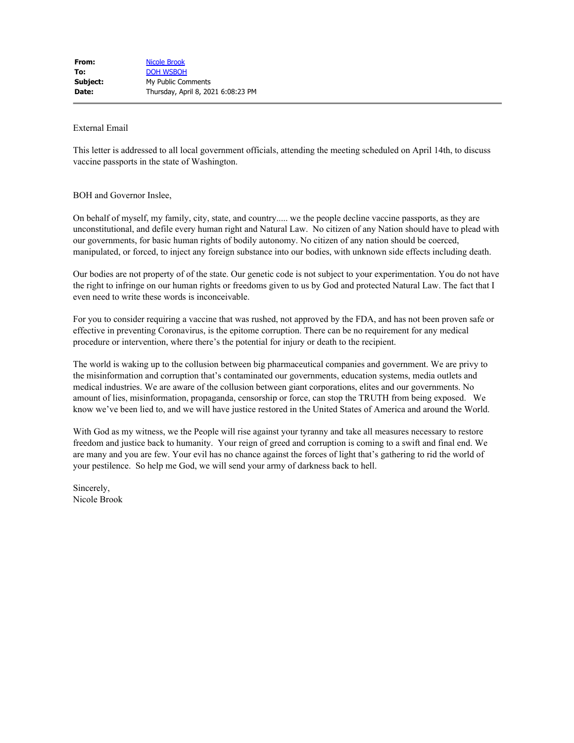| | |
|---|---|
| **From:** | Nicole Brook |
| **To:** | DOH WSBOH |
| **Subject:** | My Public Comments |
| **Date:** | Thursday, April 8, 2021 6:08:23 PM |

External Email

This letter is addressed to all local government officials, attending the meeting scheduled on April 14th, to discuss vaccine passports in the state of Washington.

BOH and Governor Inslee,

On behalf of myself, my family, city, state, and country..... we the people decline vaccine passports, as they are unconstitutional, and defile every human right and Natural Law. No citizen of any Nation should have to plead with our governments, for basic human rights of bodily autonomy. No citizen of any nation should be coerced, manipulated, or forced, to inject any foreign substance into our bodies, with unknown side effects including death.

Our bodies are not property of of the state. Our genetic code is not subject to your experimentation. You do not have the right to infringe on our human rights or freedoms given to us by God and protected Natural Law. The fact that I even need to write these words is inconceivable.

For you to consider requiring a vaccine that was rushed, not approved by the FDA, and has not been proven safe or effective in preventing Coronavirus, is the epitome corruption. There can be no requirement for any medical procedure or intervention, where there's the potential for injury or death to the recipient.

The world is waking up to the collusion between big pharmaceutical companies and government. We are privy to the misinformation and corruption that's contaminated our governments, education systems, media outlets and medical industries. We are aware of the collusion between giant corporations, elites and our governments. No amount of lies, misinformation, propaganda, censorship or force, can stop the TRUTH from being exposed. We know we've been lied to, and we will have justice restored in the United States of America and around the World.

With God as my witness, we the People will rise against your tyranny and take all measures necessary to restore freedom and justice back to humanity. Your reign of greed and corruption is coming to a swift and final end. We are many and you are few. Your evil has no chance against the forces of light that's gathering to rid the world of your pestilence. So help me God, we will send your army of darkness back to hell.

Sincerely,  
Nicole Brook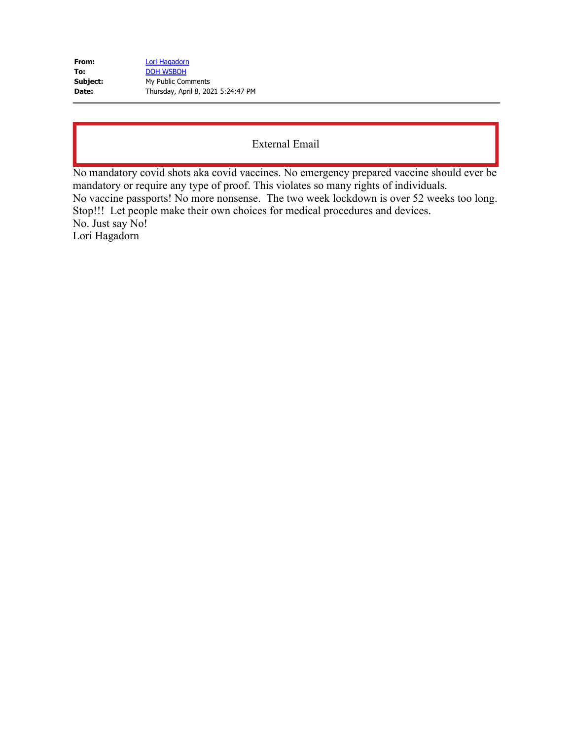| | |
|---|---|
| **From:** | Lori Hagadorn |
| **To:** | DOH WSBOH |
| **Subject:** | My Public Comments |
| **Date:** | Thursday, April 8, 2021 5:24:47 PM |

External Email

No mandatory covid shots aka covid vaccines. No emergency prepared vaccine should ever be mandatory or require any type of proof. This violates so many rights of individuals.
No vaccine passports! No more nonsense. The two week lockdown is over 52 weeks too long. Stop!!! Let people make their own choices for medical procedures and devices.
No. Just say No!
Lori Hagadorn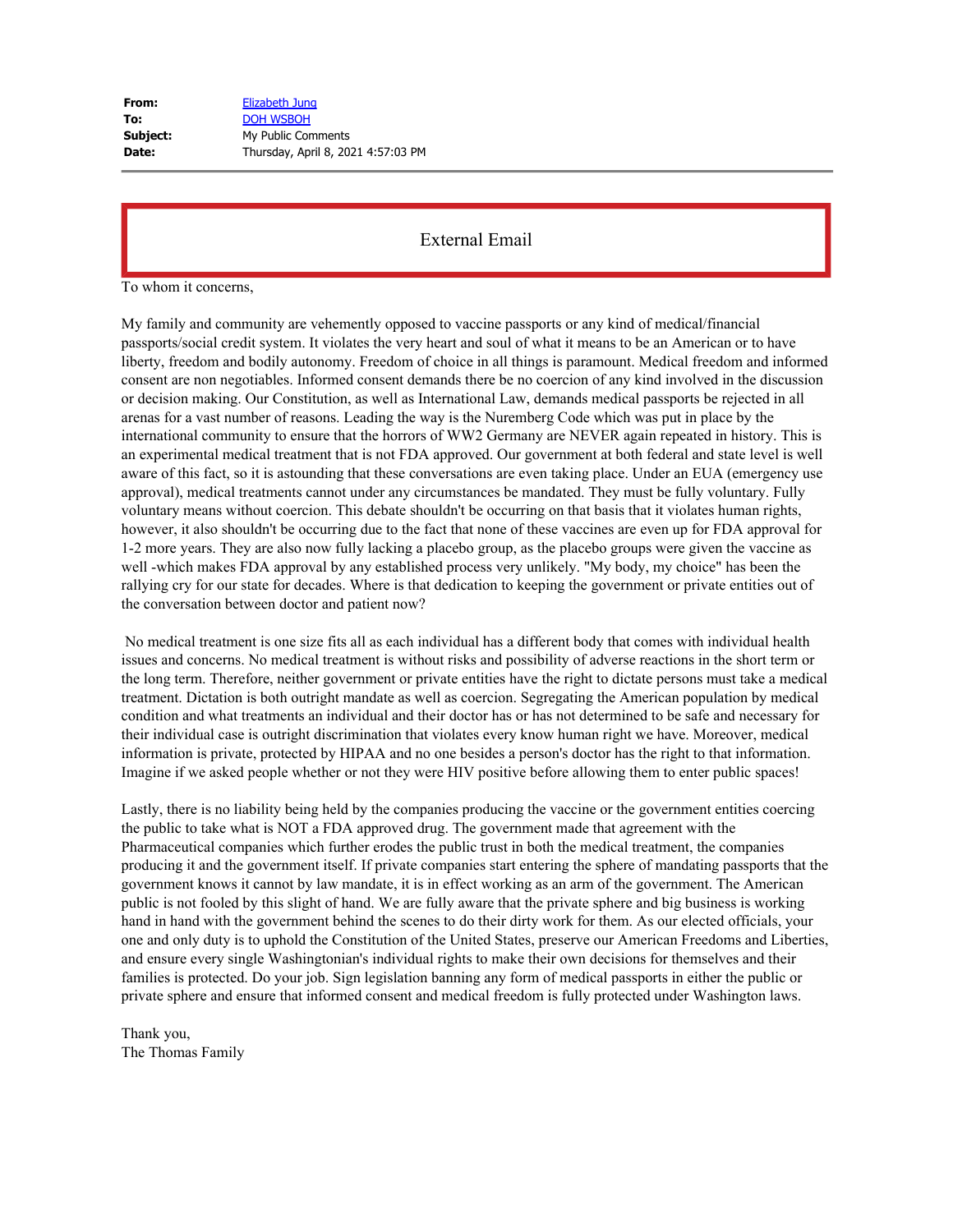**From:** Elizabeth Jung
**To:** DOH WSBOH
**Subject:** My Public Comments
**Date:** Thursday, April 8, 2021 4:57:03 PM

External Email

To whom it concerns,

My family and community are vehemently opposed to vaccine passports or any kind of medical/financial passports/social credit system. It violates the very heart and soul of what it means to be an American or to have liberty, freedom and bodily autonomy. Freedom of choice in all things is paramount. Medical freedom and informed consent are non negotiables. Informed consent demands there be no coercion of any kind involved in the discussion or decision making. Our Constitution, as well as International Law, demands medical passports be rejected in all arenas for a vast number of reasons. Leading the way is the Nuremberg Code which was put in place by the international community to ensure that the horrors of WW2 Germany are NEVER again repeated in history. This is an experimental medical treatment that is not FDA approved. Our government at both federal and state level is well aware of this fact, so it is astounding that these conversations are even taking place. Under an EUA (emergency use approval), medical treatments cannot under any circumstances be mandated. They must be fully voluntary. Fully voluntary means without coercion. This debate shouldn't be occurring on that basis that it violates human rights, however, it also shouldn't be occurring due to the fact that none of these vaccines are even up for FDA approval for 1-2 more years. They are also now fully lacking a placebo group, as the placebo groups were given the vaccine as well -which makes FDA approval by any established process very unlikely. "My body, my choice" has been the rallying cry for our state for decades. Where is that dedication to keeping the government or private entities out of the conversation between doctor and patient now?

No medical treatment is one size fits all as each individual has a different body that comes with individual health issues and concerns. No medical treatment is without risks and possibility of adverse reactions in the short term or the long term. Therefore, neither government or private entities have the right to dictate persons must take a medical treatment. Dictation is both outright mandate as well as coercion. Segregating the American population by medical condition and what treatments an individual and their doctor has or has not determined to be safe and necessary for their individual case is outright discrimination that violates every know human right we have. Moreover, medical information is private, protected by HIPAA and no one besides a person's doctor has the right to that information. Imagine if we asked people whether or not they were HIV positive before allowing them to enter public spaces!

Lastly, there is no liability being held by the companies producing the vaccine or the government entities coercing the public to take what is NOT a FDA approved drug. The government made that agreement with the Pharmaceutical companies which further erodes the public trust in both the medical treatment, the companies producing it and the government itself. If private companies start entering the sphere of mandating passports that the government knows it cannot by law mandate, it is in effect working as an arm of the government. The American public is not fooled by this slight of hand. We are fully aware that the private sphere and big business is working hand in hand with the government behind the scenes to do their dirty work for them. As our elected officials, your one and only duty is to uphold the Constitution of the United States, preserve our American Freedoms and Liberties, and ensure every single Washingtonian's individual rights to make their own decisions for themselves and their families is protected. Do your job. Sign legislation banning any form of medical passports in either the public or private sphere and ensure that informed consent and medical freedom is fully protected under Washington laws.

Thank you,
The Thomas Family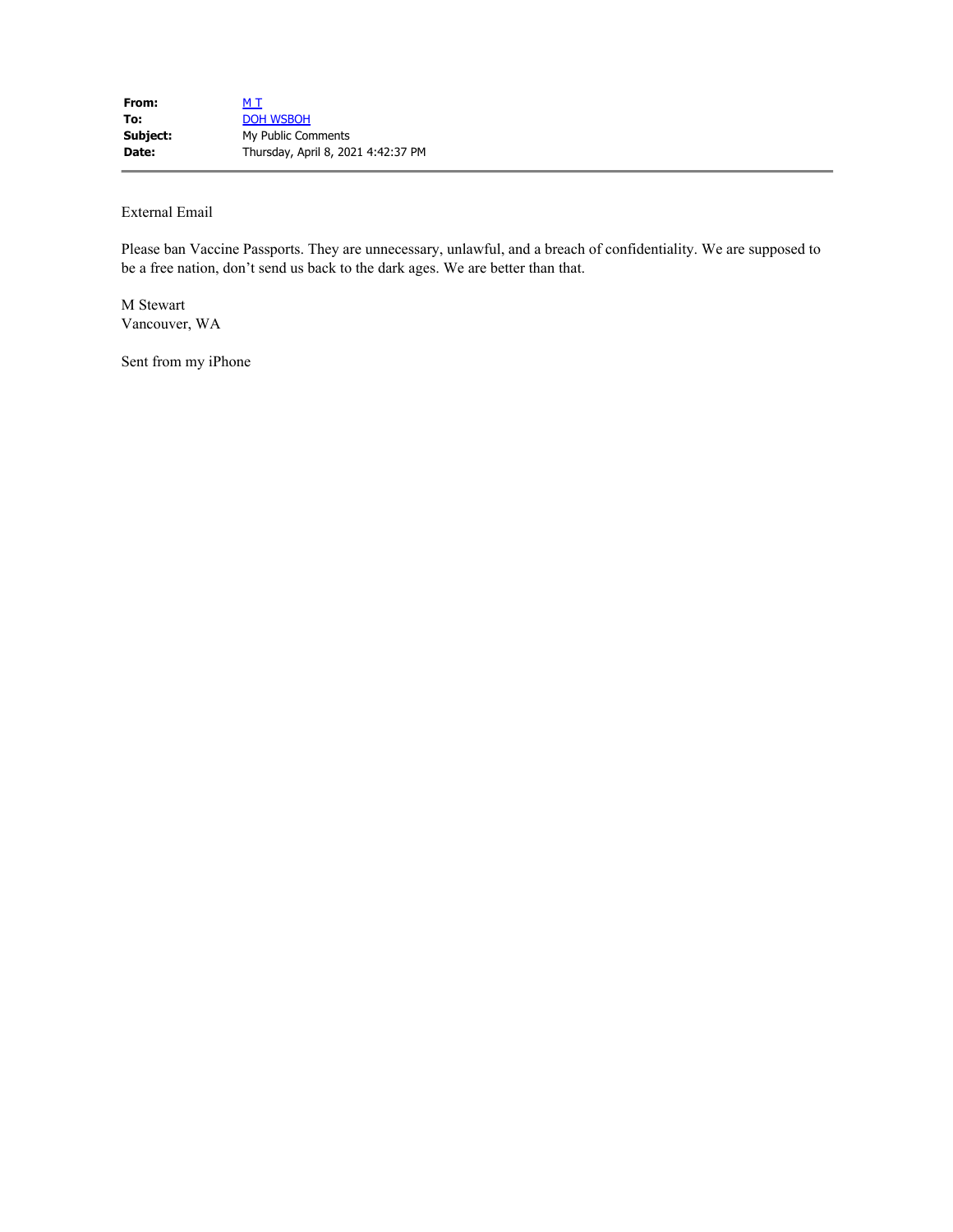| | |
|---|---|
| **From:** | M T |
| **To:** | DOH WSBOH |
| **Subject:** | My Public Comments |
| **Date:** | Thursday, April 8, 2021 4:42:37 PM |

External Email

Please ban Vaccine Passports. They are unnecessary, unlawful, and a breach of confidentiality. We are supposed to be a free nation, don't send us back to the dark ages. We are better than that.

M Stewart
Vancouver, WA

Sent from my iPhone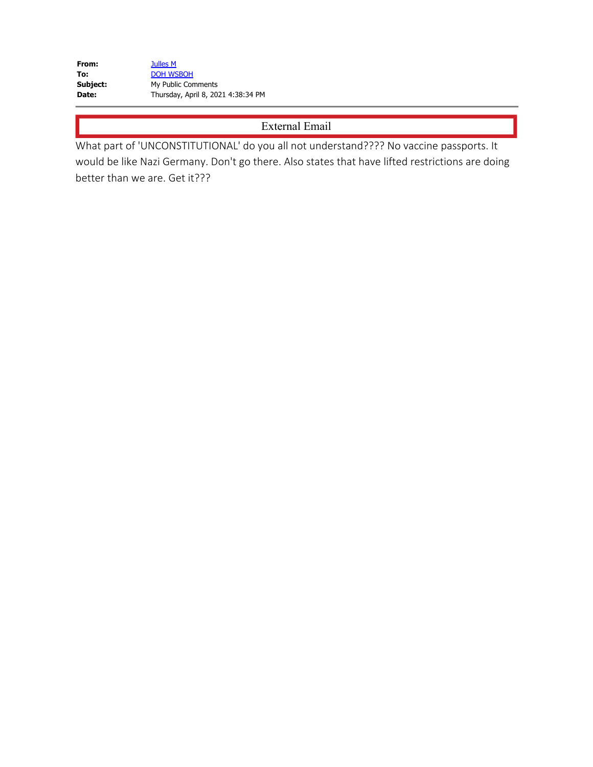| | |
|---|---|
| **From:** | Julles M |
| **To:** | DOH WSBOH |
| **Subject:** | My Public Comments |
| **Date:** | Thursday, April 8, 2021 4:38:34 PM |

External Email

What part of 'UNCONSTITUTIONAL' do you all not understand???? No vaccine passports. It would be like Nazi Germany. Don't go there. Also states that have lifted restrictions are doing better than we are. Get it???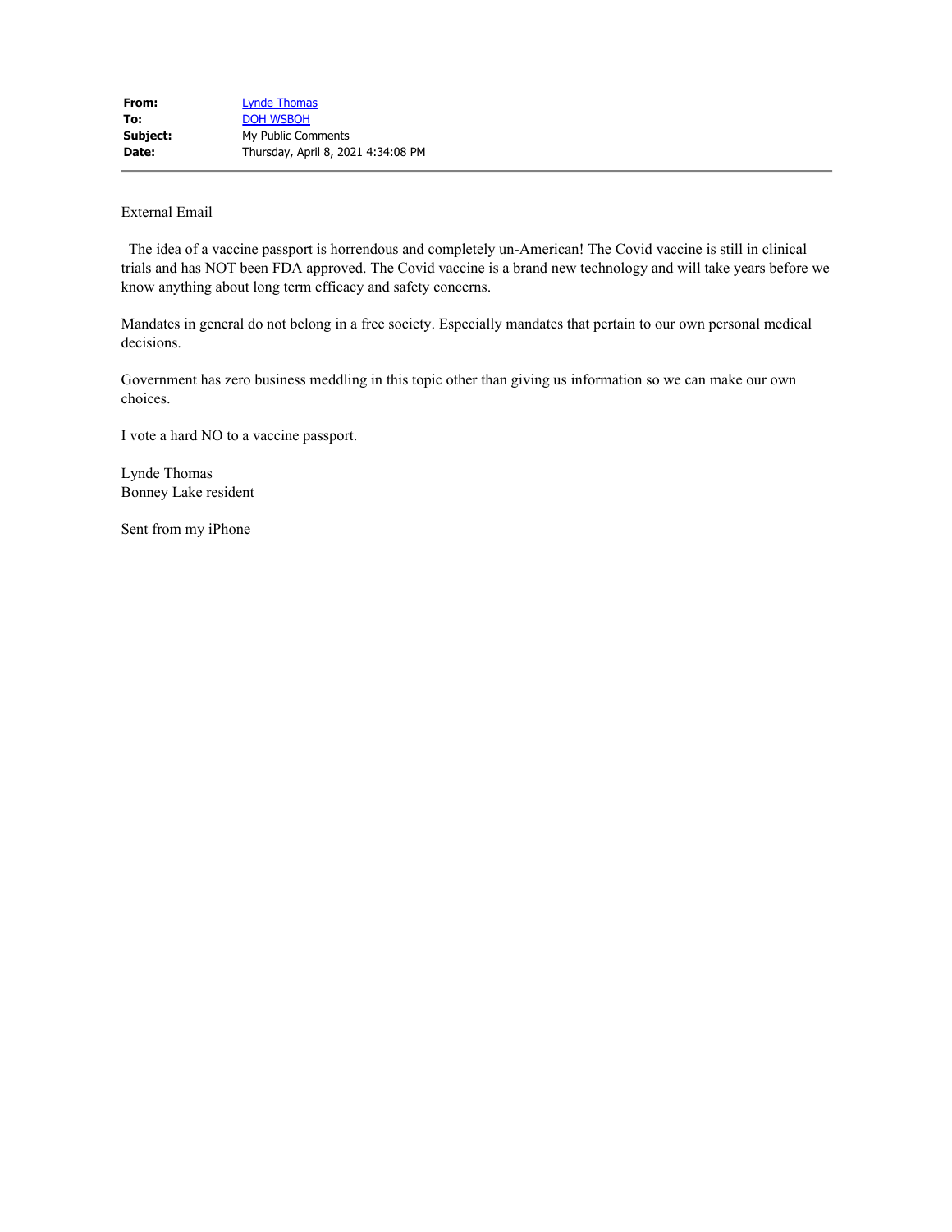| | |
|---|---|
| **From:** | Lynde Thomas |
| **To:** | DOH WSBOH |
| **Subject:** | My Public Comments |
| **Date:** | Thursday, April 8, 2021 4:34:08 PM |

---

External Email

The idea of a vaccine passport is horrendous and completely un-American! The Covid vaccine is still in clinical trials and has NOT been FDA approved. The Covid vaccine is a brand new technology and will take years before we know anything about long term efficacy and safety concerns.

Mandates in general do not belong in a free society. Especially mandates that pertain to our own personal medical decisions.

Government has zero business meddling in this topic other than giving us information so we can make our own choices.

I vote a hard NO to a vaccine passport.

Lynde Thomas
Bonney Lake resident

Sent from my iPhone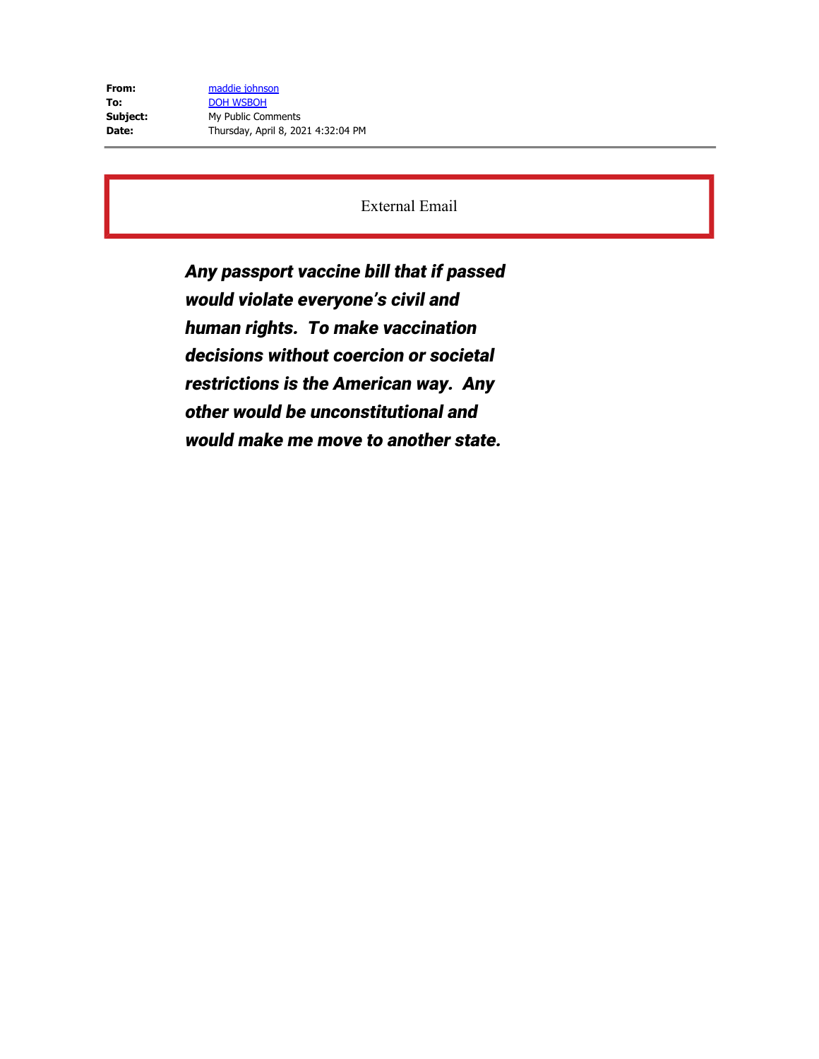| | |
|---|---|
| **From:** | maddie johnson |
| **To:** | DOH WSBOH |
| **Subject:** | My Public Comments |
| **Date:** | Thursday, April 8, 2021 4:32:04 PM |

External Email

***Any passport vaccine bill that if passed would violate everyone's civil and human rights. To make vaccination decisions without coercion or societal restrictions is the American way. Any other would be unconstitutional and would make me move to another state.***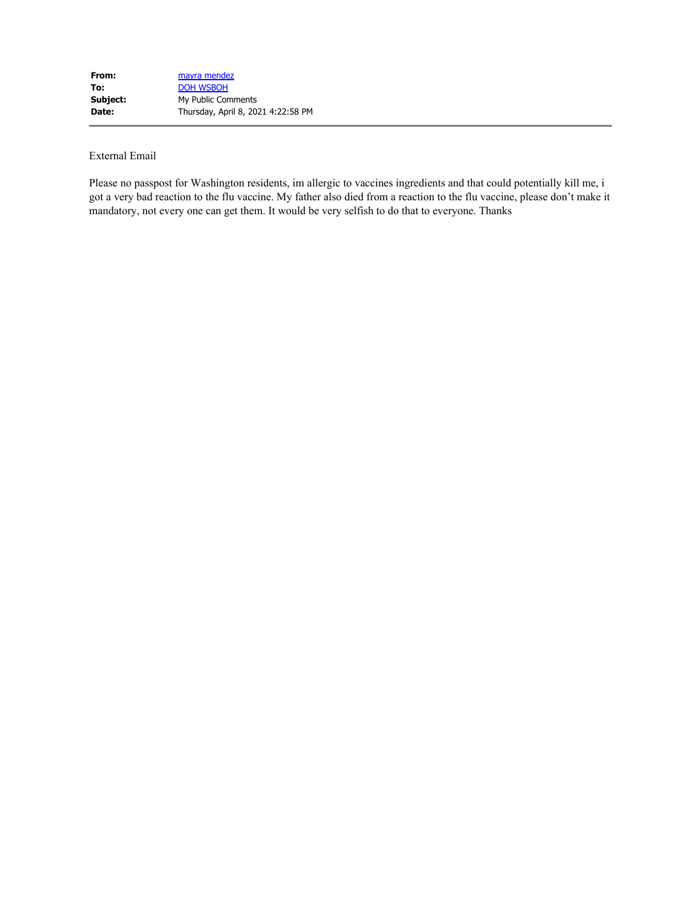| | |
|---|---|
| **From:** | mayra mendez |
| **To:** | DOH WSBOH |
| **Subject:** | My Public Comments |
| **Date:** | Thursday, April 8, 2021 4:22:58 PM |

External Email

Please no passpost for Washington residents, im allergic to vaccines ingredients and that could potentially kill me, i got a very bad reaction to the flu vaccine. My father also died from a reaction to the flu vaccine, please don't make it mandatory, not every one can get them. It would be very selfish to do that to everyone. Thanks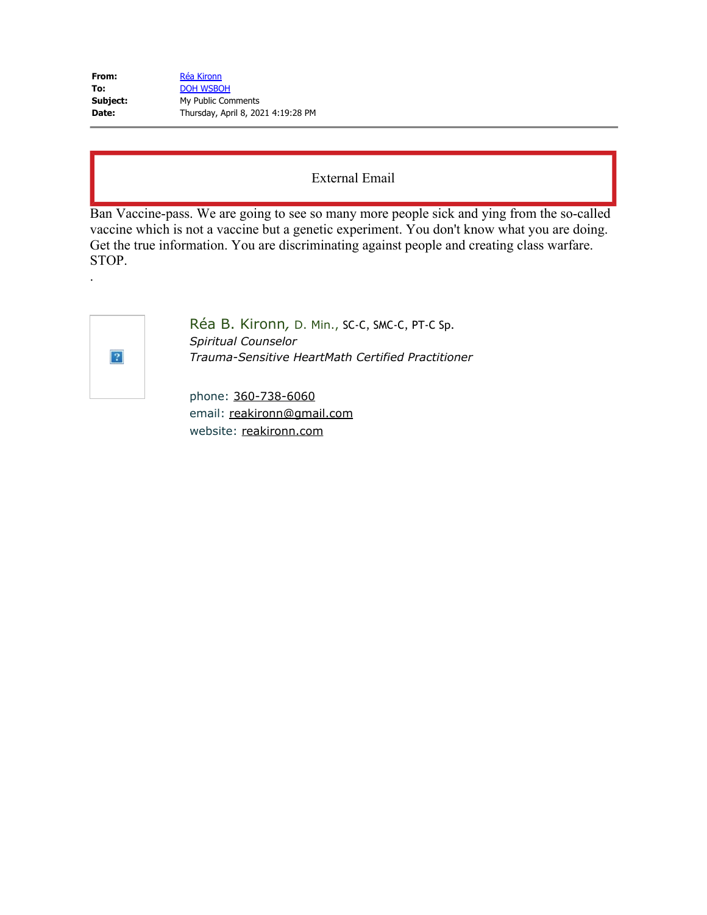**From:** Réa Kironn
**To:** DOH WSBOH
**Subject:** My Public Comments
**Date:** Thursday, April 8, 2021 4:19:28 PM

External Email

Ban Vaccine-pass. We are going to see so many more people sick and ying from the so-called vaccine which is not a vaccine but a genetic experiment. You don't know what you are doing. Get the true information. You are discriminating against people and creating class warfare. STOP.

.

Réa B. Kironn, D. Min., SC-C, SMC-C, PT-C Sp.
*Spiritual Counselor*
*Trauma-Sensitive HeartMath Certified Practitioner*

phone: 360-738-6060
email: reakironn@gmail.com
website: reakironn.com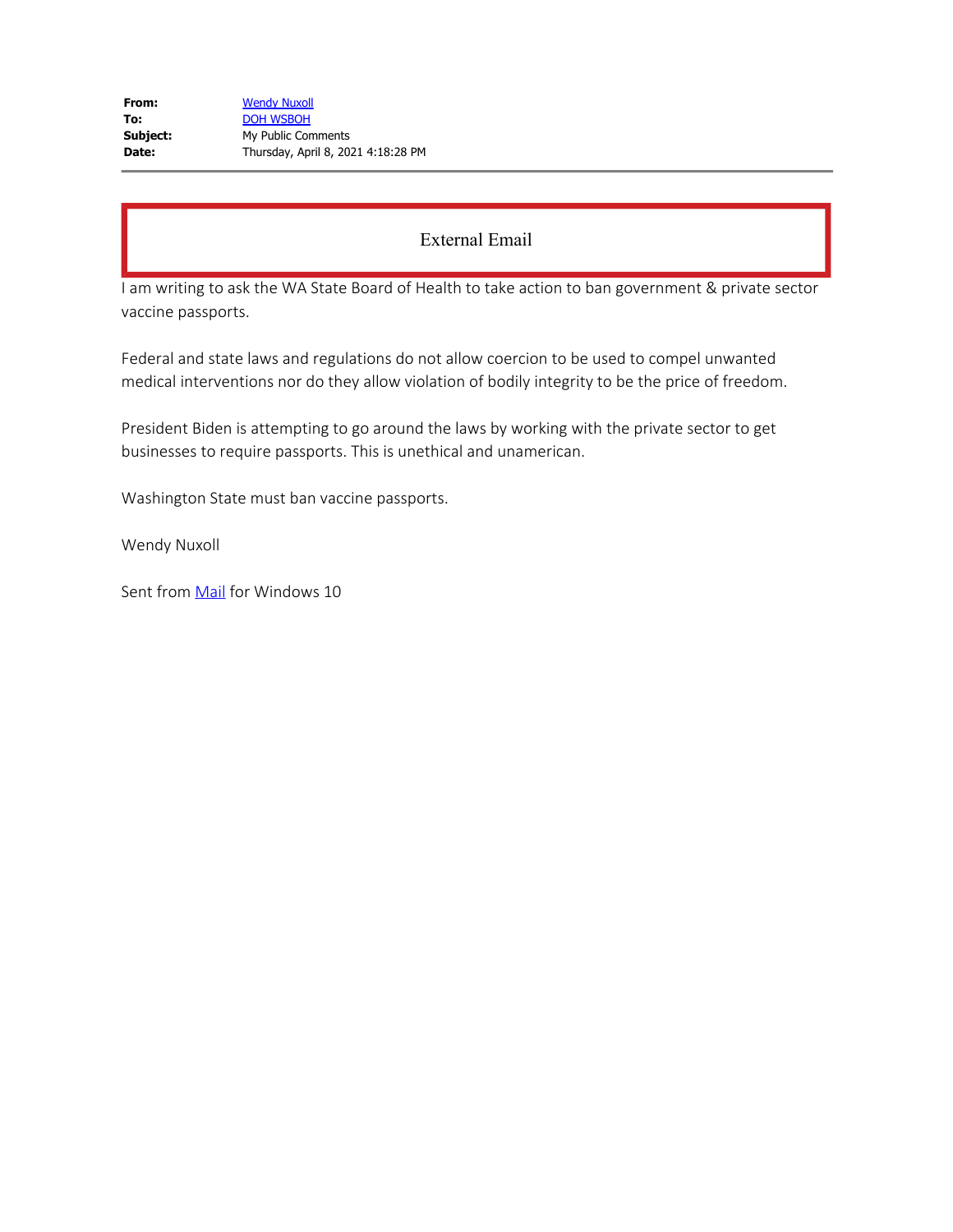**From:** Wendy Nuxoll
**To:** DOH WSBOH
**Subject:** My Public Comments
**Date:** Thursday, April 8, 2021 4:18:28 PM

External Email

I am writing to ask the WA State Board of Health to take action to ban government & private sector vaccine passports.

Federal and state laws and regulations do not allow coercion to be used to compel unwanted medical interventions nor do they allow violation of bodily integrity to be the price of freedom.

President Biden is attempting to go around the laws by working with the private sector to get businesses to require passports. This is unethical and unamerican.

Washington State must ban vaccine passports.

Wendy Nuxoll

Sent from Mail for Windows 10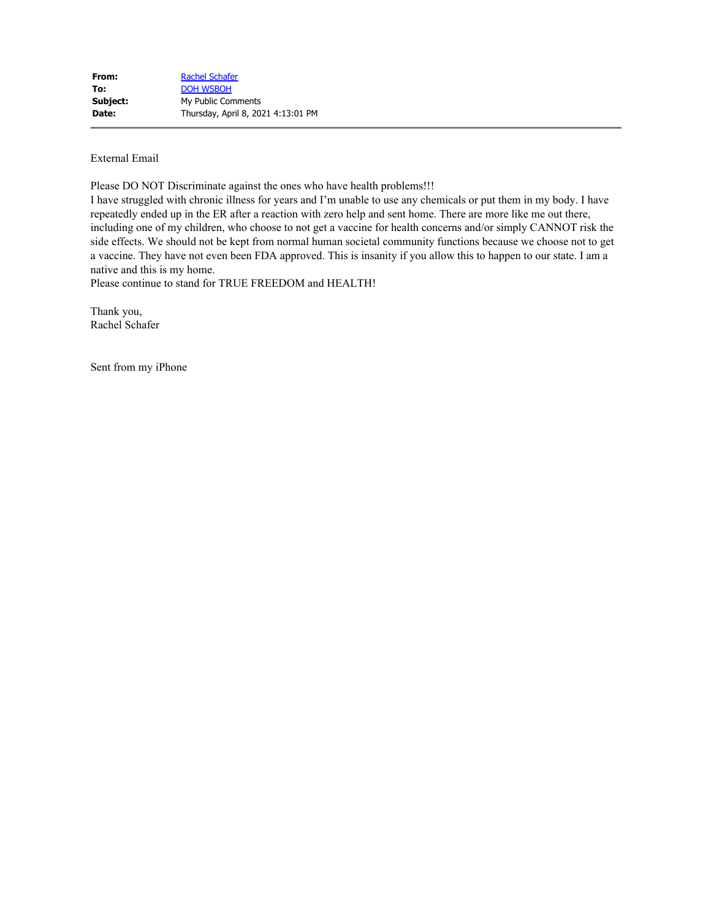| **From:** | Rachel Schafer |
| --- | --- |
| **To:** | DOH WSBOH |
| **Subject:** | My Public Comments |
| **Date:** | Thursday, April 8, 2021 4:13:01 PM |

External Email

Please DO NOT Discriminate against the ones who have health problems!!!
I have struggled with chronic illness for years and I'm unable to use any chemicals or put them in my body. I have repeatedly ended up in the ER after a reaction with zero help and sent home. There are more like me out there, including one of my children, who choose to not get a vaccine for health concerns and/or simply CANNOT risk the side effects. We should not be kept from normal human societal community functions because we choose not to get a vaccine. They have not even been FDA approved. This is insanity if you allow this to happen to our state. I am a native and this is my home.
Please continue to stand for TRUE FREEDOM and HEALTH!

Thank you,
Rachel Schafer

Sent from my iPhone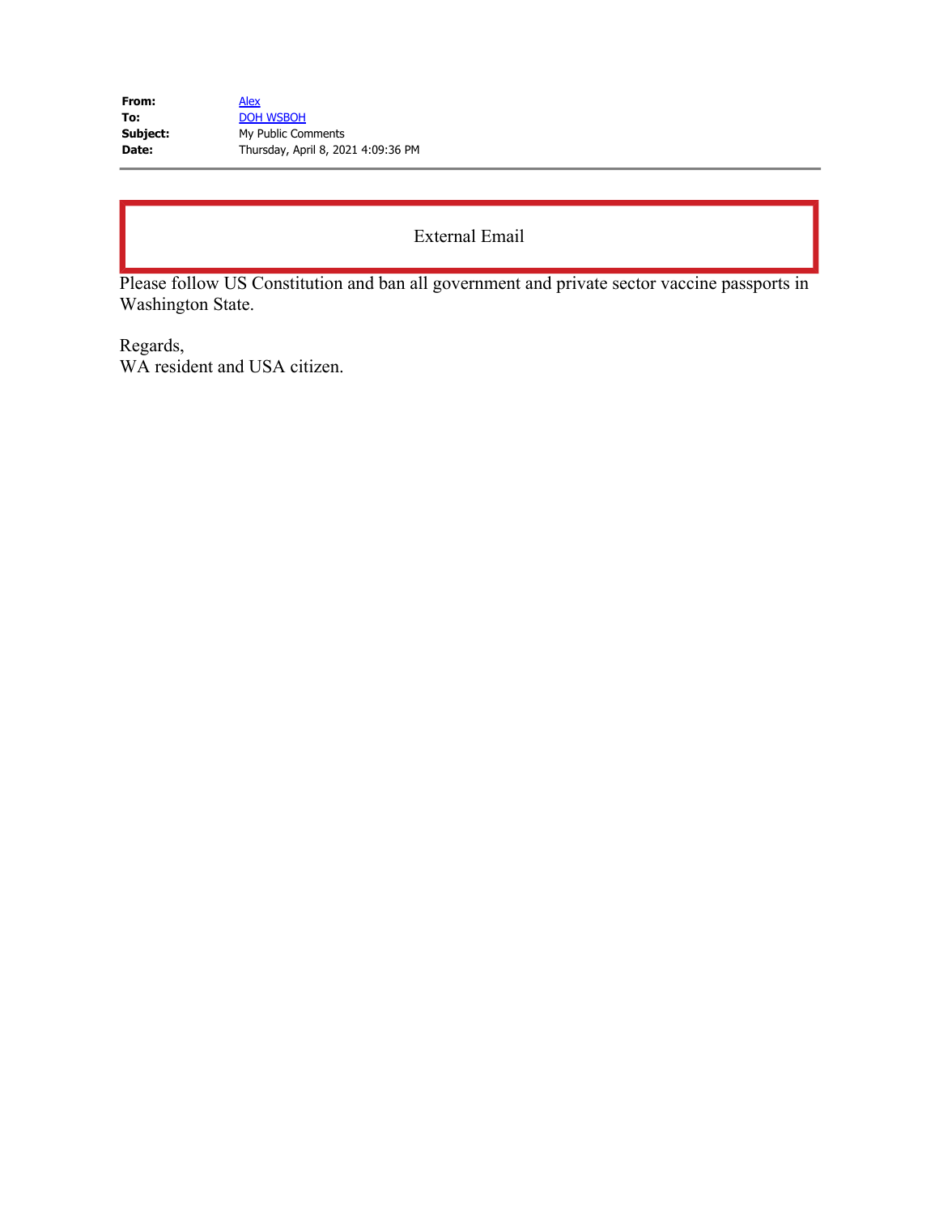| | |
|---|---|
| **From:** | Alex |
| **To:** | DOH WSBOH |
| **Subject:** | My Public Comments |
| **Date:** | Thursday, April 8, 2021 4:09:36 PM |

External Email

Please follow US Constitution and ban all government and private sector vaccine passports in Washington State.

Regards,
WA resident and USA citizen.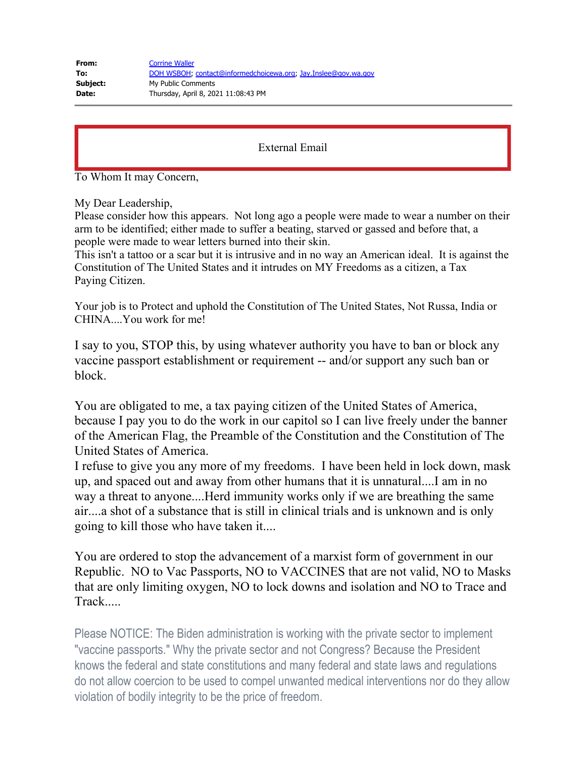**From:** Corrine Waller
**To:** DOH WSBOH; contact@informedchoicewa.org; Jay.Inslee@gov.wa.gov
**Subject:** My Public Comments
**Date:** Thursday, April 8, 2021 11:08:43 PM

External Email

To Whom It may Concern,

My Dear Leadership,
Please consider how this appears. Not long ago a people were made to wear a number on their arm to be identified; either made to suffer a beating, starved or gassed and before that, a people were made to wear letters burned into their skin.
This isn't a tattoo or a scar but it is intrusive and in no way an American ideal. It is against the Constitution of The United States and it intrudes on MY Freedoms as a citizen, a Tax Paying Citizen.

Your job is to Protect and uphold the Constitution of The United States, Not Russa, India or CHINA....You work for me!

I say to you, STOP this, by using whatever authority you have to ban or block any vaccine passport establishment or requirement -- and/or support any such ban or block.

You are obligated to me, a tax paying citizen of the United States of America, because I pay you to do the work in our capitol so I can live freely under the banner of the American Flag, the Preamble of the Constitution and the Constitution of The United States of America.
I refuse to give you any more of my freedoms. I have been held in lock down, mask up, and spaced out and away from other humans that it is unnatural....I am in no way a threat to anyone....Herd immunity works only if we are breathing the same air....a shot of a substance that is still in clinical trials and is unknown and is only going to kill those who have taken it....

You are ordered to stop the advancement of a marxist form of government in our Republic. NO to Vac Passports, NO to VACCINES that are not valid, NO to Masks that are only limiting oxygen, NO to lock downs and isolation and NO to Trace and Track.....

Please NOTICE: The Biden administration is working with the private sector to implement "vaccine passports." Why the private sector and not Congress? Because the President knows the federal and state constitutions and many federal and state laws and regulations do not allow coercion to be used to compel unwanted medical interventions nor do they allow violation of bodily integrity to be the price of freedom.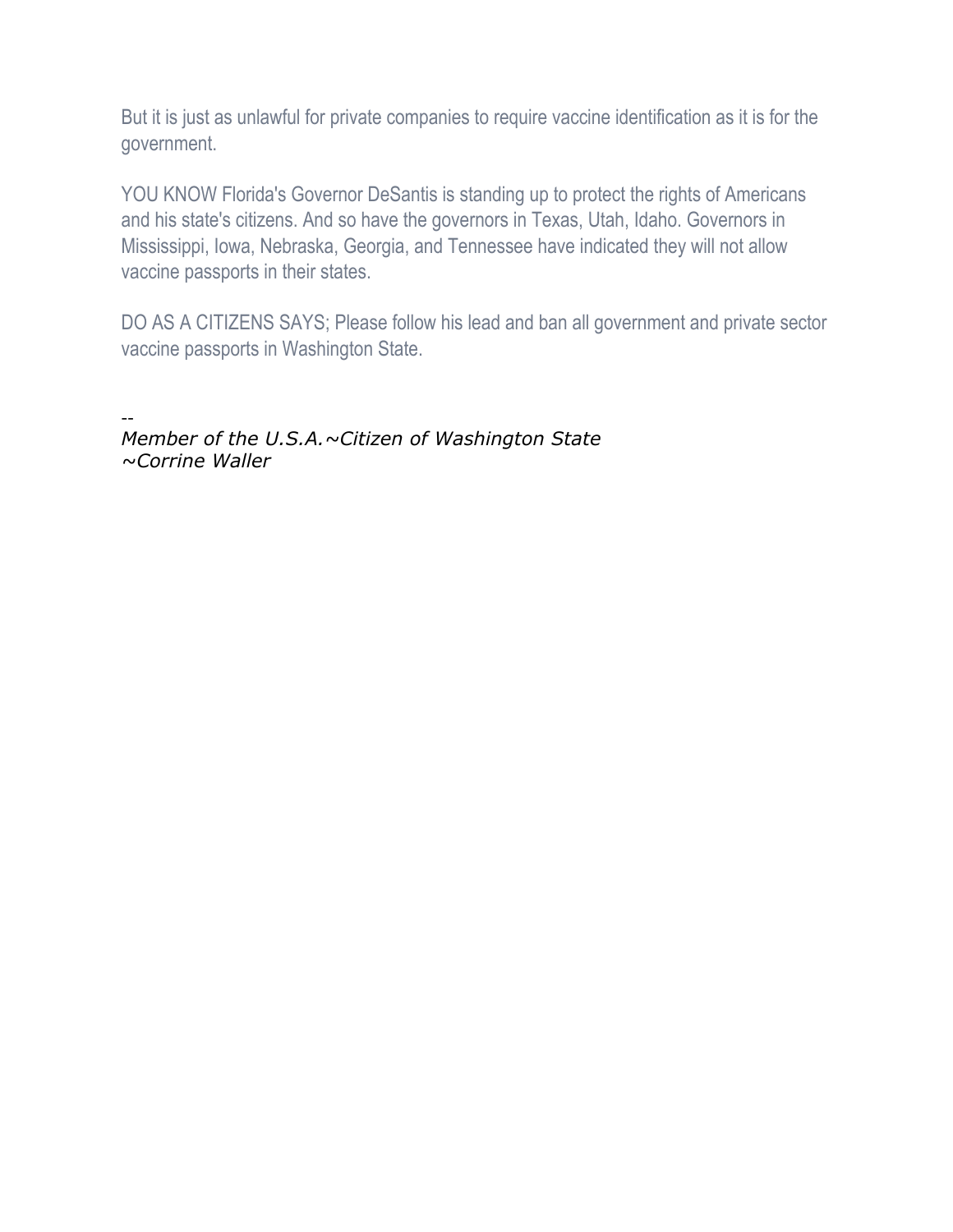But it is just as unlawful for private companies to require vaccine identification as it is for the government.

YOU KNOW Florida's Governor DeSantis is standing up to protect the rights of Americans and his state's citizens. And so have the governors in Texas, Utah, Idaho. Governors in Mississippi, Iowa, Nebraska, Georgia, and Tennessee have indicated they will not allow vaccine passports in their states.

DO AS A CITIZENS SAYS; Please follow his lead and ban all government and private sector vaccine passports in Washington State.

--
*Member of the U.S.A.~Citizen of Washington State*
*~Corrine Waller*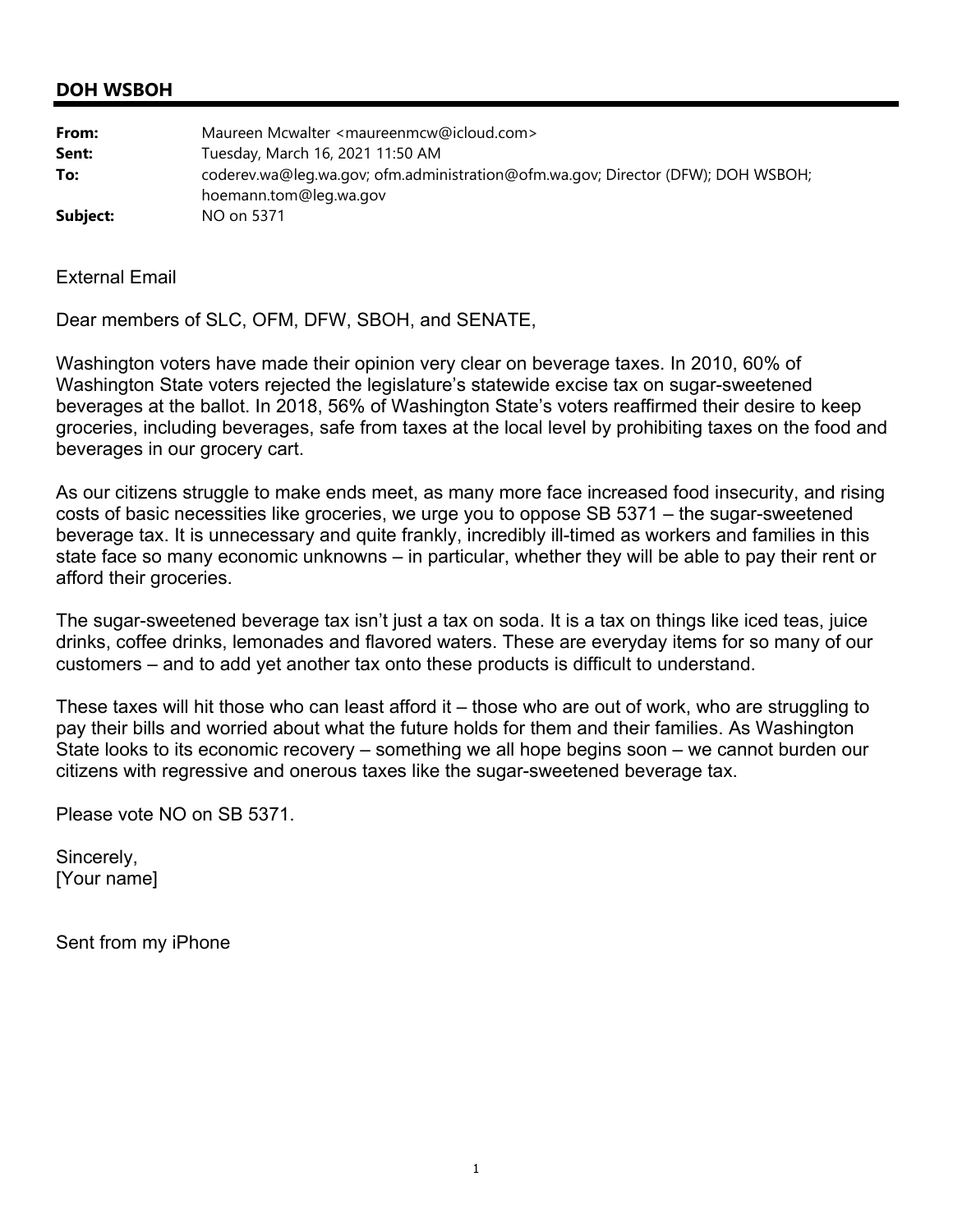## DOH WSBOH

| | |
|---|---|
| **From:** | Maureen Mcwalter <maureenmcw@icloud.com> |
| **Sent:** | Tuesday, March 16, 2021 11:50 AM |
| **To:** | coderev.wa@leg.wa.gov; ofm.administration@ofm.wa.gov; Director (DFW); DOH WSBOH; hoemann.tom@leg.wa.gov |
| **Subject:** | NO on 5371 |

External Email

Dear members of SLC, OFM, DFW, SBOH, and SENATE,

Washington voters have made their opinion very clear on beverage taxes. In 2010, 60% of Washington State voters rejected the legislature's statewide excise tax on sugar-sweetened beverages at the ballot. In 2018, 56% of Washington State's voters reaffirmed their desire to keep groceries, including beverages, safe from taxes at the local level by prohibiting taxes on the food and beverages in our grocery cart.

As our citizens struggle to make ends meet, as many more face increased food insecurity, and rising costs of basic necessities like groceries, we urge you to oppose SB 5371 – the sugar-sweetened beverage tax. It is unnecessary and quite frankly, incredibly ill-timed as workers and families in this state face so many economic unknowns – in particular, whether they will be able to pay their rent or afford their groceries.

The sugar-sweetened beverage tax isn't just a tax on soda. It is a tax on things like iced teas, juice drinks, coffee drinks, lemonades and flavored waters. These are everyday items for so many of our customers – and to add yet another tax onto these products is difficult to understand.

These taxes will hit those who can least afford it – those who are out of work, who are struggling to pay their bills and worried about what the future holds for them and their families. As Washington State looks to its economic recovery – something we all hope begins soon – we cannot burden our citizens with regressive and onerous taxes like the sugar-sweetened beverage tax.

Please vote NO on SB 5371.

Sincerely,
[Your name]

Sent from my iPhone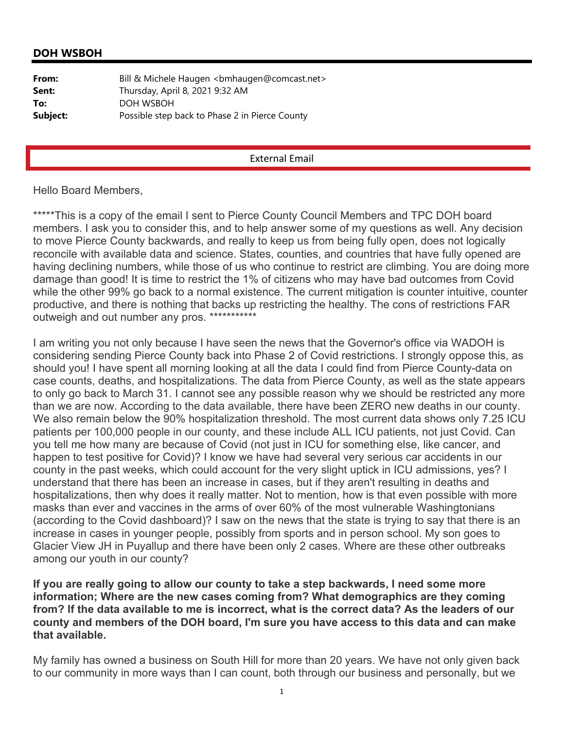## DOH WSBOH

| | |
|---|---|
| **From:** | Bill & Michele Haugen <bmhaugen@comcast.net> |
| **Sent:** | Thursday, April 8, 2021 9:32 AM |
| **To:** | DOH WSBOH |
| **Subject:** | Possible step back to Phase 2 in Pierce County |

External Email

Hello Board Members,

*****This is a copy of the email I sent to Pierce County Council Members and TPC DOH board members. I ask you to consider this, and to help answer some of my questions as well. Any decision to move Pierce County backwards, and really to keep us from being fully open, does not logically reconcile with available data and science. States, counties, and countries that have fully opened are having declining numbers, while those of us who continue to restrict are climbing. You are doing more damage than good! It is time to restrict the 1% of citizens who may have bad outcomes from Covid while the other 99% go back to a normal existence. The current mitigation is counter intuitive, counter productive, and there is nothing that backs up restricting the healthy. The cons of restrictions FAR outweigh and out number any pros. ***********

I am writing you not only because I have seen the news that the Governor's office via WADOH is considering sending Pierce County back into Phase 2 of Covid restrictions. I strongly oppose this, as should you! I have spent all morning looking at all the data I could find from Pierce County-data on case counts, deaths, and hospitalizations. The data from Pierce County, as well as the state appears to only go back to March 31. I cannot see any possible reason why we should be restricted any more than we are now. According to the data available, there have been ZERO new deaths in our county. We also remain below the 90% hospitalization threshold. The most current data shows only 7.25 ICU patients per 100,000 people in our county, and these include ALL ICU patients, not just Covid. Can you tell me how many are because of Covid (not just in ICU for something else, like cancer, and happen to test positive for Covid)? I know we have had several very serious car accidents in our county in the past weeks, which could account for the very slight uptick in ICU admissions, yes? I understand that there has been an increase in cases, but if they aren't resulting in deaths and hospitalizations, then why does it really matter. Not to mention, how is that even possible with more masks than ever and vaccines in the arms of over 60% of the most vulnerable Washingtonians (according to the Covid dashboard)? I saw on the news that the state is trying to say that there is an increase in cases in younger people, possibly from sports and in person school. My son goes to Glacier View JH in Puyallup and there have been only 2 cases. Where are these other outbreaks among our youth in our county?

**If you are really going to allow our county to take a step backwards, I need some more information; Where are the new cases coming from? What demographics are they coming from? If the data available to me is incorrect, what is the correct data? As the leaders of our county and members of the DOH board, I'm sure you have access to this data and can make that available.**

My family has owned a business on South Hill for more than 20 years. We have not only given back to our community in more ways than I can count, both through our business and personally, but we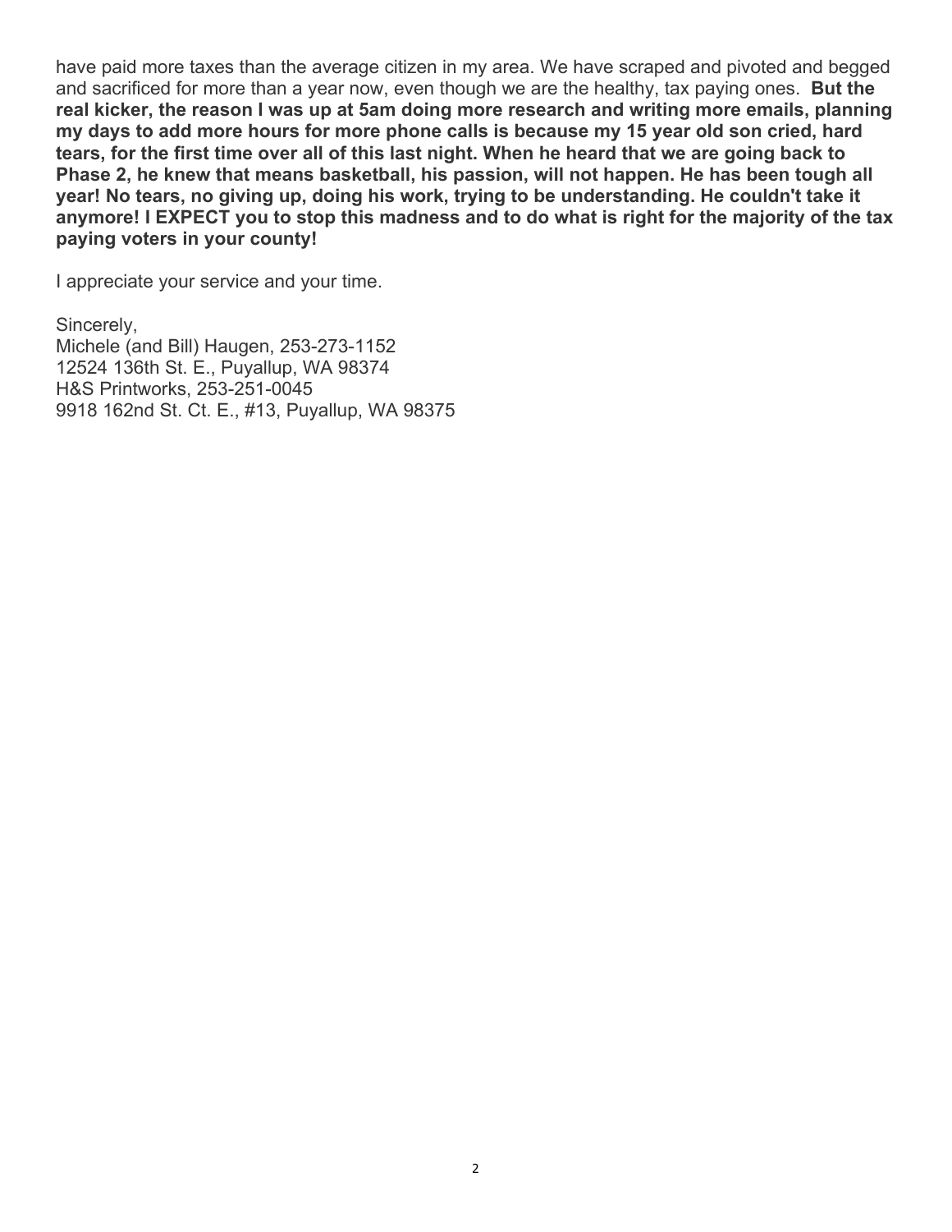have paid more taxes than the average citizen in my area. We have scraped and pivoted and begged and sacrificed for more than a year now, even though we are the healthy, tax paying ones. **But the real kicker, the reason I was up at 5am doing more research and writing more emails, planning my days to add more hours for more phone calls is because my 15 year old son cried, hard tears, for the first time over all of this last night. When he heard that we are going back to Phase 2, he knew that means basketball, his passion, will not happen. He has been tough all year! No tears, no giving up, doing his work, trying to be understanding. He couldn't take it anymore! I EXPECT you to stop this madness and to do what is right for the majority of the tax paying voters in your county!**

I appreciate your service and your time.

Sincerely,
Michele (and Bill) Haugen, 253-273-1152
12524 136th St. E., Puyallup, WA 98374
H&S Printworks, 253-251-0045
9918 162nd St. Ct. E., #13, Puyallup, WA 98375